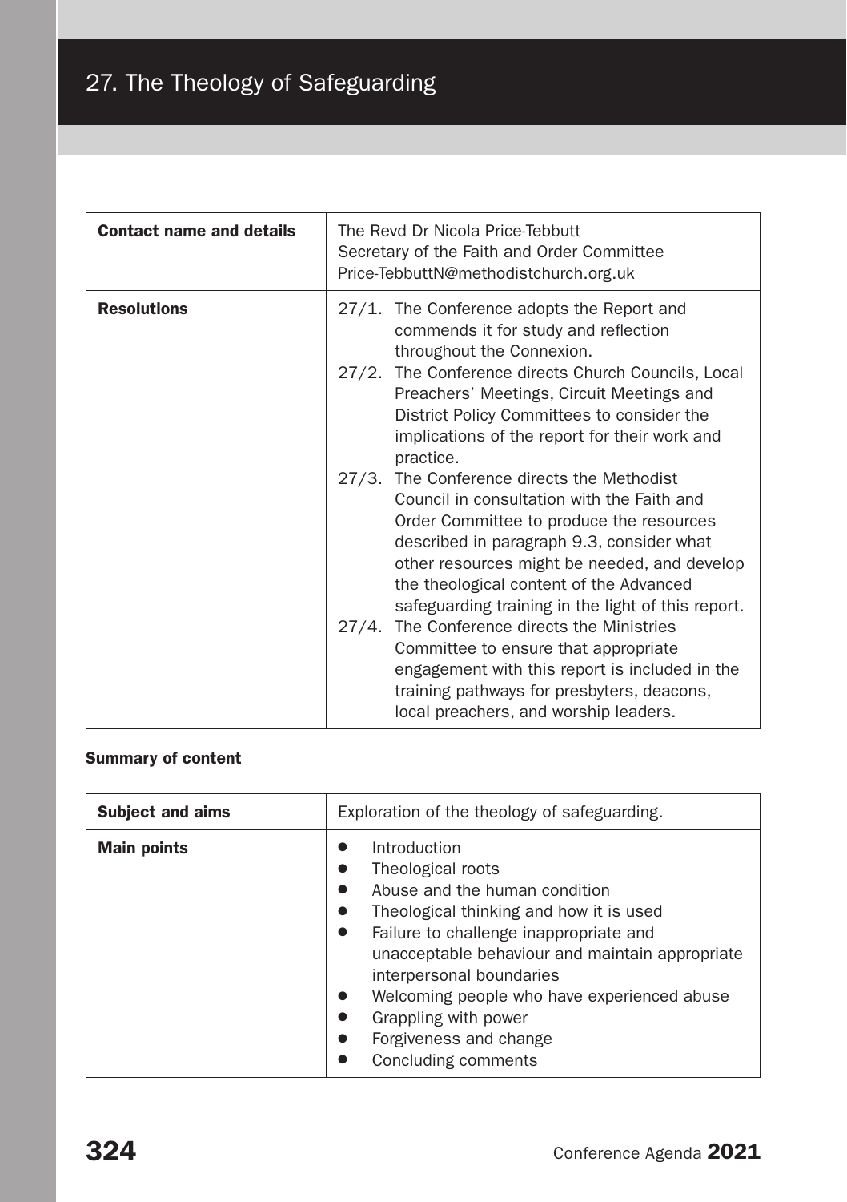# 27. The Theology of Safeguarding

| Contact name and details | The Revd Dr Nicola Price-Tebbutt<br>Secretary of the Faith and Order Committee<br>Price-TebbuttN@methodistchurch.org.uk |
|---|---|
| **Resolutions** | 27/1. The Conference adopts the Report and commends it for study and reflection throughout the Connexion.<br>27/2. The Conference directs Church Councils, Local Preachers' Meetings, Circuit Meetings and District Policy Committees to consider the implications of the report for their work and practice.<br>27/3. The Conference directs the Methodist Council in consultation with the Faith and Order Committee to produce the resources described in paragraph 9.3, consider what other resources might be needed, and develop the theological content of the Advanced safeguarding training in the light of this report.<br>27/4. The Conference directs the Ministries Committee to ensure that appropriate engagement with this report is included in the training pathways for presbyters, deacons, local preachers, and worship leaders. |

**Summary of content**

| Subject and aims | Exploration of the theology of safeguarding. |
|---|---|
| **Main points** | • Introduction<br>• Theological roots<br>• Abuse and the human condition<br>• Theological thinking and how it is used<br>• Failure to challenge inappropriate and unacceptable behaviour and maintain appropriate interpersonal boundaries<br>• Welcoming people who have experienced abuse<br>• Grappling with power<br>• Forgiveness and change<br>• Concluding comments |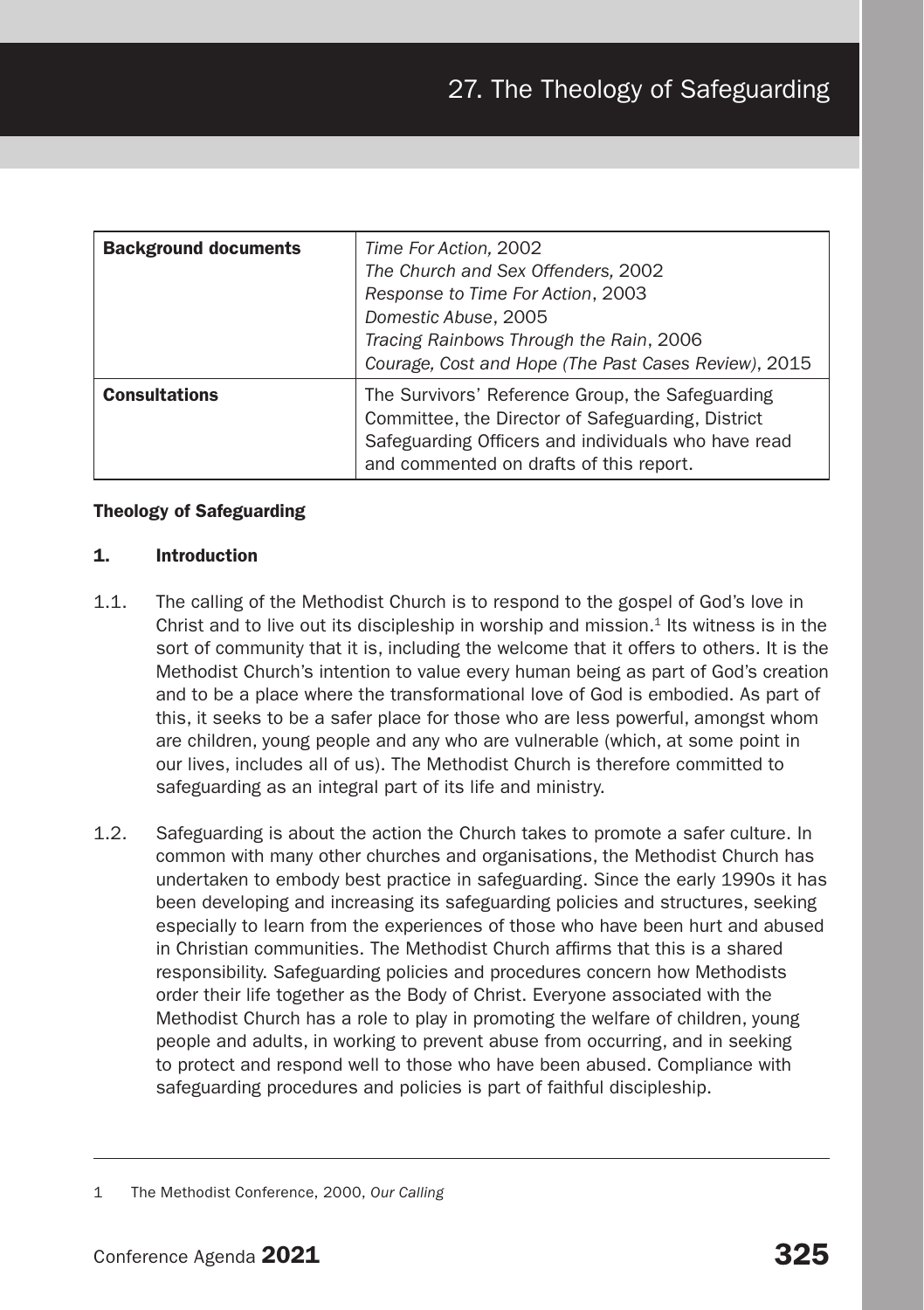# 27. The Theology of Safeguarding

| **Background documents** | *Time For Action,* 2002<br>*The Church and Sex Offenders,* 2002<br>*Response to Time For Action*, 2003<br>*Domestic Abuse*, 2005<br>*Tracing Rainbows Through the Rain*, 2006<br>*Courage, Cost and Hope (The Past Cases Review)*, 2015 |
|---|---|
| **Consultations** | The Survivors' Reference Group, the Safeguarding Committee, the Director of Safeguarding, District Safeguarding Officers and individuals who have read and commented on drafts of this report. |

## Theology of Safeguarding

### 1. Introduction

1.1. The calling of the Methodist Church is to respond to the gospel of God's love in Christ and to live out its discipleship in worship and mission.[1] Its witness is in the sort of community that it is, including the welcome that it offers to others. It is the Methodist Church's intention to value every human being as part of God's creation and to be a place where the transformational love of God is embodied. As part of this, it seeks to be a safer place for those who are less powerful, amongst whom are children, young people and any who are vulnerable (which, at some point in our lives, includes all of us). The Methodist Church is therefore committed to safeguarding as an integral part of its life and ministry.

1.2. Safeguarding is about the action the Church takes to promote a safer culture. In common with many other churches and organisations, the Methodist Church has undertaken to embody best practice in safeguarding. Since the early 1990s it has been developing and increasing its safeguarding policies and structures, seeking especially to learn from the experiences of those who have been hurt and abused in Christian communities. The Methodist Church affirms that this is a shared responsibility. Safeguarding policies and procedures concern how Methodists order their life together as the Body of Christ. Everyone associated with the Methodist Church has a role to play in promoting the welfare of children, young people and adults, in working to prevent abuse from occurring, and in seeking to protect and respond well to those who have been abused. Compliance with safeguarding procedures and policies is part of faithful discipleship.

---

1 The Methodist Conference, 2000, *Our Calling*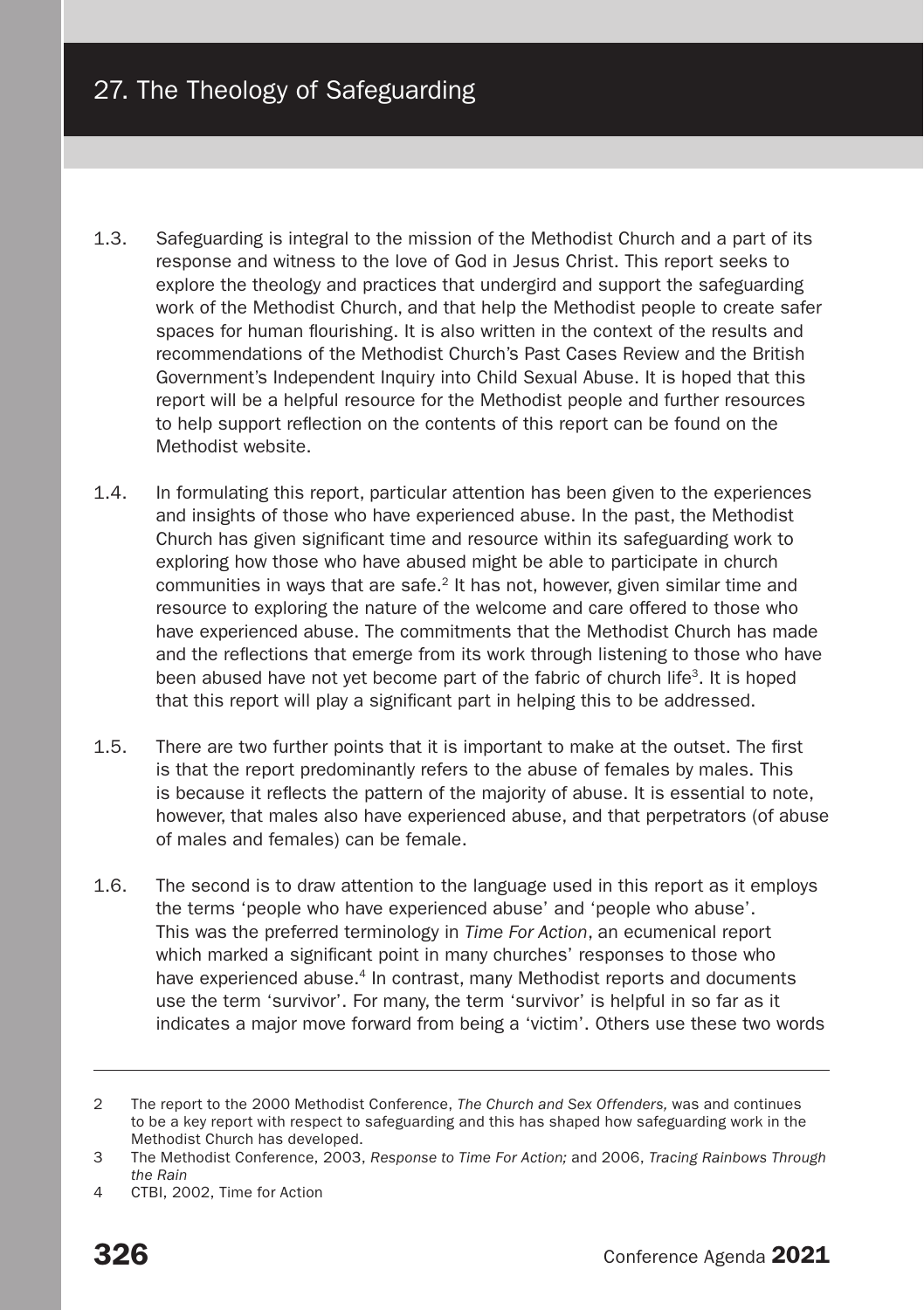# 27. The Theology of Safeguarding

1.3. Safeguarding is integral to the mission of the Methodist Church and a part of its response and witness to the love of God in Jesus Christ. This report seeks to explore the theology and practices that undergird and support the safeguarding work of the Methodist Church, and that help the Methodist people to create safer spaces for human flourishing. It is also written in the context of the results and recommendations of the Methodist Church's Past Cases Review and the British Government's Independent Inquiry into Child Sexual Abuse. It is hoped that this report will be a helpful resource for the Methodist people and further resources to help support reflection on the contents of this report can be found on the Methodist website.

1.4. In formulating this report, particular attention has been given to the experiences and insights of those who have experienced abuse. In the past, the Methodist Church has given significant time and resource within its safeguarding work to exploring how those who have abused might be able to participate in church communities in ways that are safe.[2] It has not, however, given similar time and resource to exploring the nature of the welcome and care offered to those who have experienced abuse. The commitments that the Methodist Church has made and the reflections that emerge from its work through listening to those who have been abused have not yet become part of the fabric of church life[3]. It is hoped that this report will play a significant part in helping this to be addressed.

1.5. There are two further points that it is important to make at the outset. The first is that the report predominantly refers to the abuse of females by males. This is because it reflects the pattern of the majority of abuse. It is essential to note, however, that males also have experienced abuse, and that perpetrators (of abuse of males and females) can be female.

1.6. The second is to draw attention to the language used in this report as it employs the terms 'people who have experienced abuse' and 'people who abuse'. This was the preferred terminology in *Time For Action*, an ecumenical report which marked a significant point in many churches' responses to those who have experienced abuse.[4] In contrast, many Methodist reports and documents use the term 'survivor'. For many, the term 'survivor' is helpful in so far as it indicates a major move forward from being a 'victim'. Others use these two words

---

2 The report to the 2000 Methodist Conference, *The Church and Sex Offenders,* was and continues to be a key report with respect to safeguarding and this has shaped how safeguarding work in the Methodist Church has developed.

3 The Methodist Conference, 2003, *Response to Time For Action;* and 2006, *Tracing Rainbows Through the Rain*

4 CTBI, 2002, Time for Action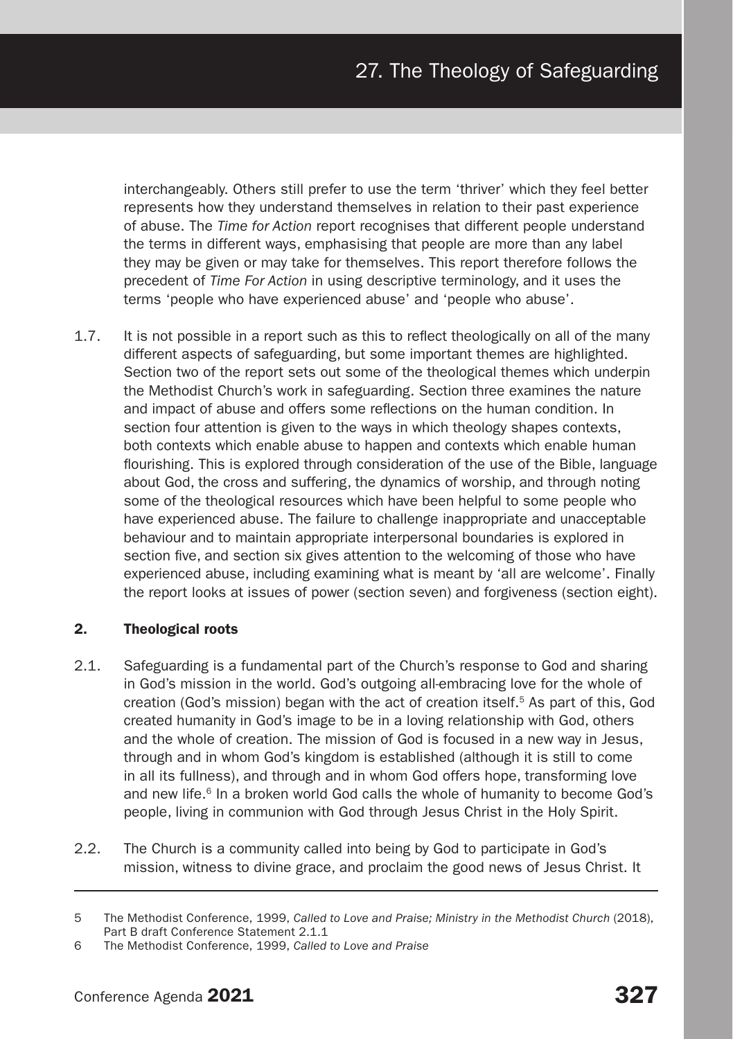interchangeably. Others still prefer to use the term 'thriver' which they feel better represents how they understand themselves in relation to their past experience of abuse. The *Time for Action* report recognises that different people understand the terms in different ways, emphasising that people are more than any label they may be given or may take for themselves. This report therefore follows the precedent of *Time For Action* in using descriptive terminology, and it uses the terms 'people who have experienced abuse' and 'people who abuse'.

1.7. It is not possible in a report such as this to reflect theologically on all of the many different aspects of safeguarding, but some important themes are highlighted. Section two of the report sets out some of the theological themes which underpin the Methodist Church's work in safeguarding. Section three examines the nature and impact of abuse and offers some reflections on the human condition. In section four attention is given to the ways in which theology shapes contexts, both contexts which enable abuse to happen and contexts which enable human flourishing. This is explored through consideration of the use of the Bible, language about God, the cross and suffering, the dynamics of worship, and through noting some of the theological resources which have been helpful to some people who have experienced abuse. The failure to challenge inappropriate and unacceptable behaviour and to maintain appropriate interpersonal boundaries is explored in section five, and section six gives attention to the welcoming of those who have experienced abuse, including examining what is meant by 'all are welcome'. Finally the report looks at issues of power (section seven) and forgiveness (section eight).

## 2. Theological roots

2.1. Safeguarding is a fundamental part of the Church's response to God and sharing in God's mission in the world. God's outgoing all-embracing love for the whole of creation (God's mission) began with the act of creation itself.[5] As part of this, God created humanity in God's image to be in a loving relationship with God, others and the whole of creation. The mission of God is focused in a new way in Jesus, through and in whom God's kingdom is established (although it is still to come in all its fullness), and through and in whom God offers hope, transforming love and new life.[6] In a broken world God calls the whole of humanity to become God's people, living in communion with God through Jesus Christ in the Holy Spirit.

2.2. The Church is a community called into being by God to participate in God's mission, witness to divine grace, and proclaim the good news of Jesus Christ. It

---

5 The Methodist Conference, 1999, *Called to Love and Praise; Ministry in the Methodist Church* (2018), Part B draft Conference Statement 2.1.1

6 The Methodist Conference, 1999, *Called to Love and Praise*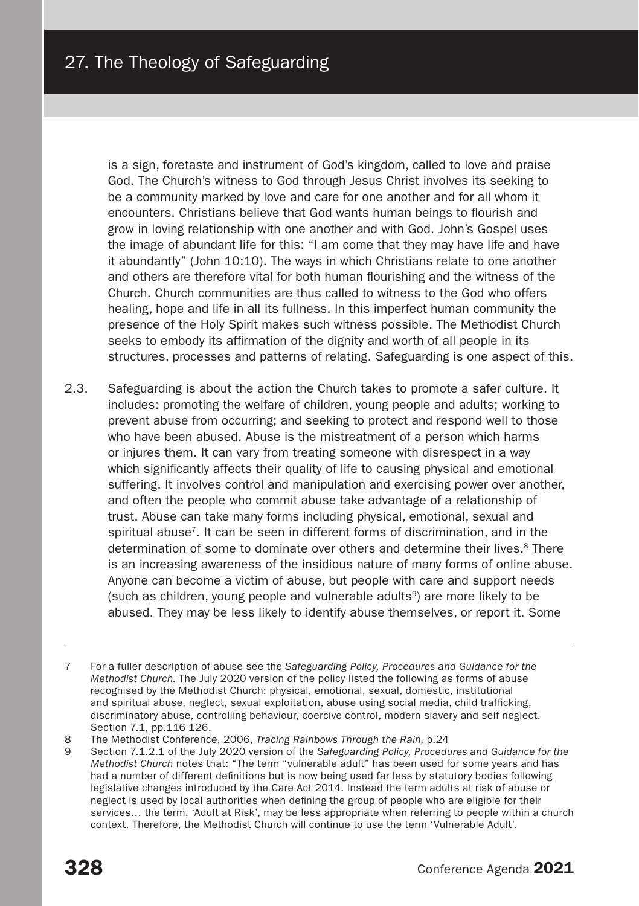is a sign, foretaste and instrument of God's kingdom, called to love and praise God. The Church's witness to God through Jesus Christ involves its seeking to be a community marked by love and care for one another and for all whom it encounters. Christians believe that God wants human beings to flourish and grow in loving relationship with one another and with God. John's Gospel uses the image of abundant life for this: "I am come that they may have life and have it abundantly" (John 10:10). The ways in which Christians relate to one another and others are therefore vital for both human flourishing and the witness of the Church. Church communities are thus called to witness to the God who offers healing, hope and life in all its fullness. In this imperfect human community the presence of the Holy Spirit makes such witness possible. The Methodist Church seeks to embody its affirmation of the dignity and worth of all people in its structures, processes and patterns of relating. Safeguarding is one aspect of this.

2.3. Safeguarding is about the action the Church takes to promote a safer culture. It includes: promoting the welfare of children, young people and adults; working to prevent abuse from occurring; and seeking to protect and respond well to those who have been abused. Abuse is the mistreatment of a person which harms or injures them. It can vary from treating someone with disrespect in a way which significantly affects their quality of life to causing physical and emotional suffering. It involves control and manipulation and exercising power over another, and often the people who commit abuse take advantage of a relationship of trust. Abuse can take many forms including physical, emotional, sexual and spiritual abuse[7]. It can be seen in different forms of discrimination, and in the determination of some to dominate over others and determine their lives.[8] There is an increasing awareness of the insidious nature of many forms of online abuse. Anyone can become a victim of abuse, but people with care and support needs (such as children, young people and vulnerable adults[9]) are more likely to be abused. They may be less likely to identify abuse themselves, or report it. Some

---

7 For a fuller description of abuse see the *Safeguarding Policy, Procedures and Guidance for the Methodist Church.* The July 2020 version of the policy listed the following as forms of abuse recognised by the Methodist Church: physical, emotional, sexual, domestic, institutional and spiritual abuse, neglect, sexual exploitation, abuse using social media, child trafficking, discriminatory abuse, controlling behaviour, coercive control, modern slavery and self-neglect. Section 7.1, pp.116-126.

8 The Methodist Conference, 2006, *Tracing Rainbows Through the Rain,* p.24

9 Section 7.1.2.1 of the July 2020 version of the *Safeguarding Policy, Procedures and Guidance for the Methodist Church* notes that: "The term "vulnerable adult" has been used for some years and has had a number of different definitions but is now being used far less by statutory bodies following legislative changes introduced by the Care Act 2014. Instead the term adults at risk of abuse or neglect is used by local authorities when defining the group of people who are eligible for their services… the term, 'Adult at Risk', may be less appropriate when referring to people within a church context. Therefore, the Methodist Church will continue to use the term 'Vulnerable Adult'.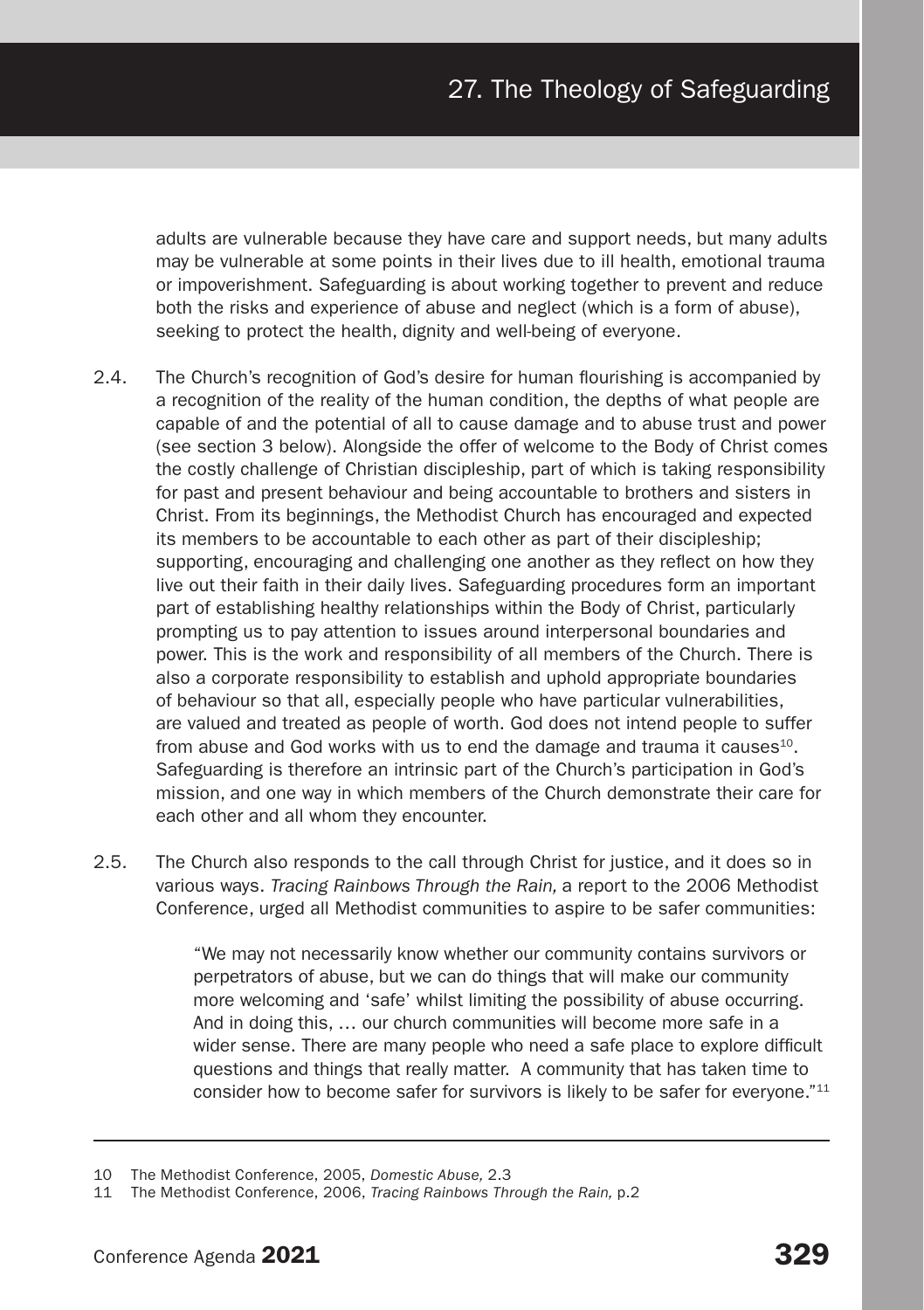adults are vulnerable because they have care and support needs, but many adults may be vulnerable at some points in their lives due to ill health, emotional trauma or impoverishment. Safeguarding is about working together to prevent and reduce both the risks and experience of abuse and neglect (which is a form of abuse), seeking to protect the health, dignity and well-being of everyone.

2.4. The Church's recognition of God's desire for human flourishing is accompanied by a recognition of the reality of the human condition, the depths of what people are capable of and the potential of all to cause damage and to abuse trust and power (see section 3 below). Alongside the offer of welcome to the Body of Christ comes the costly challenge of Christian discipleship, part of which is taking responsibility for past and present behaviour and being accountable to brothers and sisters in Christ. From its beginnings, the Methodist Church has encouraged and expected its members to be accountable to each other as part of their discipleship; supporting, encouraging and challenging one another as they reflect on how they live out their faith in their daily lives. Safeguarding procedures form an important part of establishing healthy relationships within the Body of Christ, particularly prompting us to pay attention to issues around interpersonal boundaries and power. This is the work and responsibility of all members of the Church. There is also a corporate responsibility to establish and uphold appropriate boundaries of behaviour so that all, especially people who have particular vulnerabilities, are valued and treated as people of worth. God does not intend people to suffer from abuse and God works with us to end the damage and trauma it causes[10]. Safeguarding is therefore an intrinsic part of the Church's participation in God's mission, and one way in which members of the Church demonstrate their care for each other and all whom they encounter.

2.5. The Church also responds to the call through Christ for justice, and it does so in various ways. *Tracing Rainbows Through the Rain,* a report to the 2006 Methodist Conference, urged all Methodist communities to aspire to be safer communities:

> "We may not necessarily know whether our community contains survivors or perpetrators of abuse, but we can do things that will make our community more welcoming and 'safe' whilst limiting the possibility of abuse occurring. And in doing this, … our church communities will become more safe in a wider sense. There are many people who need a safe place to explore difficult questions and things that really matter. A community that has taken time to consider how to become safer for survivors is likely to be safer for everyone."[11]

---

10 The Methodist Conference, 2005, *Domestic Abuse,* 2.3

11 The Methodist Conference, 2006, *Tracing Rainbows Through the Rain,* p.2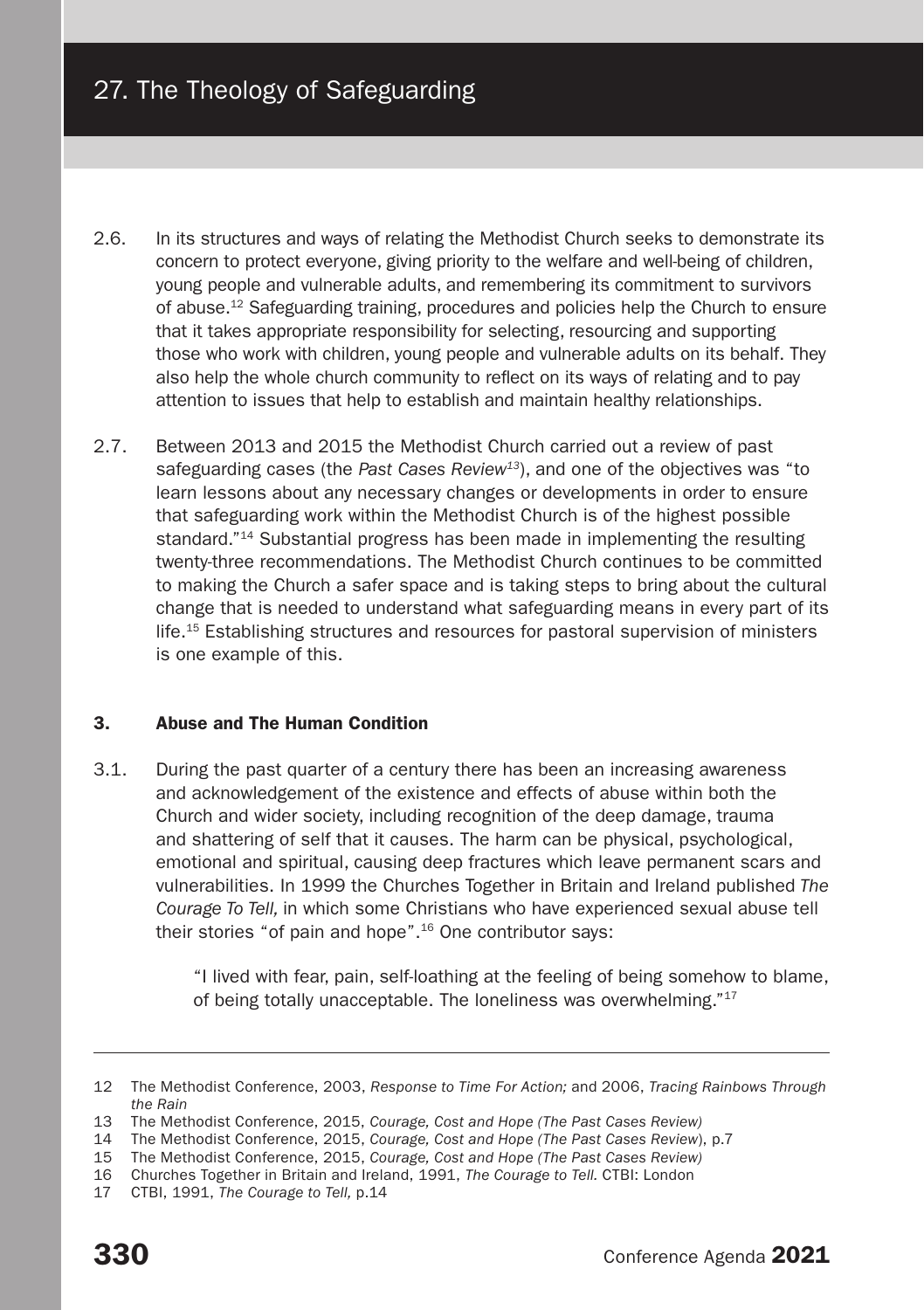2.6. In its structures and ways of relating the Methodist Church seeks to demonstrate its concern to protect everyone, giving priority to the welfare and well-being of children, young people and vulnerable adults, and remembering its commitment to survivors of abuse.[12] Safeguarding training, procedures and policies help the Church to ensure that it takes appropriate responsibility for selecting, resourcing and supporting those who work with children, young people and vulnerable adults on its behalf. They also help the whole church community to reflect on its ways of relating and to pay attention to issues that help to establish and maintain healthy relationships.

2.7. Between 2013 and 2015 the Methodist Church carried out a review of past safeguarding cases (the *Past Cases Review*[13]), and one of the objectives was "to learn lessons about any necessary changes or developments in order to ensure that safeguarding work within the Methodist Church is of the highest possible standard."[14] Substantial progress has been made in implementing the resulting twenty-three recommendations. The Methodist Church continues to be committed to making the Church a safer space and is taking steps to bring about the cultural change that is needed to understand what safeguarding means in every part of its life.[15] Establishing structures and resources for pastoral supervision of ministers is one example of this.

## 3. Abuse and The Human Condition

3.1. During the past quarter of a century there has been an increasing awareness and acknowledgement of the existence and effects of abuse within both the Church and wider society, including recognition of the deep damage, trauma and shattering of self that it causes. The harm can be physical, psychological, emotional and spiritual, causing deep fractures which leave permanent scars and vulnerabilities. In 1999 the Churches Together in Britain and Ireland published *The Courage To Tell,* in which some Christians who have experienced sexual abuse tell their stories "of pain and hope".[16] One contributor says:

> "I lived with fear, pain, self-loathing at the feeling of being somehow to blame, of being totally unacceptable. The loneliness was overwhelming."[17]

---

12 The Methodist Conference, 2003, *Response to Time For Action;* and 2006, *Tracing Rainbows Through the Rain*

13 The Methodist Conference, 2015, *Courage, Cost and Hope (The Past Cases Review)*

14 The Methodist Conference, 2015, *Courage, Cost and Hope (The Past Cases Review)*, p.7

15 The Methodist Conference, 2015, *Courage, Cost and Hope (The Past Cases Review)*

16 Churches Together in Britain and Ireland, 1991, *The Courage to Tell.* CTBI: London

17 CTBI, 1991, *The Courage to Tell,* p.14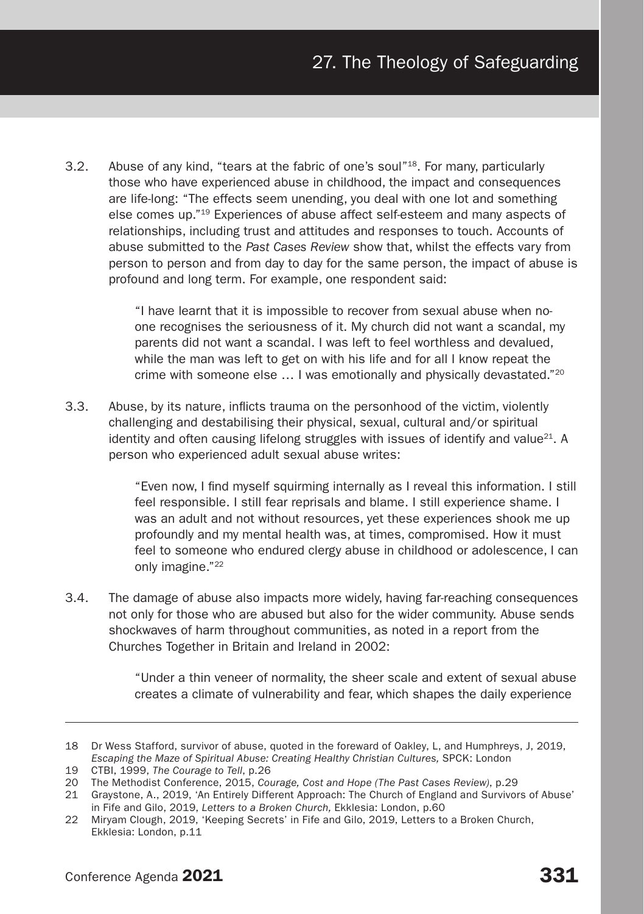3.2. Abuse of any kind, "tears at the fabric of one's soul"[18]. For many, particularly those who have experienced abuse in childhood, the impact and consequences are life-long: "The effects seem unending, you deal with one lot and something else comes up."[19] Experiences of abuse affect self-esteem and many aspects of relationships, including trust and attitudes and responses to touch. Accounts of abuse submitted to the *Past Cases Review* show that, whilst the effects vary from person to person and from day to day for the same person, the impact of abuse is profound and long term. For example, one respondent said:

> "I have learnt that it is impossible to recover from sexual abuse when no-one recognises the seriousness of it. My church did not want a scandal, my parents did not want a scandal. I was left to feel worthless and devalued, while the man was left to get on with his life and for all I know repeat the crime with someone else … I was emotionally and physically devastated."[20]

3.3. Abuse, by its nature, inflicts trauma on the personhood of the victim, violently challenging and destabilising their physical, sexual, cultural and/or spiritual identity and often causing lifelong struggles with issues of identify and value[21]. A person who experienced adult sexual abuse writes:

> "Even now, I find myself squirming internally as I reveal this information. I still feel responsible. I still fear reprisals and blame. I still experience shame. I was an adult and not without resources, yet these experiences shook me up profoundly and my mental health was, at times, compromised. How it must feel to someone who endured clergy abuse in childhood or adolescence, I can only imagine."[22]

3.4. The damage of abuse also impacts more widely, having far-reaching consequences not only for those who are abused but also for the wider community. Abuse sends shockwaves of harm throughout communities, as noted in a report from the Churches Together in Britain and Ireland in 2002:

> "Under a thin veneer of normality, the sheer scale and extent of sexual abuse creates a climate of vulnerability and fear, which shapes the daily experience

---

18 Dr Wess Stafford, survivor of abuse, quoted in the foreward of Oakley, L, and Humphreys, J, 2019, *Escaping the Maze of Spiritual Abuse: Creating Healthy Christian Cultures,* SPCK: London

19 CTBI, 1999, *The Courage to Tell*, p.26

20 The Methodist Conference, 2015, *Courage, Cost and Hope (The Past Cases Review)*, p.29

21 Graystone, A., 2019, 'An Entirely Different Approach: The Church of England and Survivors of Abuse' in Fife and Gilo, 2019, *Letters to a Broken Church,* Ekklesia: London, p.60

22 Miryam Clough, 2019, 'Keeping Secrets' in Fife and Gilo, 2019, Letters to a Broken Church, Ekklesia: London, p.11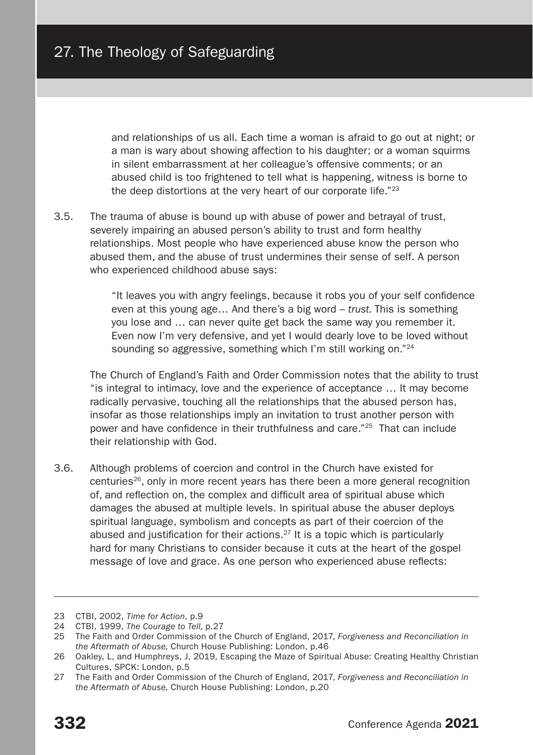and relationships of us all. Each time a woman is afraid to go out at night; or a man is wary about showing affection to his daughter; or a woman squirms in silent embarrassment at her colleague's offensive comments; or an abused child is too frightened to tell what is happening, witness is borne to the deep distortions at the very heart of our corporate life."[23]

3.5. The trauma of abuse is bound up with abuse of power and betrayal of trust, severely impairing an abused person's ability to trust and form healthy relationships. Most people who have experienced abuse know the person who abused them, and the abuse of trust undermines their sense of self. A person who experienced childhood abuse says:

> "It leaves you with angry feelings, because it robs you of your self confidence even at this young age… And there's a big word – *trust.* This is something you lose and … can never quite get back the same way you remember it. Even now I'm very defensive, and yet I would dearly love to be loved without sounding so aggressive, something which I'm still working on."[24]

The Church of England's Faith and Order Commission notes that the ability to trust "is integral to intimacy, love and the experience of acceptance … It may become radically pervasive, touching all the relationships that the abused person has, insofar as those relationships imply an invitation to trust another person with power and have confidence in their truthfulness and care."[25] That can include their relationship with God.

3.6. Although problems of coercion and control in the Church have existed for centuries[26], only in more recent years has there been a more general recognition of, and reflection on, the complex and difficult area of spiritual abuse which damages the abused at multiple levels. In spiritual abuse the abuser deploys spiritual language, symbolism and concepts as part of their coercion of the abused and justification for their actions.[27] It is a topic which is particularly hard for many Christians to consider because it cuts at the heart of the gospel message of love and grace. As one person who experienced abuse reflects:

---

23 CTBI, 2002, *Time for Action*, p.9

24 CTBI, 1999, *The Courage to Tell,* p.27

25 The Faith and Order Commission of the Church of England, 2017, *Forgiveness and Reconciliation in the Aftermath of Abuse,* Church House Publishing: London, p.46

26 Oakley, L, and Humphreys, J, 2019, Escaping the Maze of Spiritual Abuse: Creating Healthy Christian Cultures, SPCK: London, p.5

27 The Faith and Order Commission of the Church of England, 2017, *Forgiveness and Reconciliation in the Aftermath of Abuse,* Church House Publishing: London, p.20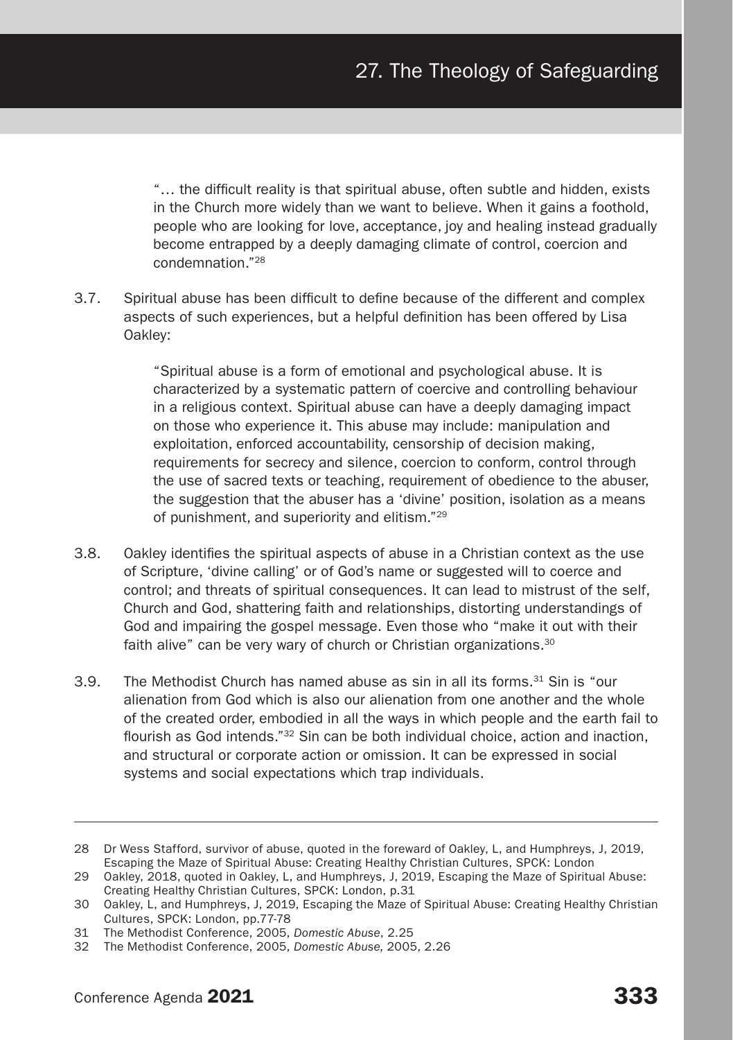> "… the difficult reality is that spiritual abuse, often subtle and hidden, exists in the Church more widely than we want to believe. When it gains a foothold, people who are looking for love, acceptance, joy and healing instead gradually become entrapped by a deeply damaging climate of control, coercion and condemnation."[28]

3.7. Spiritual abuse has been difficult to define because of the different and complex aspects of such experiences, but a helpful definition has been offered by Lisa Oakley:

> "Spiritual abuse is a form of emotional and psychological abuse. It is characterized by a systematic pattern of coercive and controlling behaviour in a religious context. Spiritual abuse can have a deeply damaging impact on those who experience it. This abuse may include: manipulation and exploitation, enforced accountability, censorship of decision making, requirements for secrecy and silence, coercion to conform, control through the use of sacred texts or teaching, requirement of obedience to the abuser, the suggestion that the abuser has a 'divine' position, isolation as a means of punishment, and superiority and elitism."[29]

3.8. Oakley identifies the spiritual aspects of abuse in a Christian context as the use of Scripture, 'divine calling' or of God's name or suggested will to coerce and control; and threats of spiritual consequences. It can lead to mistrust of the self, Church and God, shattering faith and relationships, distorting understandings of God and impairing the gospel message. Even those who "make it out with their faith alive" can be very wary of church or Christian organizations.[30]

3.9. The Methodist Church has named abuse as sin in all its forms.[31] Sin is "our alienation from God which is also our alienation from one another and the whole of the created order, embodied in all the ways in which people and the earth fail to flourish as God intends."[32] Sin can be both individual choice, action and inaction, and structural or corporate action or omission. It can be expressed in social systems and social expectations which trap individuals.

---

28 Dr Wess Stafford, survivor of abuse, quoted in the foreward of Oakley, L, and Humphreys, J, 2019, Escaping the Maze of Spiritual Abuse: Creating Healthy Christian Cultures, SPCK: London

29 Oakley, 2018, quoted in Oakley, L, and Humphreys, J, 2019, Escaping the Maze of Spiritual Abuse: Creating Healthy Christian Cultures, SPCK: London, p.31

30 Oakley, L, and Humphreys, J, 2019, Escaping the Maze of Spiritual Abuse: Creating Healthy Christian Cultures, SPCK: London, pp.77-78

31 The Methodist Conference, 2005, *Domestic Abuse*, 2.25

32 The Methodist Conference, 2005, *Domestic Abuse,* 2005, 2.26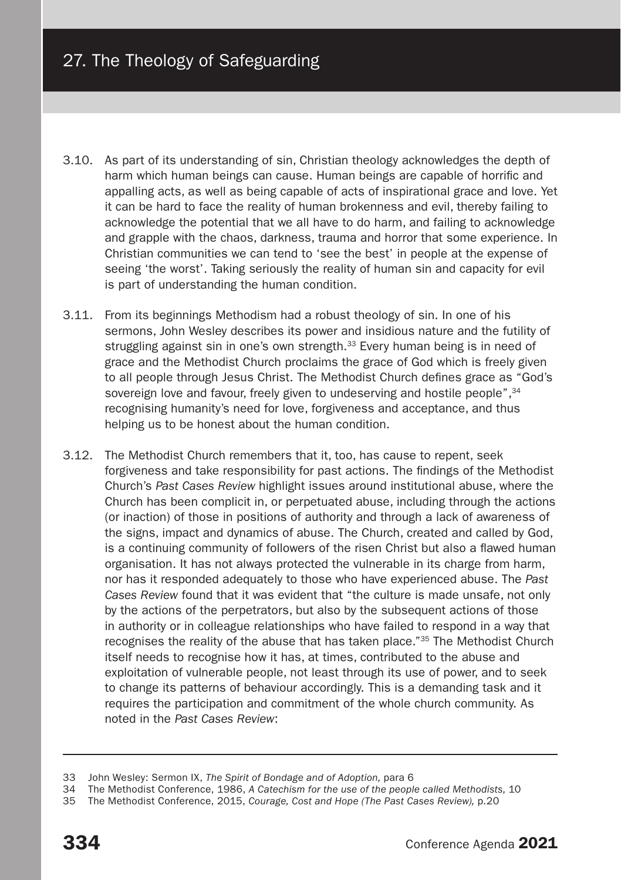3.10. As part of its understanding of sin, Christian theology acknowledges the depth of harm which human beings can cause. Human beings are capable of horrific and appalling acts, as well as being capable of acts of inspirational grace and love. Yet it can be hard to face the reality of human brokenness and evil, thereby failing to acknowledge the potential that we all have to do harm, and failing to acknowledge and grapple with the chaos, darkness, trauma and horror that some experience. In Christian communities we can tend to 'see the best' in people at the expense of seeing 'the worst'. Taking seriously the reality of human sin and capacity for evil is part of understanding the human condition.

3.11. From its beginnings Methodism had a robust theology of sin. In one of his sermons, John Wesley describes its power and insidious nature and the futility of struggling against sin in one's own strength.[33] Every human being is in need of grace and the Methodist Church proclaims the grace of God which is freely given to all people through Jesus Christ. The Methodist Church defines grace as "God's sovereign love and favour, freely given to undeserving and hostile people",[34] recognising humanity's need for love, forgiveness and acceptance, and thus helping us to be honest about the human condition.

3.12. The Methodist Church remembers that it, too, has cause to repent, seek forgiveness and take responsibility for past actions. The findings of the Methodist Church's *Past Cases Review* highlight issues around institutional abuse, where the Church has been complicit in, or perpetuated abuse, including through the actions (or inaction) of those in positions of authority and through a lack of awareness of the signs, impact and dynamics of abuse. The Church, created and called by God, is a continuing community of followers of the risen Christ but also a flawed human organisation. It has not always protected the vulnerable in its charge from harm, nor has it responded adequately to those who have experienced abuse. The *Past Cases Review* found that it was evident that "the culture is made unsafe, not only by the actions of the perpetrators, but also by the subsequent actions of those in authority or in colleague relationships who have failed to respond in a way that recognises the reality of the abuse that has taken place."[35] The Methodist Church itself needs to recognise how it has, at times, contributed to the abuse and exploitation of vulnerable people, not least through its use of power, and to seek to change its patterns of behaviour accordingly. This is a demanding task and it requires the participation and commitment of the whole church community. As noted in the *Past Cases Review*:

---

33 John Wesley: Sermon IX, *The Spirit of Bondage and of Adoption,* para 6

34 The Methodist Conference, 1986, *A Catechism for the use of the people called Methodists,* 10

35 The Methodist Conference, 2015, *Courage, Cost and Hope (The Past Cases Review),* p.20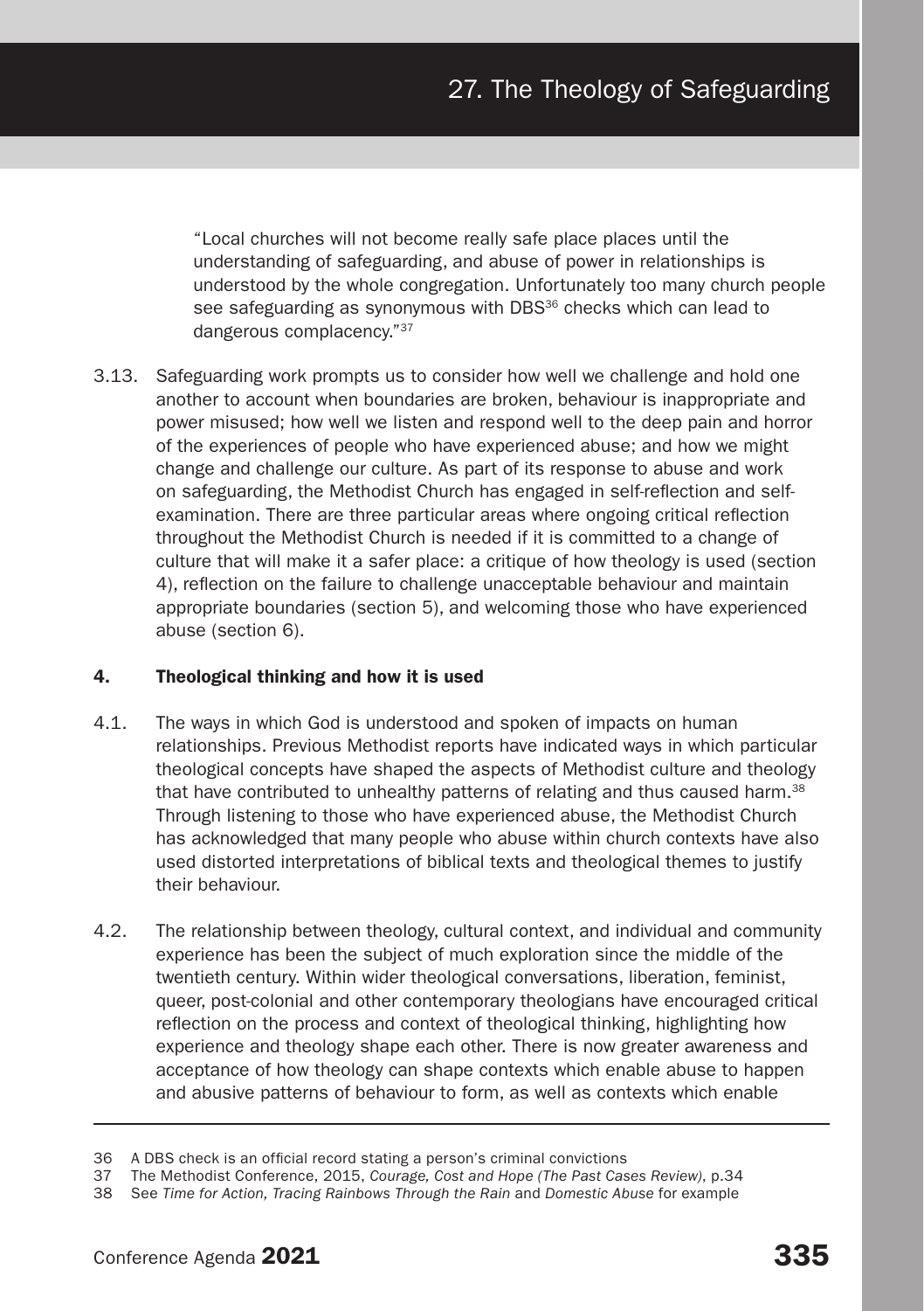> "Local churches will not become really safe place places until the understanding of safeguarding, and abuse of power in relationships is understood by the whole congregation. Unfortunately too many church people see safeguarding as synonymous with DBS[36] checks which can lead to dangerous complacency."[37]

3.13. Safeguarding work prompts us to consider how well we challenge and hold one another to account when boundaries are broken, behaviour is inappropriate and power misused; how well we listen and respond well to the deep pain and horror of the experiences of people who have experienced abuse; and how we might change and challenge our culture. As part of its response to abuse and work on safeguarding, the Methodist Church has engaged in self-reflection and self-examination. There are three particular areas where ongoing critical reflection throughout the Methodist Church is needed if it is committed to a change of culture that will make it a safer place: a critique of how theology is used (section 4), reflection on the failure to challenge unacceptable behaviour and maintain appropriate boundaries (section 5), and welcoming those who have experienced abuse (section 6).

## 4. Theological thinking and how it is used

4.1. The ways in which God is understood and spoken of impacts on human relationships. Previous Methodist reports have indicated ways in which particular theological concepts have shaped the aspects of Methodist culture and theology that have contributed to unhealthy patterns of relating and thus caused harm.[38] Through listening to those who have experienced abuse, the Methodist Church has acknowledged that many people who abuse within church contexts have also used distorted interpretations of biblical texts and theological themes to justify their behaviour.

4.2. The relationship between theology, cultural context, and individual and community experience has been the subject of much exploration since the middle of the twentieth century. Within wider theological conversations, liberation, feminist, queer, post-colonial and other contemporary theologians have encouraged critical reflection on the process and context of theological thinking, highlighting how experience and theology shape each other. There is now greater awareness and acceptance of how theology can shape contexts which enable abuse to happen and abusive patterns of behaviour to form, as well as contexts which enable

---

36 A DBS check is an official record stating a person's criminal convictions

37 The Methodist Conference, 2015, *Courage, Cost and Hope (The Past Cases Review)*, p.34

38 See *Time for Action, Tracing Rainbows Through the Rain* and *Domestic Abuse* for example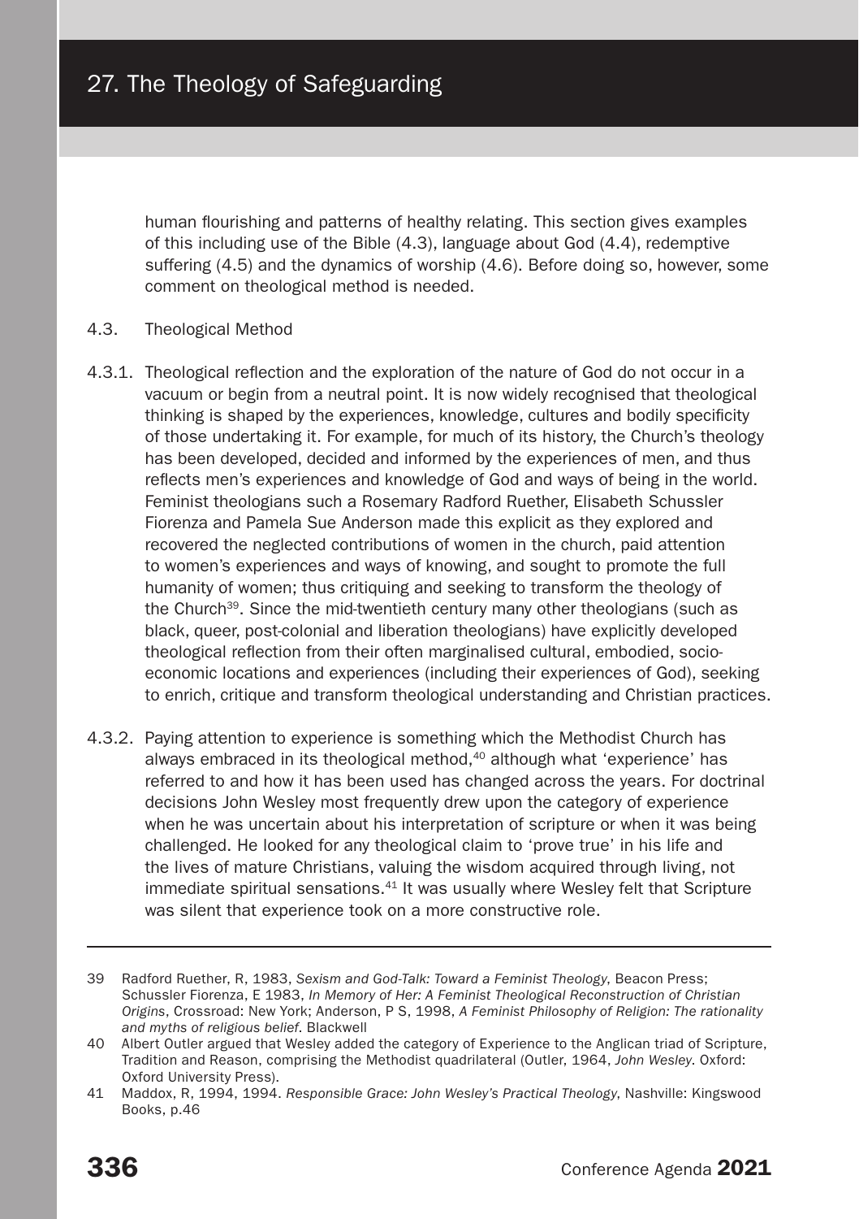human flourishing and patterns of healthy relating. This section gives examples of this including use of the Bible (4.3), language about God (4.4), redemptive suffering (4.5) and the dynamics of worship (4.6). Before doing so, however, some comment on theological method is needed.

4.3. Theological Method

4.3.1. Theological reflection and the exploration of the nature of God do not occur in a vacuum or begin from a neutral point. It is now widely recognised that theological thinking is shaped by the experiences, knowledge, cultures and bodily specificity of those undertaking it. For example, for much of its history, the Church's theology has been developed, decided and informed by the experiences of men, and thus reflects men's experiences and knowledge of God and ways of being in the world. Feminist theologians such a Rosemary Radford Ruether, Elisabeth Schussler Fiorenza and Pamela Sue Anderson made this explicit as they explored and recovered the neglected contributions of women in the church, paid attention to women's experiences and ways of knowing, and sought to promote the full humanity of women; thus critiquing and seeking to transform the theology of the Church[39]. Since the mid-twentieth century many other theologians (such as black, queer, post-colonial and liberation theologians) have explicitly developed theological reflection from their often marginalised cultural, embodied, socio-economic locations and experiences (including their experiences of God), seeking to enrich, critique and transform theological understanding and Christian practices.

4.3.2. Paying attention to experience is something which the Methodist Church has always embraced in its theological method,[40] although what 'experience' has referred to and how it has been used has changed across the years. For doctrinal decisions John Wesley most frequently drew upon the category of experience when he was uncertain about his interpretation of scripture or when it was being challenged. He looked for any theological claim to 'prove true' in his life and the lives of mature Christians, valuing the wisdom acquired through living, not immediate spiritual sensations.[41] It was usually where Wesley felt that Scripture was silent that experience took on a more constructive role.

---

39 Radford Ruether, R, 1983, *Sexism and God-Talk: Toward a Feminist Theology*, Beacon Press; Schussler Fiorenza, E 1983, *In Memory of Her: A Feminist Theological Reconstruction of Christian Origins*, Crossroad: New York; Anderson, P S, 1998, *A Feminist Philosophy of Religion: The rationality and myths of religious belief*. Blackwell

40 Albert Outler argued that Wesley added the category of Experience to the Anglican triad of Scripture, Tradition and Reason, comprising the Methodist quadrilateral (Outler, 1964, *John Wesley*. Oxford: Oxford University Press).

41 Maddox, R, 1994, 1994. *Responsible Grace: John Wesley's Practical Theology*, Nashville: Kingswood Books, p.46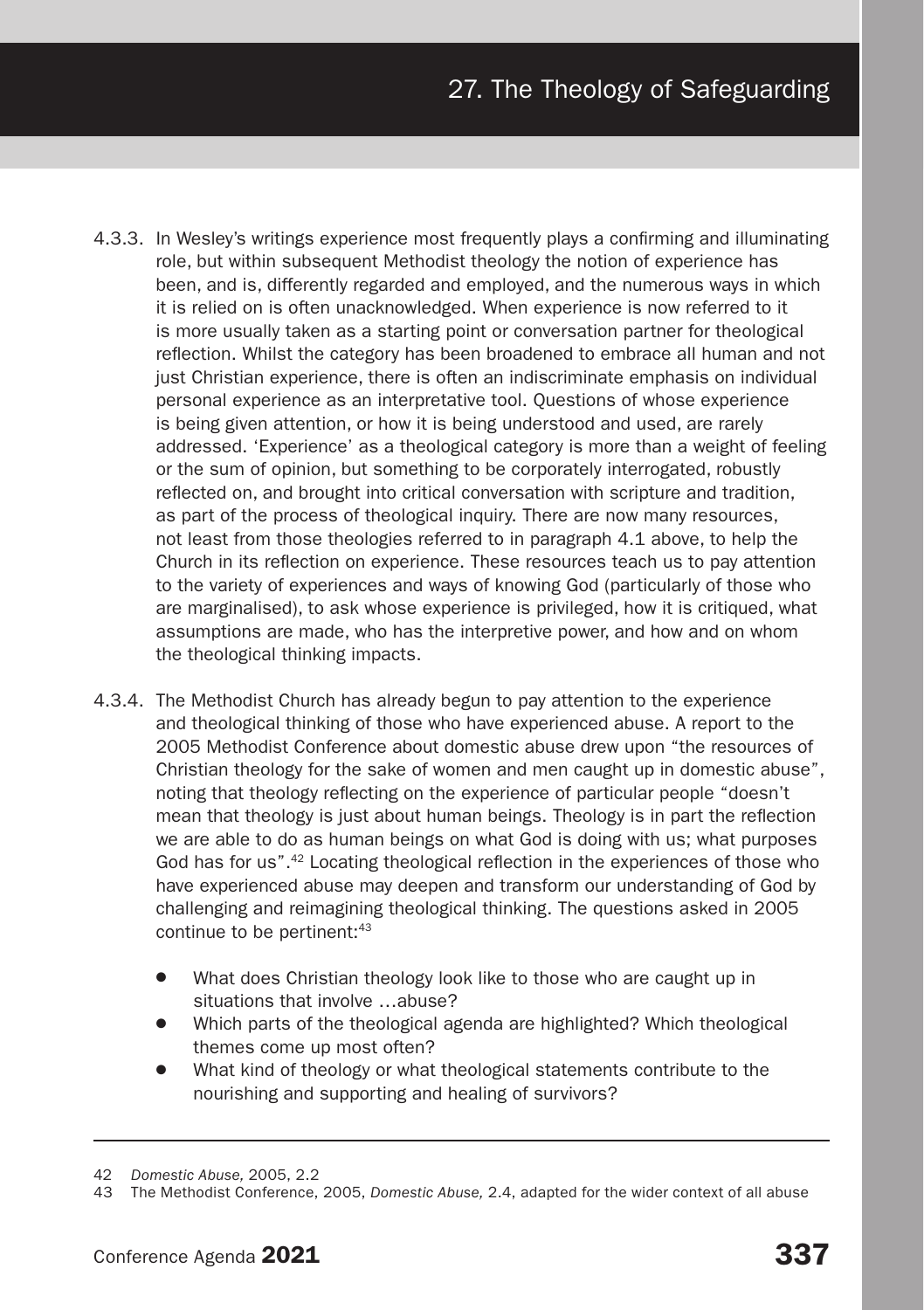4.3.3. In Wesley's writings experience most frequently plays a confirming and illuminating role, but within subsequent Methodist theology the notion of experience has been, and is, differently regarded and employed, and the numerous ways in which it is relied on is often unacknowledged. When experience is now referred to it is more usually taken as a starting point or conversation partner for theological reflection. Whilst the category has been broadened to embrace all human and not just Christian experience, there is often an indiscriminate emphasis on individual personal experience as an interpretative tool. Questions of whose experience is being given attention, or how it is being understood and used, are rarely addressed. 'Experience' as a theological category is more than a weight of feeling or the sum of opinion, but something to be corporately interrogated, robustly reflected on, and brought into critical conversation with scripture and tradition, as part of the process of theological inquiry. There are now many resources, not least from those theologies referred to in paragraph 4.1 above, to help the Church in its reflection on experience. These resources teach us to pay attention to the variety of experiences and ways of knowing God (particularly of those who are marginalised), to ask whose experience is privileged, how it is critiqued, what assumptions are made, who has the interpretive power, and how and on whom the theological thinking impacts.

4.3.4. The Methodist Church has already begun to pay attention to the experience and theological thinking of those who have experienced abuse. A report to the 2005 Methodist Conference about domestic abuse drew upon "the resources of Christian theology for the sake of women and men caught up in domestic abuse", noting that theology reflecting on the experience of particular people "doesn't mean that theology is just about human beings. Theology is in part the reflection we are able to do as human beings on what God is doing with us; what purposes God has for us".[42] Locating theological reflection in the experiences of those who have experienced abuse may deepen and transform our understanding of God by challenging and reimagining theological thinking. The questions asked in 2005 continue to be pertinent:[43]

- What does Christian theology look like to those who are caught up in situations that involve …abuse?
- Which parts of the theological agenda are highlighted? Which theological themes come up most often?
- What kind of theology or what theological statements contribute to the nourishing and supporting and healing of survivors?

---

42 *Domestic Abuse,* 2005, 2.2

43 The Methodist Conference, 2005, *Domestic Abuse,* 2.4, adapted for the wider context of all abuse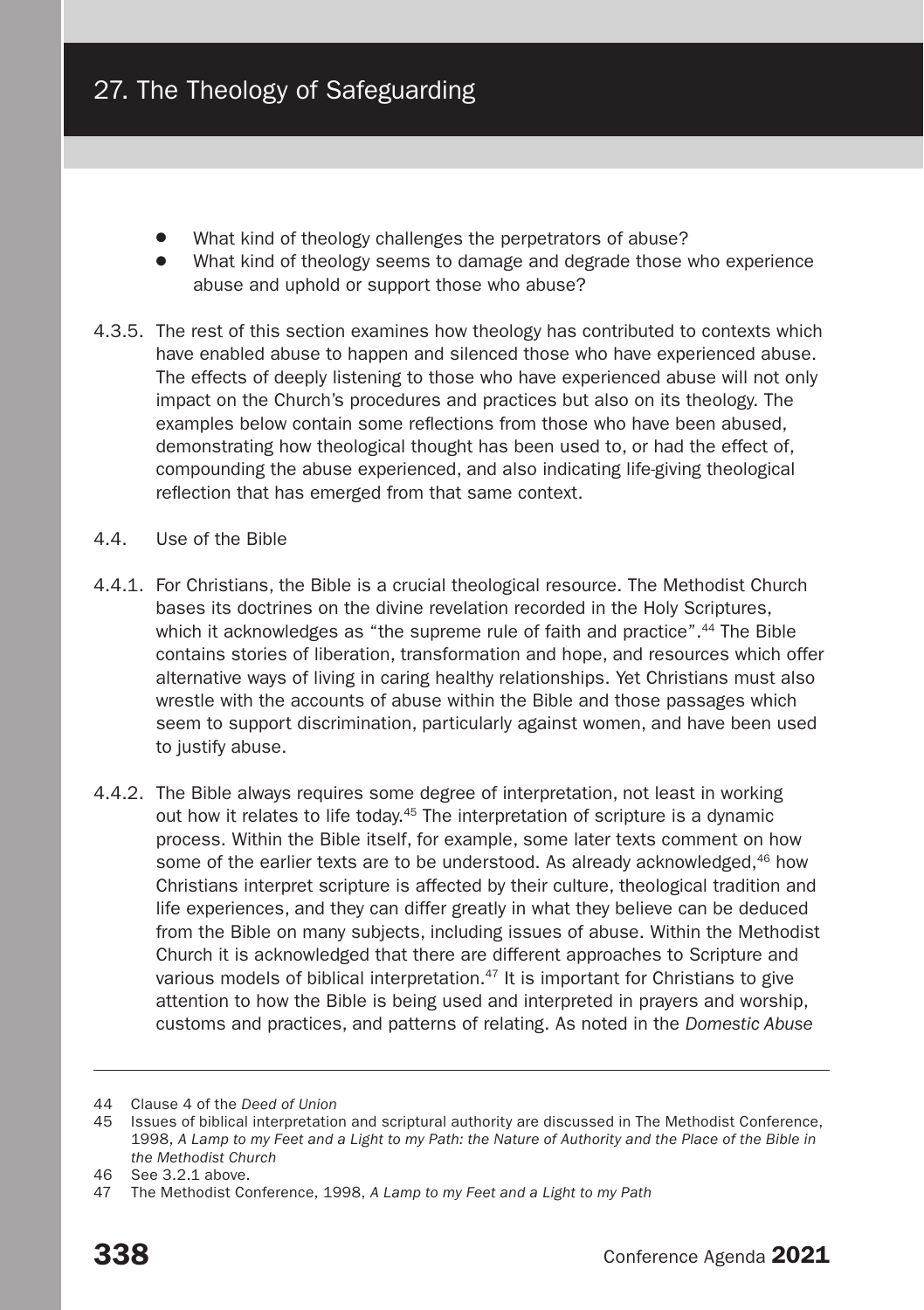- What kind of theology challenges the perpetrators of abuse?
- What kind of theology seems to damage and degrade those who experience abuse and uphold or support those who abuse?

4.3.5. The rest of this section examines how theology has contributed to contexts which have enabled abuse to happen and silenced those who have experienced abuse. The effects of deeply listening to those who have experienced abuse will not only impact on the Church's procedures and practices but also on its theology. The examples below contain some reflections from those who have been abused, demonstrating how theological thought has been used to, or had the effect of, compounding the abuse experienced, and also indicating life-giving theological reflection that has emerged from that same context.

4.4. Use of the Bible

4.4.1. For Christians, the Bible is a crucial theological resource. The Methodist Church bases its doctrines on the divine revelation recorded in the Holy Scriptures, which it acknowledges as "the supreme rule of faith and practice".[44] The Bible contains stories of liberation, transformation and hope, and resources which offer alternative ways of living in caring healthy relationships. Yet Christians must also wrestle with the accounts of abuse within the Bible and those passages which seem to support discrimination, particularly against women, and have been used to justify abuse.

4.4.2. The Bible always requires some degree of interpretation, not least in working out how it relates to life today.[45] The interpretation of scripture is a dynamic process. Within the Bible itself, for example, some later texts comment on how some of the earlier texts are to be understood. As already acknowledged,[46] how Christians interpret scripture is affected by their culture, theological tradition and life experiences, and they can differ greatly in what they believe can be deduced from the Bible on many subjects, including issues of abuse. Within the Methodist Church it is acknowledged that there are different approaches to Scripture and various models of biblical interpretation.[47] It is important for Christians to give attention to how the Bible is being used and interpreted in prayers and worship, customs and practices, and patterns of relating. As noted in the *Domestic Abuse*

---

44 Clause 4 of the *Deed of Union*

45 Issues of biblical interpretation and scriptural authority are discussed in The Methodist Conference, 1998, *A Lamp to my Feet and a Light to my Path: the Nature of Authority and the Place of the Bible in the Methodist Church*

46 See 3.2.1 above.

47 The Methodist Conference, 1998, *A Lamp to my Feet and a Light to my Path*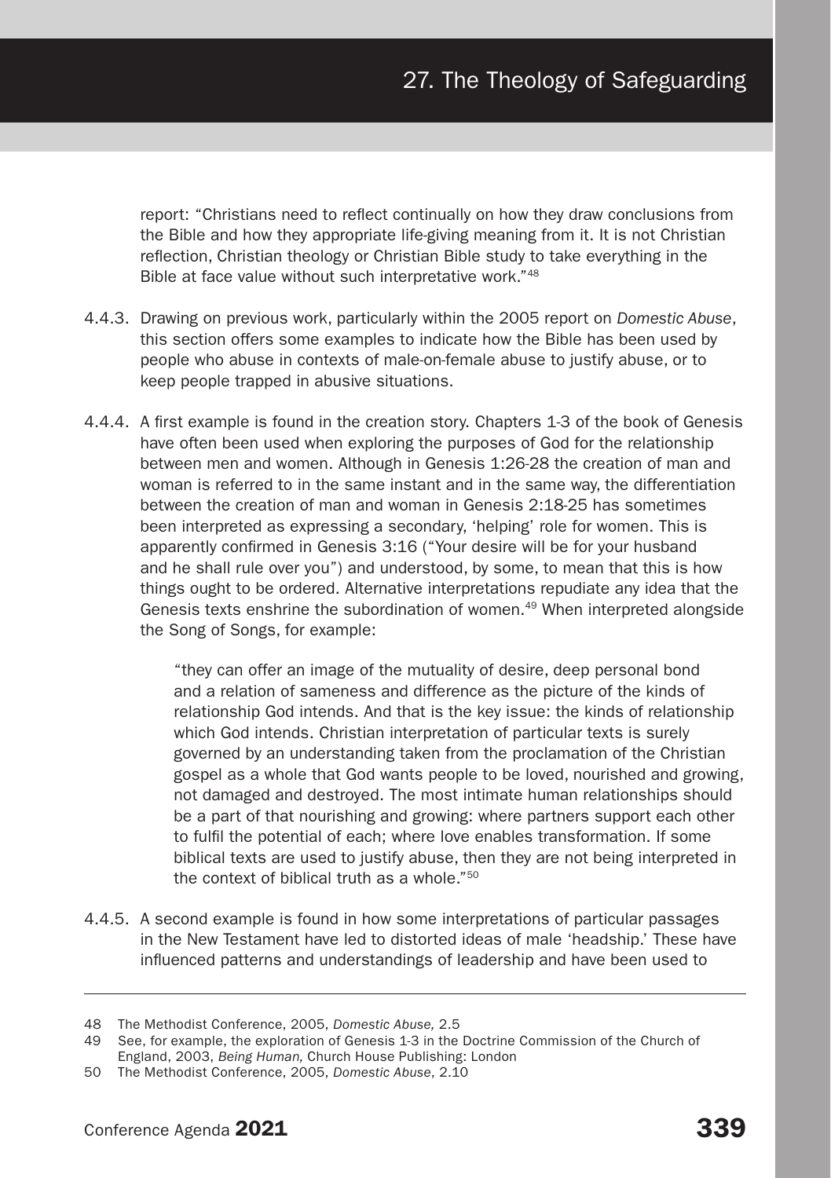report: "Christians need to reflect continually on how they draw conclusions from the Bible and how they appropriate life-giving meaning from it. It is not Christian reflection, Christian theology or Christian Bible study to take everything in the Bible at face value without such interpretative work."[48]

4.4.3. Drawing on previous work, particularly within the 2005 report on *Domestic Abuse*, this section offers some examples to indicate how the Bible has been used by people who abuse in contexts of male-on-female abuse to justify abuse, or to keep people trapped in abusive situations.

4.4.4. A first example is found in the creation story. Chapters 1-3 of the book of Genesis have often been used when exploring the purposes of God for the relationship between men and women. Although in Genesis 1:26-28 the creation of man and woman is referred to in the same instant and in the same way, the differentiation between the creation of man and woman in Genesis 2:18-25 has sometimes been interpreted as expressing a secondary, 'helping' role for women. This is apparently confirmed in Genesis 3:16 ("Your desire will be for your husband and he shall rule over you") and understood, by some, to mean that this is how things ought to be ordered. Alternative interpretations repudiate any idea that the Genesis texts enshrine the subordination of women.[49] When interpreted alongside the Song of Songs, for example:

> "they can offer an image of the mutuality of desire, deep personal bond and a relation of sameness and difference as the picture of the kinds of relationship God intends. And that is the key issue: the kinds of relationship which God intends. Christian interpretation of particular texts is surely governed by an understanding taken from the proclamation of the Christian gospel as a whole that God wants people to be loved, nourished and growing, not damaged and destroyed. The most intimate human relationships should be a part of that nourishing and growing: where partners support each other to fulfil the potential of each; where love enables transformation. If some biblical texts are used to justify abuse, then they are not being interpreted in the context of biblical truth as a whole."[50]

4.4.5. A second example is found in how some interpretations of particular passages in the New Testament have led to distorted ideas of male 'headship.' These have influenced patterns and understandings of leadership and have been used to

---

48 The Methodist Conference, 2005, *Domestic Abuse,* 2.5

49 See, for example, the exploration of Genesis 1-3 in the Doctrine Commission of the Church of England, 2003, *Being Human,* Church House Publishing: London

50 The Methodist Conference, 2005, *Domestic Abuse*, 2.10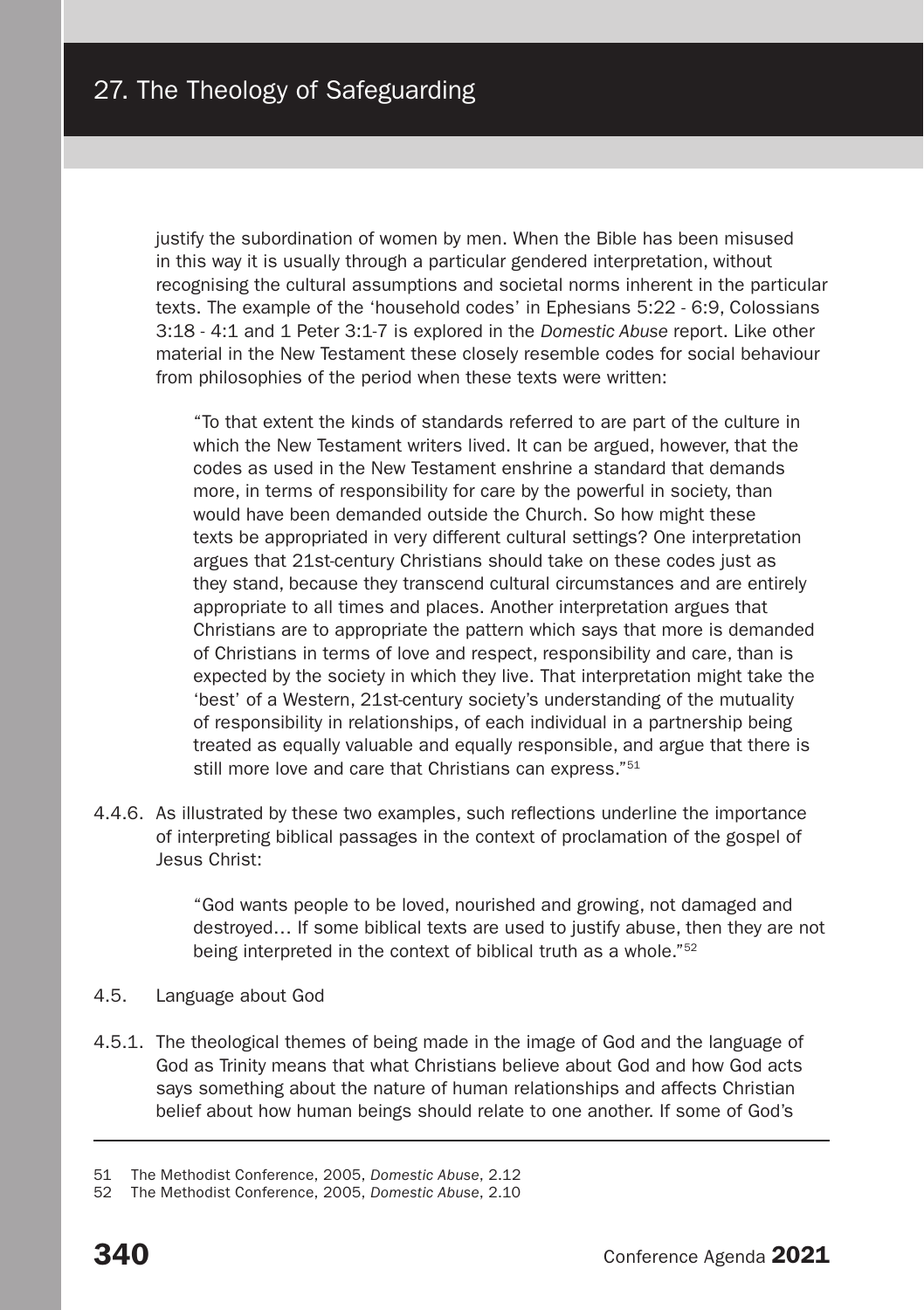justify the subordination of women by men. When the Bible has been misused in this way it is usually through a particular gendered interpretation, without recognising the cultural assumptions and societal norms inherent in the particular texts. The example of the 'household codes' in Ephesians 5:22 - 6:9, Colossians 3:18 - 4:1 and 1 Peter 3:1-7 is explored in the *Domestic Abuse* report. Like other material in the New Testament these closely resemble codes for social behaviour from philosophies of the period when these texts were written:

> "To that extent the kinds of standards referred to are part of the culture in which the New Testament writers lived. It can be argued, however, that the codes as used in the New Testament enshrine a standard that demands more, in terms of responsibility for care by the powerful in society, than would have been demanded outside the Church. So how might these texts be appropriated in very different cultural settings? One interpretation argues that 21st-century Christians should take on these codes just as they stand, because they transcend cultural circumstances and are entirely appropriate to all times and places. Another interpretation argues that Christians are to appropriate the pattern which says that more is demanded of Christians in terms of love and respect, responsibility and care, than is expected by the society in which they live. That interpretation might take the 'best' of a Western, 21st-century society's understanding of the mutuality of responsibility in relationships, of each individual in a partnership being treated as equally valuable and equally responsible, and argue that there is still more love and care that Christians can express."[51]

4.4.6. As illustrated by these two examples, such reflections underline the importance of interpreting biblical passages in the context of proclamation of the gospel of Jesus Christ:

> "God wants people to be loved, nourished and growing, not damaged and destroyed… If some biblical texts are used to justify abuse, then they are not being interpreted in the context of biblical truth as a whole."[52]

4.5. Language about God

4.5.1. The theological themes of being made in the image of God and the language of God as Trinity means that what Christians believe about God and how God acts says something about the nature of human relationships and affects Christian belief about how human beings should relate to one another. If some of God's

---

51 The Methodist Conference, 2005, *Domestic Abuse*, 2.12

52 The Methodist Conference, 2005, *Domestic Abuse*, 2.10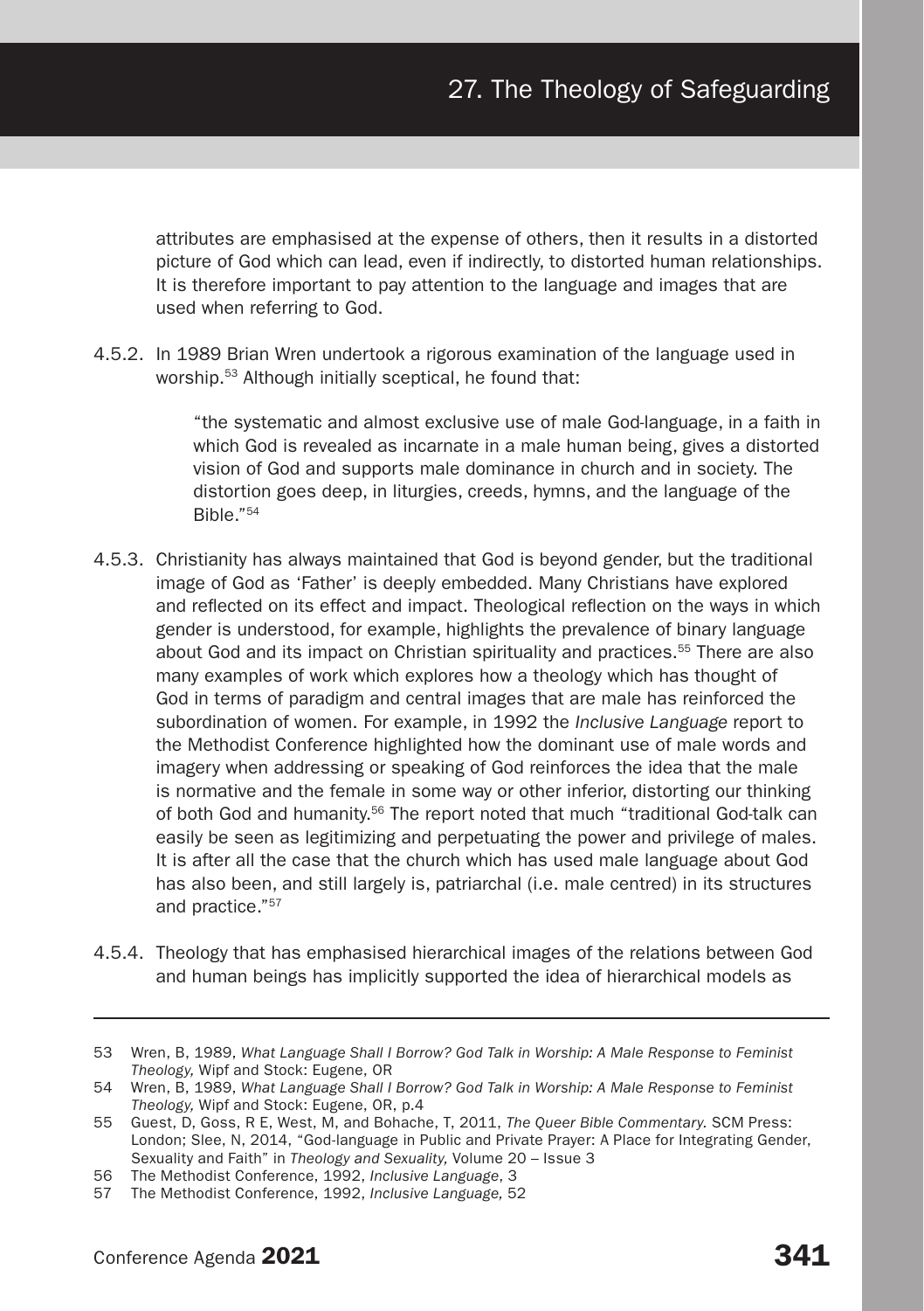attributes are emphasised at the expense of others, then it results in a distorted picture of God which can lead, even if indirectly, to distorted human relationships. It is therefore important to pay attention to the language and images that are used when referring to God.

4.5.2. In 1989 Brian Wren undertook a rigorous examination of the language used in worship.[53] Although initially sceptical, he found that:

> "the systematic and almost exclusive use of male God-language, in a faith in which God is revealed as incarnate in a male human being, gives a distorted vision of God and supports male dominance in church and in society. The distortion goes deep, in liturgies, creeds, hymns, and the language of the Bible."[54]

4.5.3. Christianity has always maintained that God is beyond gender, but the traditional image of God as 'Father' is deeply embedded. Many Christians have explored and reflected on its effect and impact. Theological reflection on the ways in which gender is understood, for example, highlights the prevalence of binary language about God and its impact on Christian spirituality and practices.[55] There are also many examples of work which explores how a theology which has thought of God in terms of paradigm and central images that are male has reinforced the subordination of women. For example, in 1992 the *Inclusive Language* report to the Methodist Conference highlighted how the dominant use of male words and imagery when addressing or speaking of God reinforces the idea that the male is normative and the female in some way or other inferior, distorting our thinking of both God and humanity.[56] The report noted that much "traditional God-talk can easily be seen as legitimizing and perpetuating the power and privilege of males. It is after all the case that the church which has used male language about God has also been, and still largely is, patriarchal (i.e. male centred) in its structures and practice."[57]

4.5.4. Theology that has emphasised hierarchical images of the relations between God and human beings has implicitly supported the idea of hierarchical models as

---

53 Wren, B, 1989, *What Language Shall I Borrow? God Talk in Worship: A Male Response to Feminist Theology,* Wipf and Stock: Eugene, OR

54 Wren, B, 1989, *What Language Shall I Borrow? God Talk in Worship: A Male Response to Feminist Theology,* Wipf and Stock: Eugene, OR, p.4

55 Guest, D, Goss, R E, West, M, and Bohache, T, 2011, *The Queer Bible Commentary.* SCM Press: London; Slee, N, 2014, "God-language in Public and Private Prayer: A Place for Integrating Gender, Sexuality and Faith" in *Theology and Sexuality,* Volume 20 – Issue 3

56 The Methodist Conference, 1992, *Inclusive Language*, 3

57 The Methodist Conference, 1992, *Inclusive Language,* 52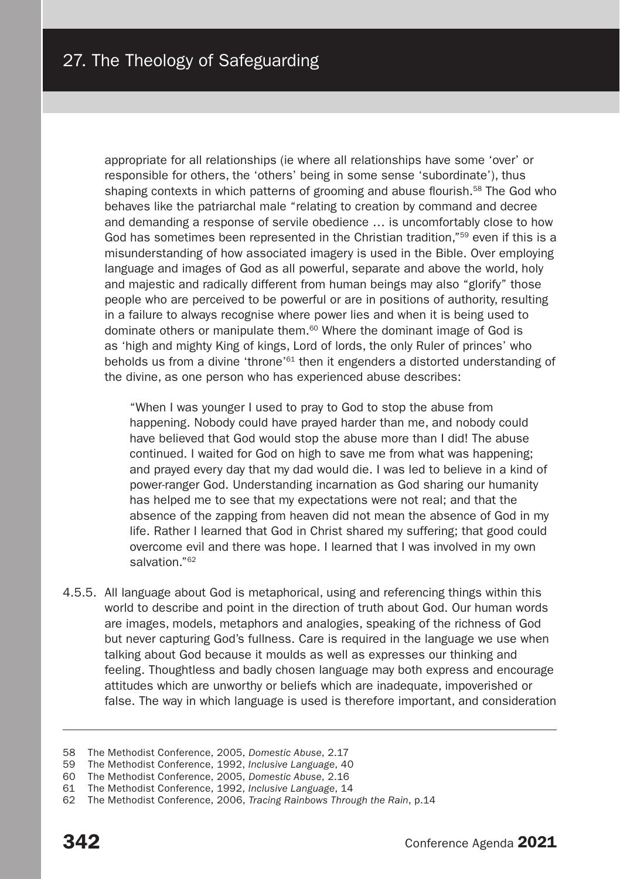appropriate for all relationships (ie where all relationships have some 'over' or responsible for others, the 'others' being in some sense 'subordinate'), thus shaping contexts in which patterns of grooming and abuse flourish.[58] The God who behaves like the patriarchal male "relating to creation by command and decree and demanding a response of servile obedience … is uncomfortably close to how God has sometimes been represented in the Christian tradition,"[59] even if this is a misunderstanding of how associated imagery is used in the Bible. Over employing language and images of God as all powerful, separate and above the world, holy and majestic and radically different from human beings may also "glorify" those people who are perceived to be powerful or are in positions of authority, resulting in a failure to always recognise where power lies and when it is being used to dominate others or manipulate them.[60] Where the dominant image of God is as 'high and mighty King of kings, Lord of lords, the only Ruler of princes' who beholds us from a divine 'throne'[61] then it engenders a distorted understanding of the divine, as one person who has experienced abuse describes:

> "When I was younger I used to pray to God to stop the abuse from happening. Nobody could have prayed harder than me, and nobody could have believed that God would stop the abuse more than I did! The abuse continued. I waited for God on high to save me from what was happening; and prayed every day that my dad would die. I was led to believe in a kind of power-ranger God. Understanding incarnation as God sharing our humanity has helped me to see that my expectations were not real; and that the absence of the zapping from heaven did not mean the absence of God in my life. Rather I learned that God in Christ shared my suffering; that good could overcome evil and there was hope. I learned that I was involved in my own salvation."[62]

4.5.5. All language about God is metaphorical, using and referencing things within this world to describe and point in the direction of truth about God. Our human words are images, models, metaphors and analogies, speaking of the richness of God but never capturing God's fullness. Care is required in the language we use when talking about God because it moulds as well as expresses our thinking and feeling. Thoughtless and badly chosen language may both express and encourage attitudes which are unworthy or beliefs which are inadequate, impoverished or false. The way in which language is used is therefore important, and consideration

---

58 The Methodist Conference, 2005, *Domestic Abuse*, 2.17
59 The Methodist Conference, 1992, *Inclusive Language*, 40
60 The Methodist Conference, 2005, *Domestic Abuse*, 2.16
61 The Methodist Conference, 1992, *Inclusive Language*, 14
62 The Methodist Conference, 2006, *Tracing Rainbows Through the Rain*, p.14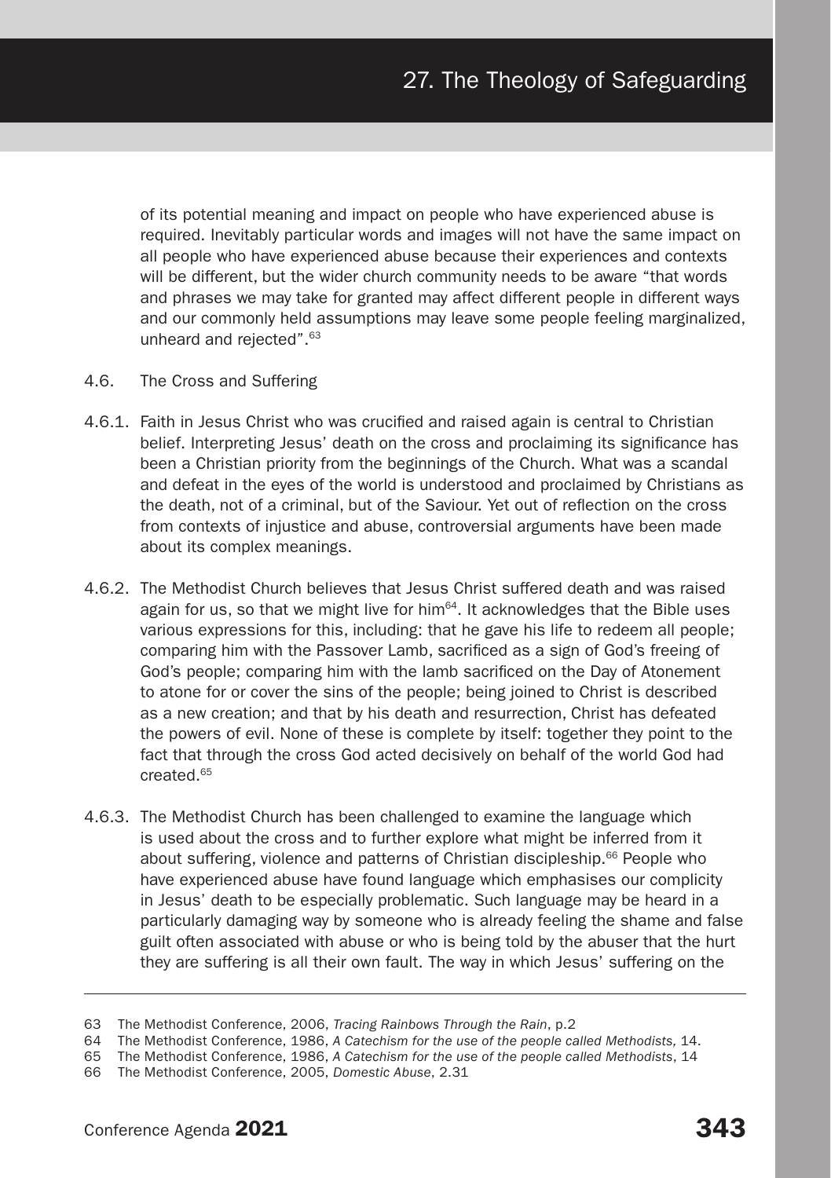of its potential meaning and impact on people who have experienced abuse is required. Inevitably particular words and images will not have the same impact on all people who have experienced abuse because their experiences and contexts will be different, but the wider church community needs to be aware "that words and phrases we may take for granted may affect different people in different ways and our commonly held assumptions may leave some people feeling marginalized, unheard and rejected".[63]

4.6. The Cross and Suffering

4.6.1. Faith in Jesus Christ who was crucified and raised again is central to Christian belief. Interpreting Jesus' death on the cross and proclaiming its significance has been a Christian priority from the beginnings of the Church. What was a scandal and defeat in the eyes of the world is understood and proclaimed by Christians as the death, not of a criminal, but of the Saviour. Yet out of reflection on the cross from contexts of injustice and abuse, controversial arguments have been made about its complex meanings.

4.6.2. The Methodist Church believes that Jesus Christ suffered death and was raised again for us, so that we might live for him[64]. It acknowledges that the Bible uses various expressions for this, including: that he gave his life to redeem all people; comparing him with the Passover Lamb, sacrificed as a sign of God's freeing of God's people; comparing him with the lamb sacrificed on the Day of Atonement to atone for or cover the sins of the people; being joined to Christ is described as a new creation; and that by his death and resurrection, Christ has defeated the powers of evil. None of these is complete by itself: together they point to the fact that through the cross God acted decisively on behalf of the world God had created.[65]

4.6.3. The Methodist Church has been challenged to examine the language which is used about the cross and to further explore what might be inferred from it about suffering, violence and patterns of Christian discipleship.[66] People who have experienced abuse have found language which emphasises our complicity in Jesus' death to be especially problematic. Such language may be heard in a particularly damaging way by someone who is already feeling the shame and false guilt often associated with abuse or who is being told by the abuser that the hurt they are suffering is all their own fault. The way in which Jesus' suffering on the

---

63 The Methodist Conference, 2006, *Tracing Rainbows Through the Rain*, p.2

64 The Methodist Conference, 1986, *A Catechism for the use of the people called Methodists,* 14.

65 The Methodist Conference, 1986, *A Catechism for the use of the people called Methodists*, 14

66 The Methodist Conference, 2005, *Domestic Abuse*, 2.31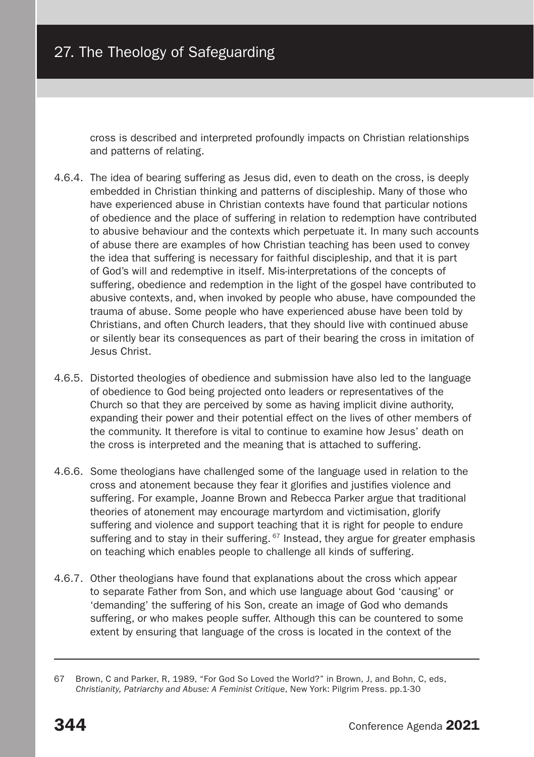cross is described and interpreted profoundly impacts on Christian relationships and patterns of relating.

4.6.4. The idea of bearing suffering as Jesus did, even to death on the cross, is deeply embedded in Christian thinking and patterns of discipleship. Many of those who have experienced abuse in Christian contexts have found that particular notions of obedience and the place of suffering in relation to redemption have contributed to abusive behaviour and the contexts which perpetuate it. In many such accounts of abuse there are examples of how Christian teaching has been used to convey the idea that suffering is necessary for faithful discipleship, and that it is part of God's will and redemptive in itself. Mis-interpretations of the concepts of suffering, obedience and redemption in the light of the gospel have contributed to abusive contexts, and, when invoked by people who abuse, have compounded the trauma of abuse. Some people who have experienced abuse have been told by Christians, and often Church leaders, that they should live with continued abuse or silently bear its consequences as part of their bearing the cross in imitation of Jesus Christ.

4.6.5. Distorted theologies of obedience and submission have also led to the language of obedience to God being projected onto leaders or representatives of the Church so that they are perceived by some as having implicit divine authority, expanding their power and their potential effect on the lives of other members of the community. It therefore is vital to continue to examine how Jesus' death on the cross is interpreted and the meaning that is attached to suffering.

4.6.6. Some theologians have challenged some of the language used in relation to the cross and atonement because they fear it glorifies and justifies violence and suffering. For example, Joanne Brown and Rebecca Parker argue that traditional theories of atonement may encourage martyrdom and victimisation, glorify suffering and violence and support teaching that it is right for people to endure suffering and to stay in their suffering.[67] Instead, they argue for greater emphasis on teaching which enables people to challenge all kinds of suffering.

4.6.7. Other theologians have found that explanations about the cross which appear to separate Father from Son, and which use language about God 'causing' or 'demanding' the suffering of his Son, create an image of God who demands suffering, or who makes people suffer. Although this can be countered to some extent by ensuring that language of the cross is located in the context of the

---

67 Brown, C and Parker, R, 1989, "For God So Loved the World?" in Brown, J, and Bohn, C, eds, *Christianity, Patriarchy and Abuse: A Feminist Critique*, New York: Pilgrim Press. pp.1-30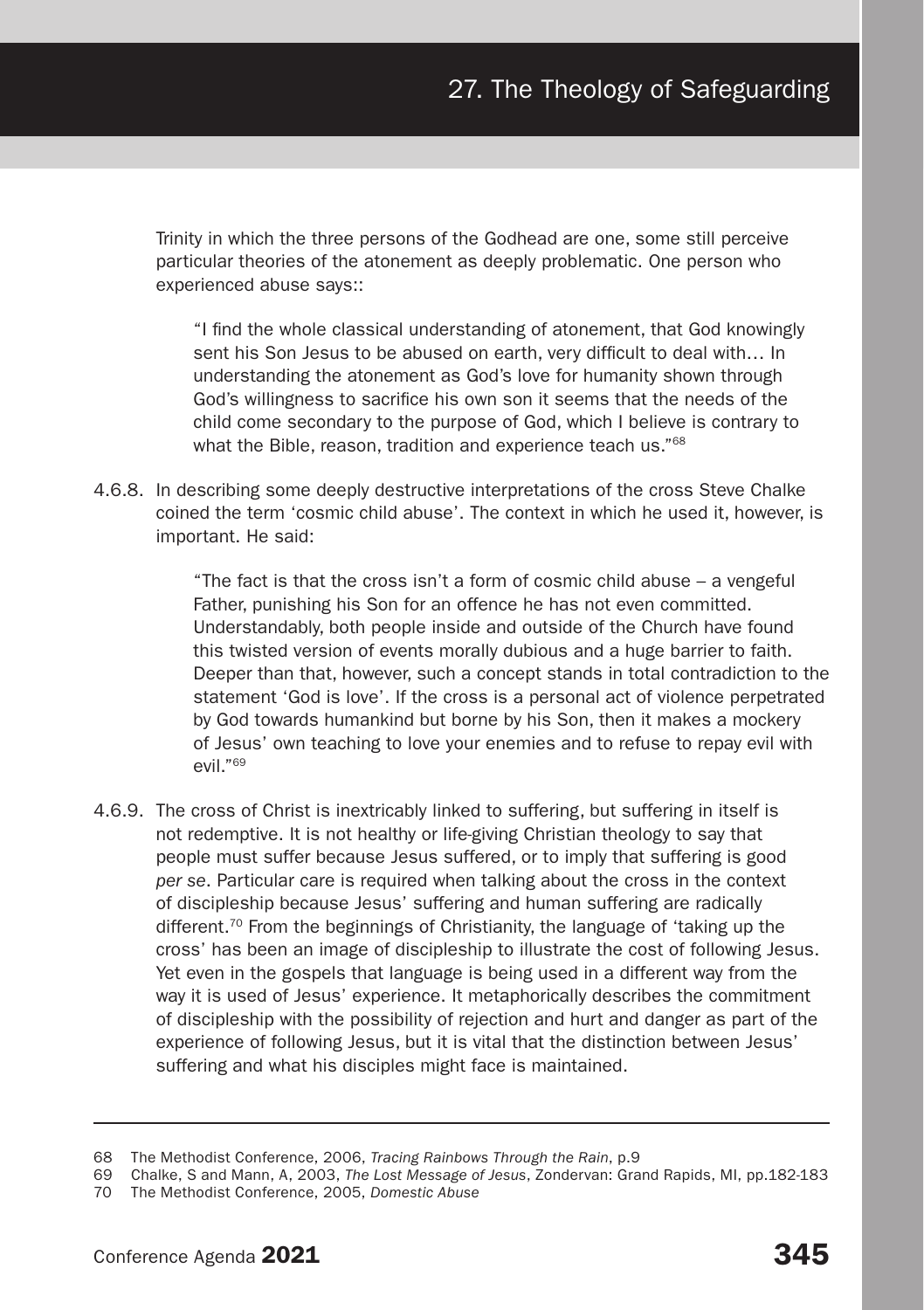Trinity in which the three persons of the Godhead are one, some still perceive particular theories of the atonement as deeply problematic. One person who experienced abuse says::

> "I find the whole classical understanding of atonement, that God knowingly sent his Son Jesus to be abused on earth, very difficult to deal with… In understanding the atonement as God's love for humanity shown through God's willingness to sacrifice his own son it seems that the needs of the child come secondary to the purpose of God, which I believe is contrary to what the Bible, reason, tradition and experience teach us."[68]

4.6.8. In describing some deeply destructive interpretations of the cross Steve Chalke coined the term 'cosmic child abuse'. The context in which he used it, however, is important. He said:

> "The fact is that the cross isn't a form of cosmic child abuse – a vengeful Father, punishing his Son for an offence he has not even committed. Understandably, both people inside and outside of the Church have found this twisted version of events morally dubious and a huge barrier to faith. Deeper than that, however, such a concept stands in total contradiction to the statement 'God is love'. If the cross is a personal act of violence perpetrated by God towards humankind but borne by his Son, then it makes a mockery of Jesus' own teaching to love your enemies and to refuse to repay evil with evil."[69]

4.6.9. The cross of Christ is inextricably linked to suffering, but suffering in itself is not redemptive. It is not healthy or life-giving Christian theology to say that people must suffer because Jesus suffered, or to imply that suffering is good *per se*. Particular care is required when talking about the cross in the context of discipleship because Jesus' suffering and human suffering are radically different.[70] From the beginnings of Christianity, the language of 'taking up the cross' has been an image of discipleship to illustrate the cost of following Jesus. Yet even in the gospels that language is being used in a different way from the way it is used of Jesus' experience. It metaphorically describes the commitment of discipleship with the possibility of rejection and hurt and danger as part of the experience of following Jesus, but it is vital that the distinction between Jesus' suffering and what his disciples might face is maintained.

---

68 The Methodist Conference, 2006, *Tracing Rainbows Through the Rain*, p.9

69 Chalke, S and Mann, A, 2003, *The Lost Message of Jesus*, Zondervan: Grand Rapids, MI, pp.182-183

70 The Methodist Conference, 2005, *Domestic Abuse*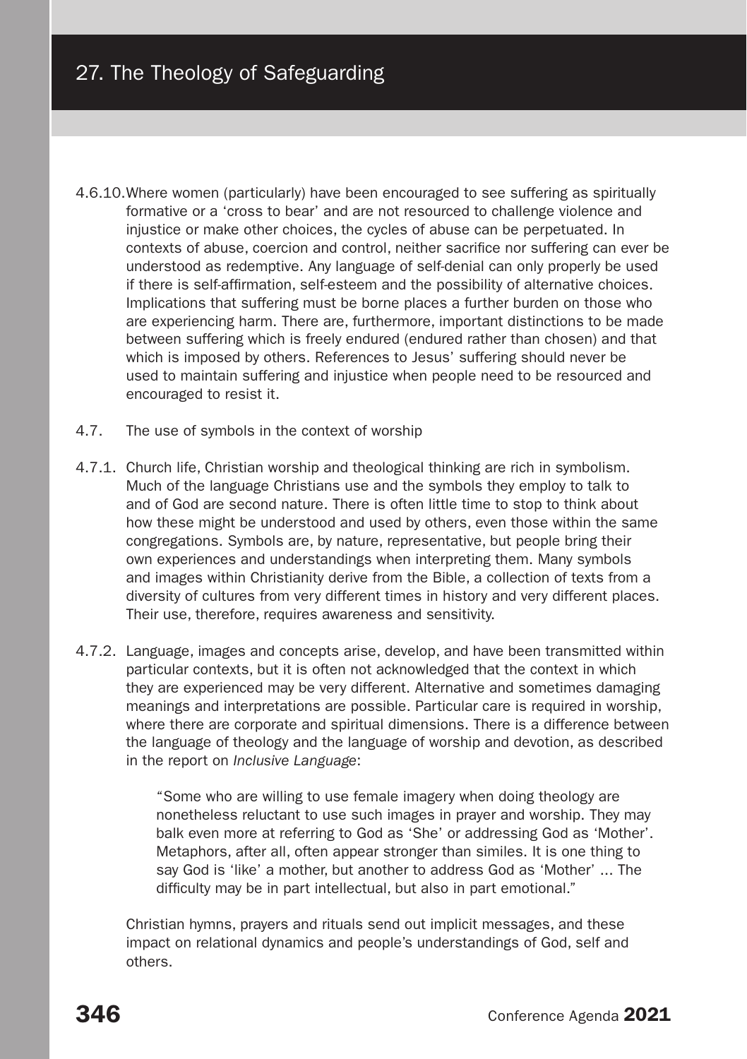4.6.10. Where women (particularly) have been encouraged to see suffering as spiritually formative or a 'cross to bear' and are not resourced to challenge violence and injustice or make other choices, the cycles of abuse can be perpetuated. In contexts of abuse, coercion and control, neither sacrifice nor suffering can ever be understood as redemptive. Any language of self-denial can only properly be used if there is self-affirmation, self-esteem and the possibility of alternative choices. Implications that suffering must be borne places a further burden on those who are experiencing harm. There are, furthermore, important distinctions to be made between suffering which is freely endured (endured rather than chosen) and that which is imposed by others. References to Jesus' suffering should never be used to maintain suffering and injustice when people need to be resourced and encouraged to resist it.

4.7. The use of symbols in the context of worship

4.7.1. Church life, Christian worship and theological thinking are rich in symbolism. Much of the language Christians use and the symbols they employ to talk to and of God are second nature. There is often little time to stop to think about how these might be understood and used by others, even those within the same congregations. Symbols are, by nature, representative, but people bring their own experiences and understandings when interpreting them. Many symbols and images within Christianity derive from the Bible, a collection of texts from a diversity of cultures from very different times in history and very different places. Their use, therefore, requires awareness and sensitivity.

4.7.2. Language, images and concepts arise, develop, and have been transmitted within particular contexts, but it is often not acknowledged that the context in which they are experienced may be very different. Alternative and sometimes damaging meanings and interpretations are possible. Particular care is required in worship, where there are corporate and spiritual dimensions. There is a difference between the language of theology and the language of worship and devotion, as described in the report on *Inclusive Language*:

> "Some who are willing to use female imagery when doing theology are nonetheless reluctant to use such images in prayer and worship. They may balk even more at referring to God as 'She' or addressing God as 'Mother'. Metaphors, after all, often appear stronger than similes. It is one thing to say God is 'like' a mother, but another to address God as 'Mother' ... The difficulty may be in part intellectual, but also in part emotional."

Christian hymns, prayers and rituals send out implicit messages, and these impact on relational dynamics and people's understandings of God, self and others.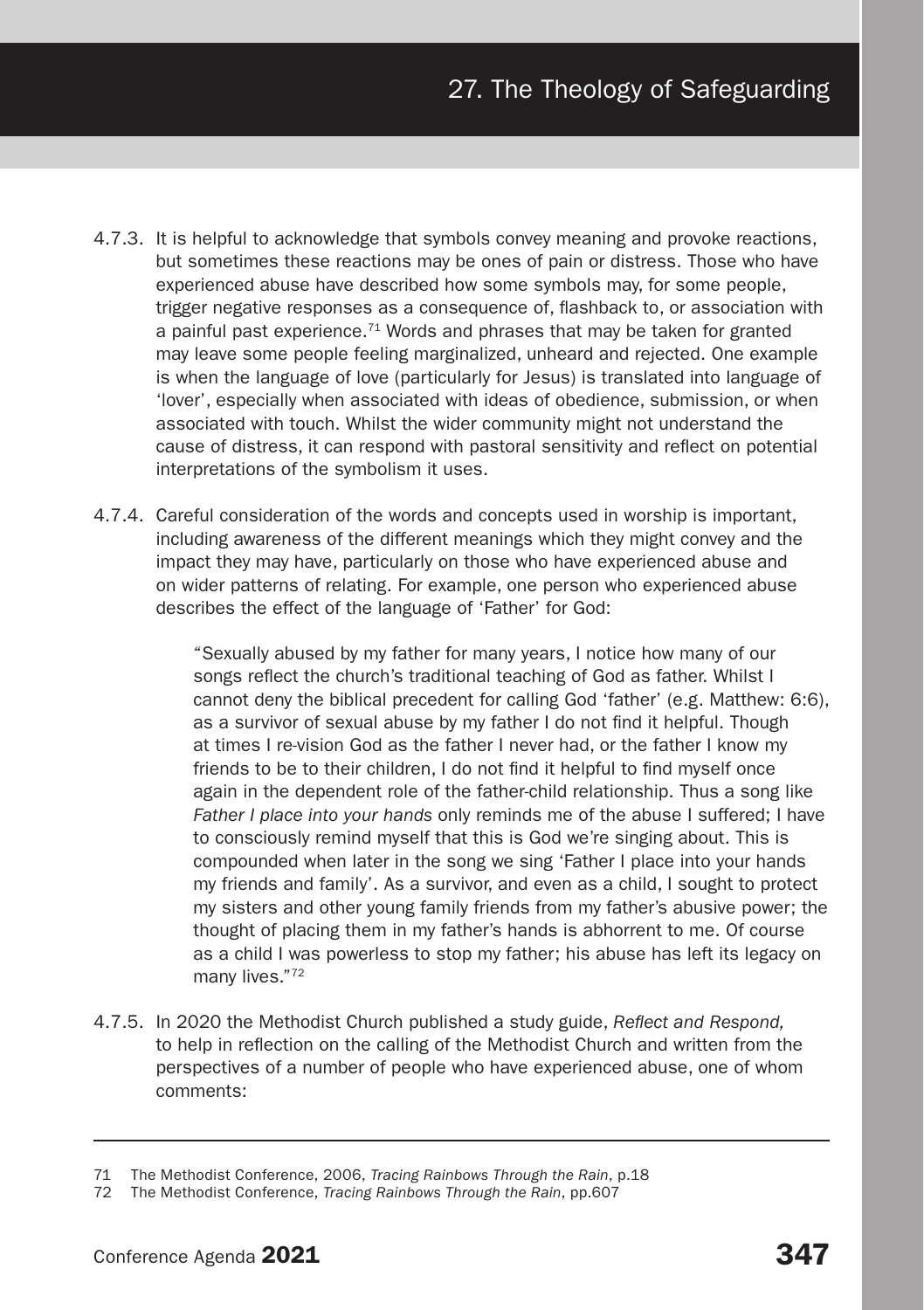4.7.3. It is helpful to acknowledge that symbols convey meaning and provoke reactions, but sometimes these reactions may be ones of pain or distress. Those who have experienced abuse have described how some symbols may, for some people, trigger negative responses as a consequence of, flashback to, or association with a painful past experience.[71] Words and phrases that may be taken for granted may leave some people feeling marginalized, unheard and rejected. One example is when the language of love (particularly for Jesus) is translated into language of 'lover', especially when associated with ideas of obedience, submission, or when associated with touch. Whilst the wider community might not understand the cause of distress, it can respond with pastoral sensitivity and reflect on potential interpretations of the symbolism it uses.

4.7.4. Careful consideration of the words and concepts used in worship is important, including awareness of the different meanings which they might convey and the impact they may have, particularly on those who have experienced abuse and on wider patterns of relating. For example, one person who experienced abuse describes the effect of the language of 'Father' for God:

> "Sexually abused by my father for many years, I notice how many of our songs reflect the church's traditional teaching of God as father. Whilst I cannot deny the biblical precedent for calling God 'father' (e.g. Matthew: 6:6), as a survivor of sexual abuse by my father I do not find it helpful. Though at times I re-vision God as the father I never had, or the father I know my friends to be to their children, I do not find it helpful to find myself once again in the dependent role of the father-child relationship. Thus a song like *Father I place into your hands* only reminds me of the abuse I suffered; I have to consciously remind myself that this is God we're singing about. This is compounded when later in the song we sing 'Father I place into your hands my friends and family'. As a survivor, and even as a child, I sought to protect my sisters and other young family friends from my father's abusive power; the thought of placing them in my father's hands is abhorrent to me. Of course as a child I was powerless to stop my father; his abuse has left its legacy on many lives."[72]

4.7.5. In 2020 the Methodist Church published a study guide, *Reflect and Respond,* to help in reflection on the calling of the Methodist Church and written from the perspectives of a number of people who have experienced abuse, one of whom comments:

---

71 The Methodist Conference, 2006, *Tracing Rainbows Through the Rain*, p.18

72 The Methodist Conference, *Tracing Rainbows Through the Rain*, pp.607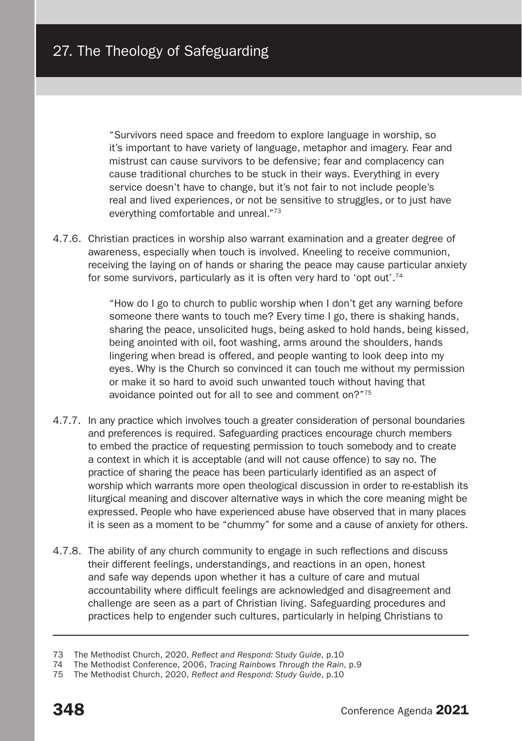> "Survivors need space and freedom to explore language in worship, so it's important to have variety of language, metaphor and imagery. Fear and mistrust can cause survivors to be defensive; fear and complacency can cause traditional churches to be stuck in their ways. Everything in every service doesn't have to change, but it's not fair to not include people's real and lived experiences, or not be sensitive to struggles, or to just have everything comfortable and unreal."[73]

4.7.6. Christian practices in worship also warrant examination and a greater degree of awareness, especially when touch is involved. Kneeling to receive communion, receiving the laying on of hands or sharing the peace may cause particular anxiety for some survivors, particularly as it is often very hard to 'opt out'.[74]

> "How do I go to church to public worship when I don't get any warning before someone there wants to touch me? Every time I go, there is shaking hands, sharing the peace, unsolicited hugs, being asked to hold hands, being kissed, being anointed with oil, foot washing, arms around the shoulders, hands lingering when bread is offered, and people wanting to look deep into my eyes. Why is the Church so convinced it can touch me without my permission or make it so hard to avoid such unwanted touch without having that avoidance pointed out for all to see and comment on?"[75]

4.7.7. In any practice which involves touch a greater consideration of personal boundaries and preferences is required. Safeguarding practices encourage church members to embed the practice of requesting permission to touch somebody and to create a context in which it is acceptable (and will not cause offence) to say no. The practice of sharing the peace has been particularly identified as an aspect of worship which warrants more open theological discussion in order to re-establish its liturgical meaning and discover alternative ways in which the core meaning might be expressed. People who have experienced abuse have observed that in many places it is seen as a moment to be "chummy" for some and a cause of anxiety for others.

4.7.8. The ability of any church community to engage in such reflections and discuss their different feelings, understandings, and reactions in an open, honest and safe way depends upon whether it has a culture of care and mutual accountability where difficult feelings are acknowledged and disagreement and challenge are seen as a part of Christian living. Safeguarding procedures and practices help to engender such cultures, particularly in helping Christians to

---

73 The Methodist Church, 2020, *Reflect and Respond: Study Guide*, p.10

74 The Methodist Conference, 2006, *Tracing Rainbows Through the Rain*, p.9

75 The Methodist Church, 2020, *Reflect and Respond: Study Guide*, p.10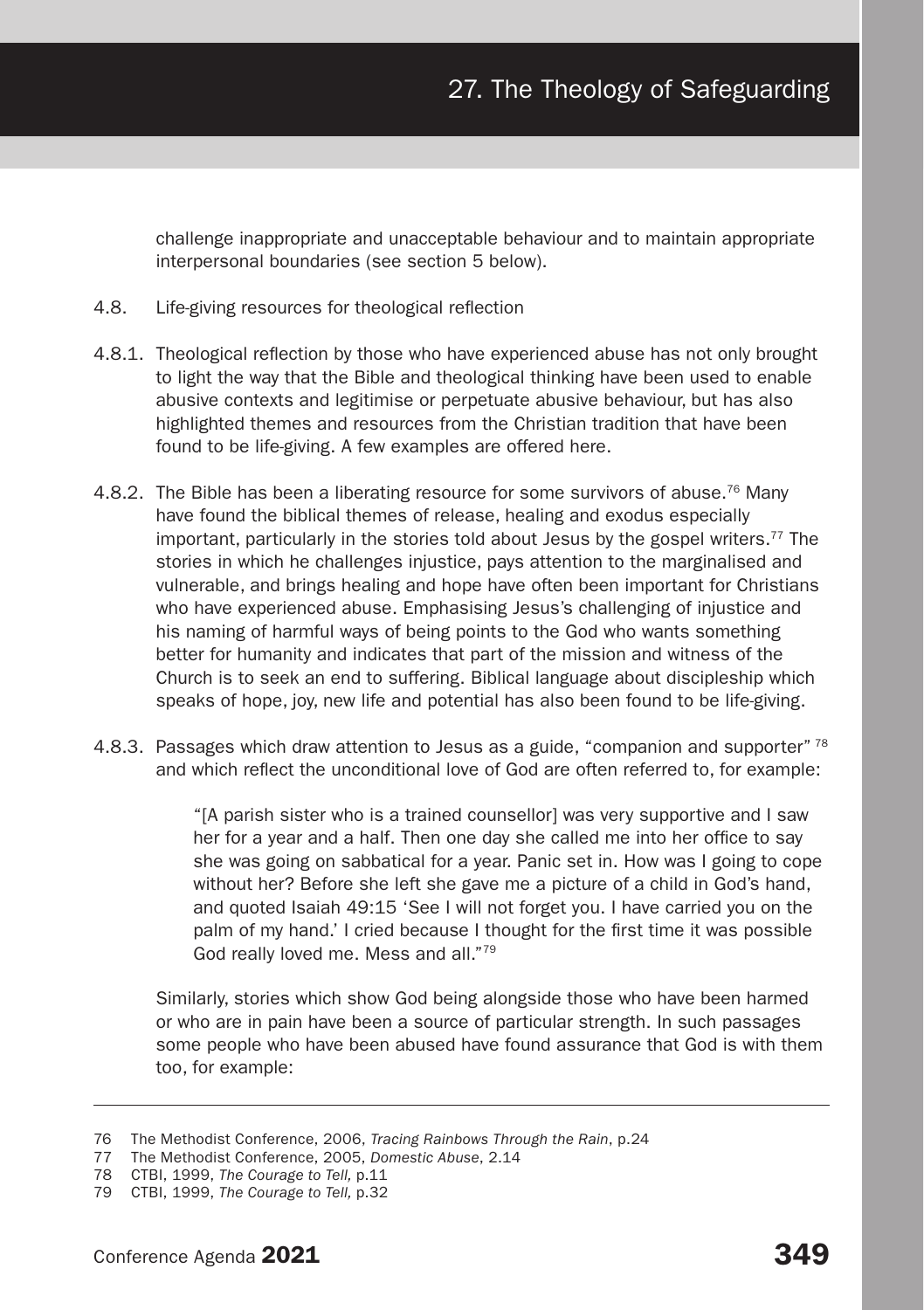challenge inappropriate and unacceptable behaviour and to maintain appropriate interpersonal boundaries (see section 5 below).

4.8. Life-giving resources for theological reflection

4.8.1. Theological reflection by those who have experienced abuse has not only brought to light the way that the Bible and theological thinking have been used to enable abusive contexts and legitimise or perpetuate abusive behaviour, but has also highlighted themes and resources from the Christian tradition that have been found to be life-giving. A few examples are offered here.

4.8.2. The Bible has been a liberating resource for some survivors of abuse.[76] Many have found the biblical themes of release, healing and exodus especially important, particularly in the stories told about Jesus by the gospel writers.[77] The stories in which he challenges injustice, pays attention to the marginalised and vulnerable, and brings healing and hope have often been important for Christians who have experienced abuse. Emphasising Jesus's challenging of injustice and his naming of harmful ways of being points to the God who wants something better for humanity and indicates that part of the mission and witness of the Church is to seek an end to suffering. Biblical language about discipleship which speaks of hope, joy, new life and potential has also been found to be life-giving.

4.8.3. Passages which draw attention to Jesus as a guide, "companion and supporter" [78] and which reflect the unconditional love of God are often referred to, for example:

> "[A parish sister who is a trained counsellor] was very supportive and I saw her for a year and a half. Then one day she called me into her office to say she was going on sabbatical for a year. Panic set in. How was I going to cope without her? Before she left she gave me a picture of a child in God's hand, and quoted Isaiah 49:15 'See I will not forget you. I have carried you on the palm of my hand.' I cried because I thought for the first time it was possible God really loved me. Mess and all."[79]

Similarly, stories which show God being alongside those who have been harmed or who are in pain have been a source of particular strength. In such passages some people who have been abused have found assurance that God is with them too, for example:

---

76 The Methodist Conference, 2006, *Tracing Rainbows Through the Rain*, p.24

77 The Methodist Conference, 2005, *Domestic Abuse*, 2.14

78 CTBI, 1999, *The Courage to Tell,* p.11

79 CTBI, 1999, *The Courage to Tell,* p.32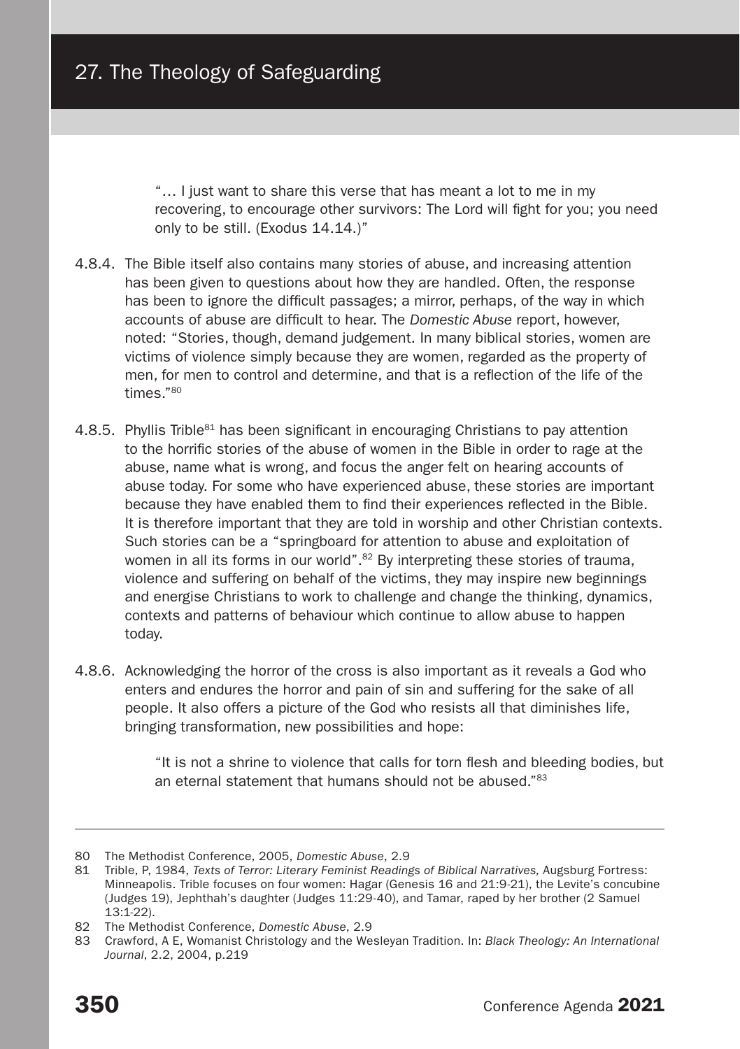"… I just want to share this verse that has meant a lot to me in my recovering, to encourage other survivors: The Lord will fight for you; you need only to be still. (Exodus 14.14.)"

4.8.4. The Bible itself also contains many stories of abuse, and increasing attention has been given to questions about how they are handled. Often, the response has been to ignore the difficult passages; a mirror, perhaps, of the way in which accounts of abuse are difficult to hear. The *Domestic Abuse* report, however, noted: "Stories, though, demand judgement. In many biblical stories, women are victims of violence simply because they are women, regarded as the property of men, for men to control and determine, and that is a reflection of the life of the times."[80]

4.8.5. Phyllis Trible[81] has been significant in encouraging Christians to pay attention to the horrific stories of the abuse of women in the Bible in order to rage at the abuse, name what is wrong, and focus the anger felt on hearing accounts of abuse today. For some who have experienced abuse, these stories are important because they have enabled them to find their experiences reflected in the Bible. It is therefore important that they are told in worship and other Christian contexts. Such stories can be a "springboard for attention to abuse and exploitation of women in all its forms in our world".[82] By interpreting these stories of trauma, violence and suffering on behalf of the victims, they may inspire new beginnings and energise Christians to work to challenge and change the thinking, dynamics, contexts and patterns of behaviour which continue to allow abuse to happen today.

4.8.6. Acknowledging the horror of the cross is also important as it reveals a God who enters and endures the horror and pain of sin and suffering for the sake of all people. It also offers a picture of the God who resists all that diminishes life, bringing transformation, new possibilities and hope:

"It is not a shrine to violence that calls for torn flesh and bleeding bodies, but an eternal statement that humans should not be abused."[83]

---

80 The Methodist Conference, 2005, *Domestic Abuse*, 2.9

81 Trible, P, 1984, *Texts of Terror: Literary Feminist Readings of Biblical Narratives,* Augsburg Fortress: Minneapolis. Trible focuses on four women: Hagar (Genesis 16 and 21:9-21), the Levite's concubine (Judges 19), Jephthah's daughter (Judges 11:29-40), and Tamar, raped by her brother (2 Samuel 13:1-22).

82 The Methodist Conference, *Domestic Abuse*, 2.9

83 Crawford, A E, Womanist Christology and the Wesleyan Tradition. In: *Black Theology: An International Journal*, 2.2, 2004, p.219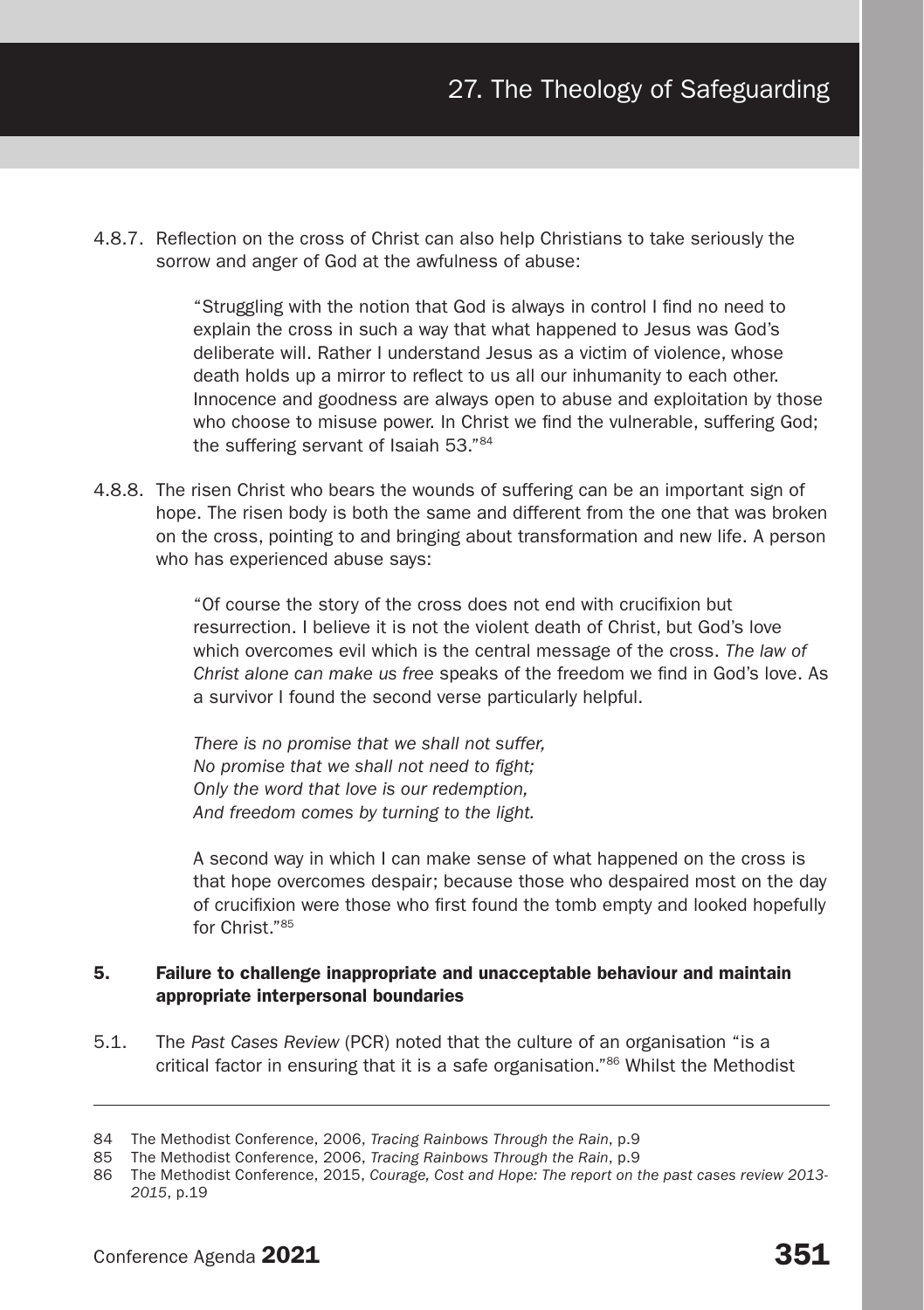4.8.7. Reflection on the cross of Christ can also help Christians to take seriously the sorrow and anger of God at the awfulness of abuse:

> "Struggling with the notion that God is always in control I find no need to explain the cross in such a way that what happened to Jesus was God's deliberate will. Rather I understand Jesus as a victim of violence, whose death holds up a mirror to reflect to us all our inhumanity to each other. Innocence and goodness are always open to abuse and exploitation by those who choose to misuse power. In Christ we find the vulnerable, suffering God; the suffering servant of Isaiah 53."[84]

4.8.8. The risen Christ who bears the wounds of suffering can be an important sign of hope. The risen body is both the same and different from the one that was broken on the cross, pointing to and bringing about transformation and new life. A person who has experienced abuse says:

> "Of course the story of the cross does not end with crucifixion but resurrection. I believe it is not the violent death of Christ, but God's love which overcomes evil which is the central message of the cross. *The law of Christ alone can make us free* speaks of the freedom we find in God's love. As a survivor I found the second verse particularly helpful.
>
> *There is no promise that we shall not suffer,*
> *No promise that we shall not need to fight;*
> *Only the word that love is our redemption,*
> *And freedom comes by turning to the light.*
>
> A second way in which I can make sense of what happened on the cross is that hope overcomes despair; because those who despaired most on the day of crucifixion were those who first found the tomb empty and looked hopefully for Christ."[85]

### 5. Failure to challenge inappropriate and unacceptable behaviour and maintain appropriate interpersonal boundaries

5.1. The *Past Cases Review* (PCR) noted that the culture of an organisation "is a critical factor in ensuring that it is a safe organisation."[86] Whilst the Methodist

---

84 The Methodist Conference, 2006, *Tracing Rainbows Through the Rain*, p.9

85 The Methodist Conference, 2006, *Tracing Rainbows Through the Rain*, p.9

86 The Methodist Conference, 2015, *Courage, Cost and Hope: The report on the past cases review 2013-2015*, p.19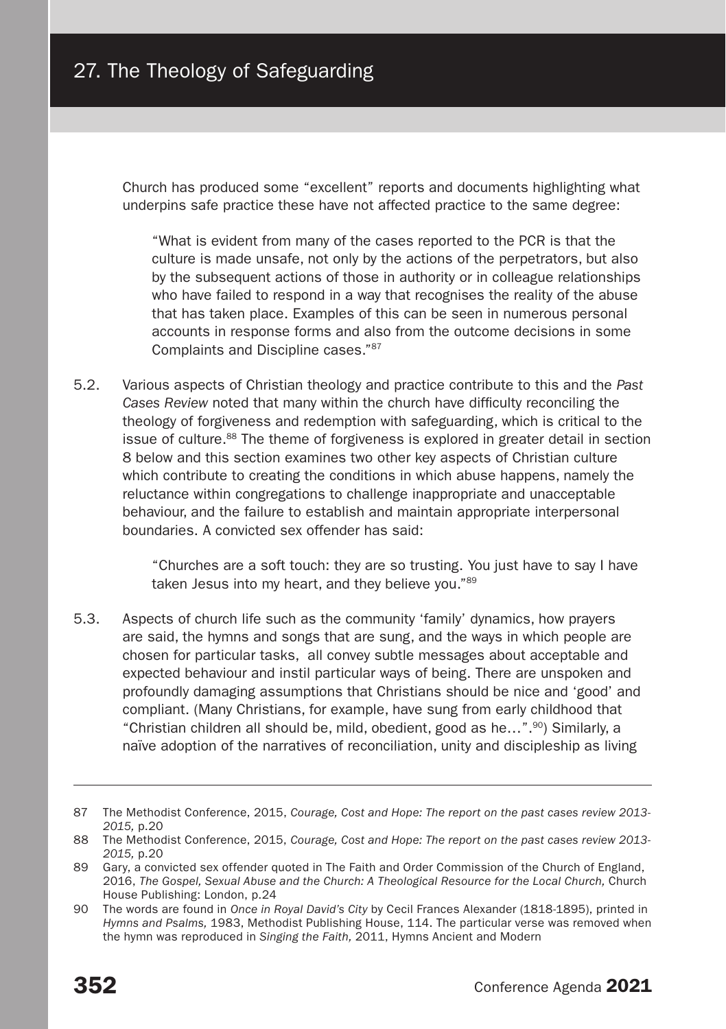Church has produced some "excellent" reports and documents highlighting what underpins safe practice these have not affected practice to the same degree:

> "What is evident from many of the cases reported to the PCR is that the culture is made unsafe, not only by the actions of the perpetrators, but also by the subsequent actions of those in authority or in colleague relationships who have failed to respond in a way that recognises the reality of the abuse that has taken place. Examples of this can be seen in numerous personal accounts in response forms and also from the outcome decisions in some Complaints and Discipline cases."[87]

5.2. Various aspects of Christian theology and practice contribute to this and the *Past Cases Review* noted that many within the church have difficulty reconciling the theology of forgiveness and redemption with safeguarding, which is critical to the issue of culture.[88] The theme of forgiveness is explored in greater detail in section 8 below and this section examines two other key aspects of Christian culture which contribute to creating the conditions in which abuse happens, namely the reluctance within congregations to challenge inappropriate and unacceptable behaviour, and the failure to establish and maintain appropriate interpersonal boundaries. A convicted sex offender has said:

> "Churches are a soft touch: they are so trusting. You just have to say I have taken Jesus into my heart, and they believe you."[89]

5.3. Aspects of church life such as the community 'family' dynamics, how prayers are said, the hymns and songs that are sung, and the ways in which people are chosen for particular tasks, all convey subtle messages about acceptable and expected behaviour and instil particular ways of being. There are unspoken and profoundly damaging assumptions that Christians should be nice and 'good' and compliant. (Many Christians, for example, have sung from early childhood that "Christian children all should be, mild, obedient, good as he…".[90]) Similarly, a naïve adoption of the narratives of reconciliation, unity and discipleship as living

---

87 The Methodist Conference, 2015, *Courage, Cost and Hope: The report on the past cases review 2013-2015,* p.20

88 The Methodist Conference, 2015, *Courage, Cost and Hope: The report on the past cases review 2013-2015,* p.20

89 Gary, a convicted sex offender quoted in The Faith and Order Commission of the Church of England, 2016, *The Gospel, Sexual Abuse and the Church: A Theological Resource for the Local Church,* Church House Publishing: London, p.24

90 The words are found in *Once in Royal David's City* by Cecil Frances Alexander (1818-1895), printed in *Hymns and Psalms,* 1983, Methodist Publishing House, 114. The particular verse was removed when the hymn was reproduced in *Singing the Faith,* 2011, Hymns Ancient and Modern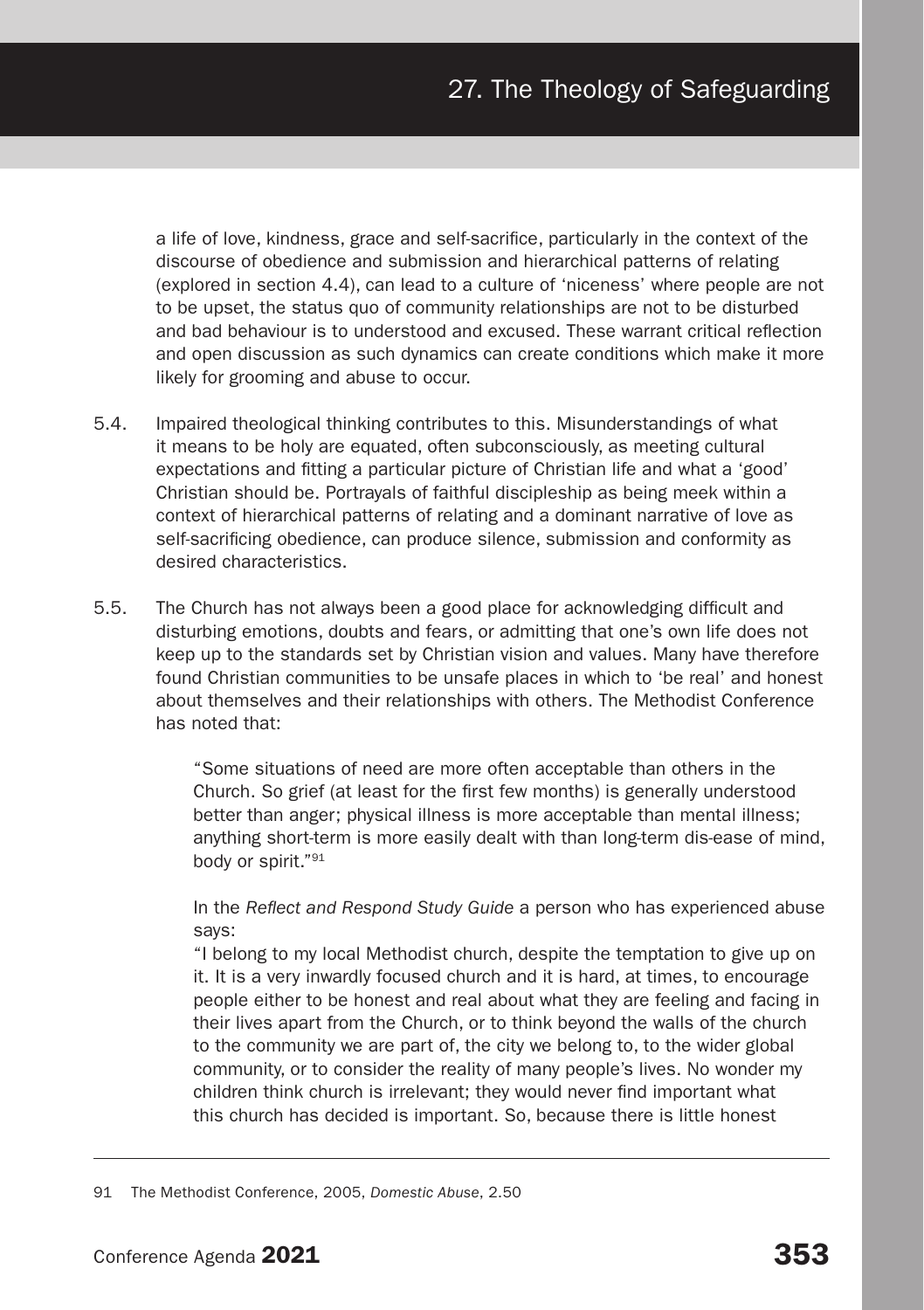a life of love, kindness, grace and self-sacrifice, particularly in the context of the discourse of obedience and submission and hierarchical patterns of relating (explored in section 4.4), can lead to a culture of 'niceness' where people are not to be upset, the status quo of community relationships are not to be disturbed and bad behaviour is to understood and excused. These warrant critical reflection and open discussion as such dynamics can create conditions which make it more likely for grooming and abuse to occur.

5.4. Impaired theological thinking contributes to this. Misunderstandings of what it means to be holy are equated, often subconsciously, as meeting cultural expectations and fitting a particular picture of Christian life and what a 'good' Christian should be. Portrayals of faithful discipleship as being meek within a context of hierarchical patterns of relating and a dominant narrative of love as self-sacrificing obedience, can produce silence, submission and conformity as desired characteristics.

5.5. The Church has not always been a good place for acknowledging difficult and disturbing emotions, doubts and fears, or admitting that one's own life does not keep up to the standards set by Christian vision and values. Many have therefore found Christian communities to be unsafe places in which to 'be real' and honest about themselves and their relationships with others. The Methodist Conference has noted that:

> "Some situations of need are more often acceptable than others in the Church. So grief (at least for the first few months) is generally understood better than anger; physical illness is more acceptable than mental illness; anything short-term is more easily dealt with than long-term dis-ease of mind, body or spirit."[91]

In the *Reflect and Respond Study Guide* a person who has experienced abuse says:

> "I belong to my local Methodist church, despite the temptation to give up on it. It is a very inwardly focused church and it is hard, at times, to encourage people either to be honest and real about what they are feeling and facing in their lives apart from the Church, or to think beyond the walls of the church to the community we are part of, the city we belong to, to the wider global community, or to consider the reality of many people's lives. No wonder my children think church is irrelevant; they would never find important what this church has decided is important. So, because there is little honest

---

91 The Methodist Conference, 2005, *Domestic Abuse*, 2.50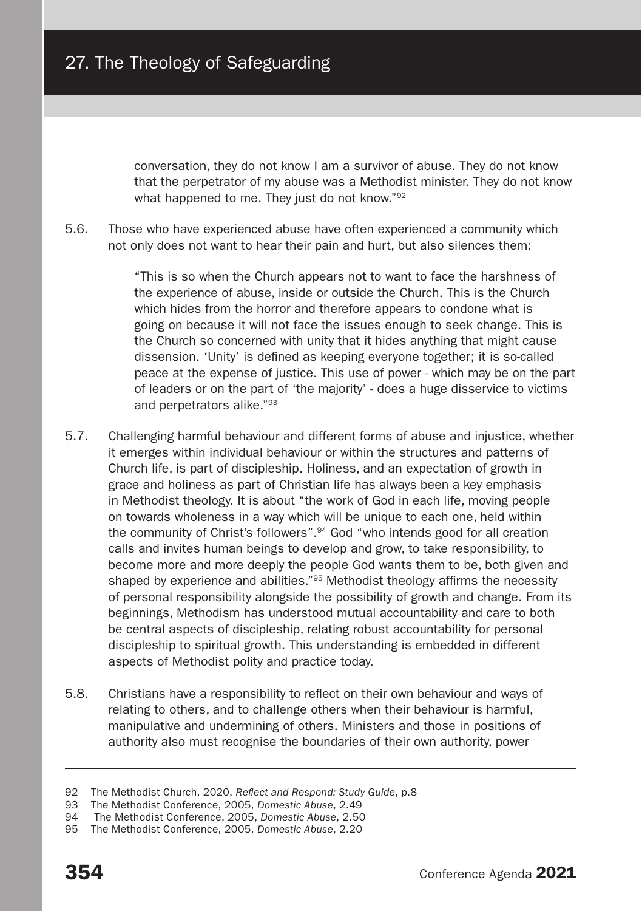conversation, they do not know I am a survivor of abuse. They do not know that the perpetrator of my abuse was a Methodist minister. They do not know what happened to me. They just do not know."[92]

5.6. Those who have experienced abuse have often experienced a community which not only does not want to hear their pain and hurt, but also silences them:

> "This is so when the Church appears not to want to face the harshness of the experience of abuse, inside or outside the Church. This is the Church which hides from the horror and therefore appears to condone what is going on because it will not face the issues enough to seek change. This is the Church so concerned with unity that it hides anything that might cause dissension. 'Unity' is defined as keeping everyone together; it is so-called peace at the expense of justice. This use of power - which may be on the part of leaders or on the part of 'the majority' - does a huge disservice to victims and perpetrators alike."[93]

5.7. Challenging harmful behaviour and different forms of abuse and injustice, whether it emerges within individual behaviour or within the structures and patterns of Church life, is part of discipleship. Holiness, and an expectation of growth in grace and holiness as part of Christian life has always been a key emphasis in Methodist theology. It is about "the work of God in each life, moving people on towards wholeness in a way which will be unique to each one, held within the community of Christ's followers".[94] God "who intends good for all creation calls and invites human beings to develop and grow, to take responsibility, to become more and more deeply the people God wants them to be, both given and shaped by experience and abilities."[95] Methodist theology affirms the necessity of personal responsibility alongside the possibility of growth and change. From its beginnings, Methodism has understood mutual accountability and care to both be central aspects of discipleship, relating robust accountability for personal discipleship to spiritual growth. This understanding is embedded in different aspects of Methodist polity and practice today.

5.8. Christians have a responsibility to reflect on their own behaviour and ways of relating to others, and to challenge others when their behaviour is harmful, manipulative and undermining of others. Ministers and those in positions of authority also must recognise the boundaries of their own authority, power

---

92 The Methodist Church, 2020, *Reflect and Respond: Study Guide*, p.8
93 The Methodist Conference, 2005, *Domestic Abuse*, 2.49
94 The Methodist Conference, 2005, *Domestic Abuse*, 2.50
95 The Methodist Conference, 2005, *Domestic Abuse*, 2.20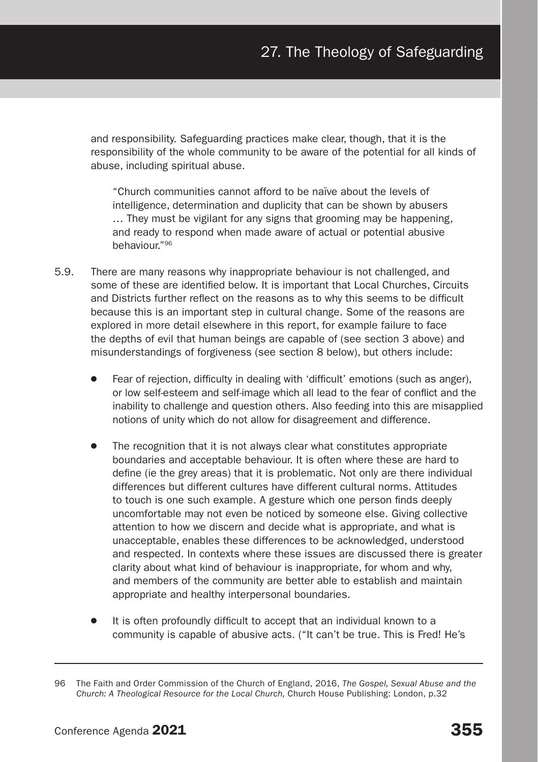and responsibility. Safeguarding practices make clear, though, that it is the responsibility of the whole community to be aware of the potential for all kinds of abuse, including spiritual abuse.

> "Church communities cannot afford to be naïve about the levels of intelligence, determination and duplicity that can be shown by abusers … They must be vigilant for any signs that grooming may be happening, and ready to respond when made aware of actual or potential abusive behaviour."[96]

5.9. There are many reasons why inappropriate behaviour is not challenged, and some of these are identified below. It is important that Local Churches, Circuits and Districts further reflect on the reasons as to why this seems to be difficult because this is an important step in cultural change. Some of the reasons are explored in more detail elsewhere in this report, for example failure to face the depths of evil that human beings are capable of (see section 3 above) and misunderstandings of forgiveness (see section 8 below), but others include:

- Fear of rejection, difficulty in dealing with 'difficult' emotions (such as anger), or low self-esteem and self-image which all lead to the fear of conflict and the inability to challenge and question others. Also feeding into this are misapplied notions of unity which do not allow for disagreement and difference.

- The recognition that it is not always clear what constitutes appropriate boundaries and acceptable behaviour. It is often where these are hard to define (ie the grey areas) that it is problematic. Not only are there individual differences but different cultures have different cultural norms. Attitudes to touch is one such example. A gesture which one person finds deeply uncomfortable may not even be noticed by someone else. Giving collective attention to how we discern and decide what is appropriate, and what is unacceptable, enables these differences to be acknowledged, understood and respected. In contexts where these issues are discussed there is greater clarity about what kind of behaviour is inappropriate, for whom and why, and members of the community are better able to establish and maintain appropriate and healthy interpersonal boundaries.

- It is often profoundly difficult to accept that an individual known to a community is capable of abusive acts. ("It can't be true. This is Fred! He's

---

96 The Faith and Order Commission of the Church of England, 2016, *The Gospel, Sexual Abuse and the Church: A Theological Resource for the Local Church,* Church House Publishing: London, p.32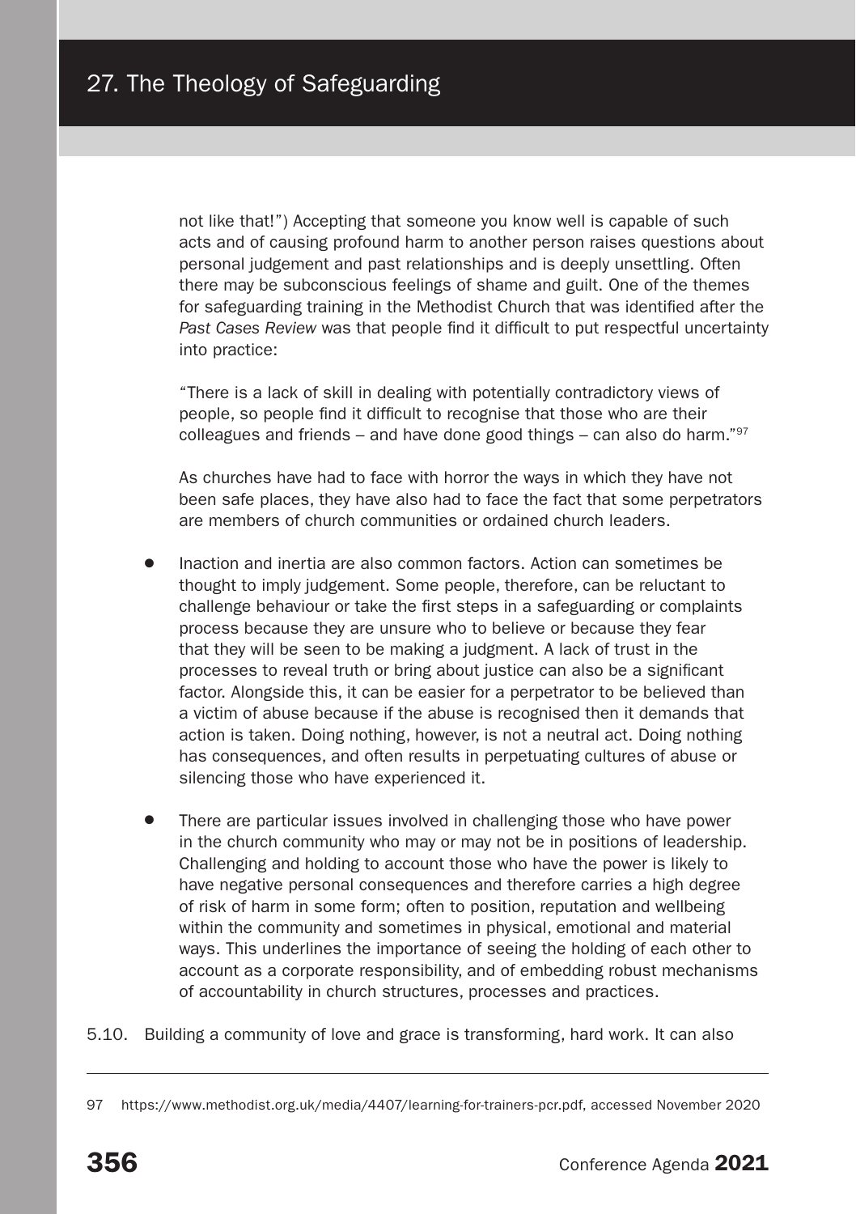not like that!") Accepting that someone you know well is capable of such acts and of causing profound harm to another person raises questions about personal judgement and past relationships and is deeply unsettling. Often there may be subconscious feelings of shame and guilt. One of the themes for safeguarding training in the Methodist Church that was identified after the *Past Cases Review* was that people find it difficult to put respectful uncertainty into practice:

"There is a lack of skill in dealing with potentially contradictory views of people, so people find it difficult to recognise that those who are their colleagues and friends – and have done good things – can also do harm."[97]

As churches have had to face with horror the ways in which they have not been safe places, they have also had to face the fact that some perpetrators are members of church communities or ordained church leaders.

- Inaction and inertia are also common factors. Action can sometimes be thought to imply judgement. Some people, therefore, can be reluctant to challenge behaviour or take the first steps in a safeguarding or complaints process because they are unsure who to believe or because they fear that they will be seen to be making a judgment. A lack of trust in the processes to reveal truth or bring about justice can also be a significant factor. Alongside this, it can be easier for a perpetrator to be believed than a victim of abuse because if the abuse is recognised then it demands that action is taken. Doing nothing, however, is not a neutral act. Doing nothing has consequences, and often results in perpetuating cultures of abuse or silencing those who have experienced it.

- There are particular issues involved in challenging those who have power in the church community who may or may not be in positions of leadership. Challenging and holding to account those who have the power is likely to have negative personal consequences and therefore carries a high degree of risk of harm in some form; often to position, reputation and wellbeing within the community and sometimes in physical, emotional and material ways. This underlines the importance of seeing the holding of each other to account as a corporate responsibility, and of embedding robust mechanisms of accountability in church structures, processes and practices.

5.10. Building a community of love and grace is transforming, hard work. It can also

---

97 https://www.methodist.org.uk/media/4407/learning-for-trainers-pcr.pdf, accessed November 2020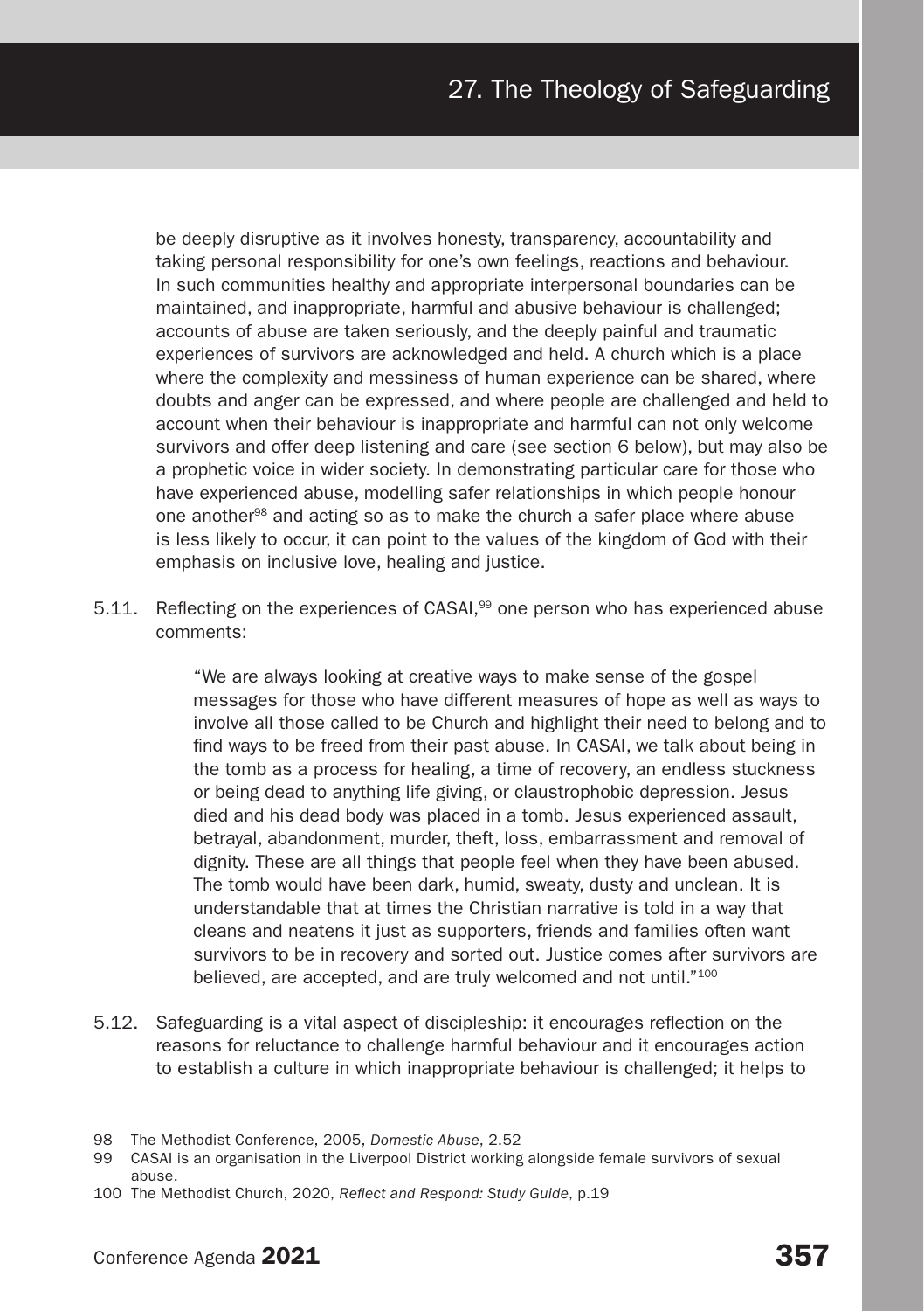be deeply disruptive as it involves honesty, transparency, accountability and taking personal responsibility for one's own feelings, reactions and behaviour. In such communities healthy and appropriate interpersonal boundaries can be maintained, and inappropriate, harmful and abusive behaviour is challenged; accounts of abuse are taken seriously, and the deeply painful and traumatic experiences of survivors are acknowledged and held. A church which is a place where the complexity and messiness of human experience can be shared, where doubts and anger can be expressed, and where people are challenged and held to account when their behaviour is inappropriate and harmful can not only welcome survivors and offer deep listening and care (see section 6 below), but may also be a prophetic voice in wider society. In demonstrating particular care for those who have experienced abuse, modelling safer relationships in which people honour one another[98] and acting so as to make the church a safer place where abuse is less likely to occur, it can point to the values of the kingdom of God with their emphasis on inclusive love, healing and justice.

5.11. Reflecting on the experiences of CASAI,[99] one person who has experienced abuse comments:

> "We are always looking at creative ways to make sense of the gospel messages for those who have different measures of hope as well as ways to involve all those called to be Church and highlight their need to belong and to find ways to be freed from their past abuse. In CASAI, we talk about being in the tomb as a process for healing, a time of recovery, an endless stuckness or being dead to anything life giving, or claustrophobic depression. Jesus died and his dead body was placed in a tomb. Jesus experienced assault, betrayal, abandonment, murder, theft, loss, embarrassment and removal of dignity. These are all things that people feel when they have been abused. The tomb would have been dark, humid, sweaty, dusty and unclean. It is understandable that at times the Christian narrative is told in a way that cleans and neatens it just as supporters, friends and families often want survivors to be in recovery and sorted out. Justice comes after survivors are believed, are accepted, and are truly welcomed and not until."[100]

5.12. Safeguarding is a vital aspect of discipleship: it encourages reflection on the reasons for reluctance to challenge harmful behaviour and it encourages action to establish a culture in which inappropriate behaviour is challenged; it helps to

---

98 The Methodist Conference, 2005, *Domestic Abuse*, 2.52

99 CASAI is an organisation in the Liverpool District working alongside female survivors of sexual abuse.

100 The Methodist Church, 2020, *Reflect and Respond: Study Guide*, p.19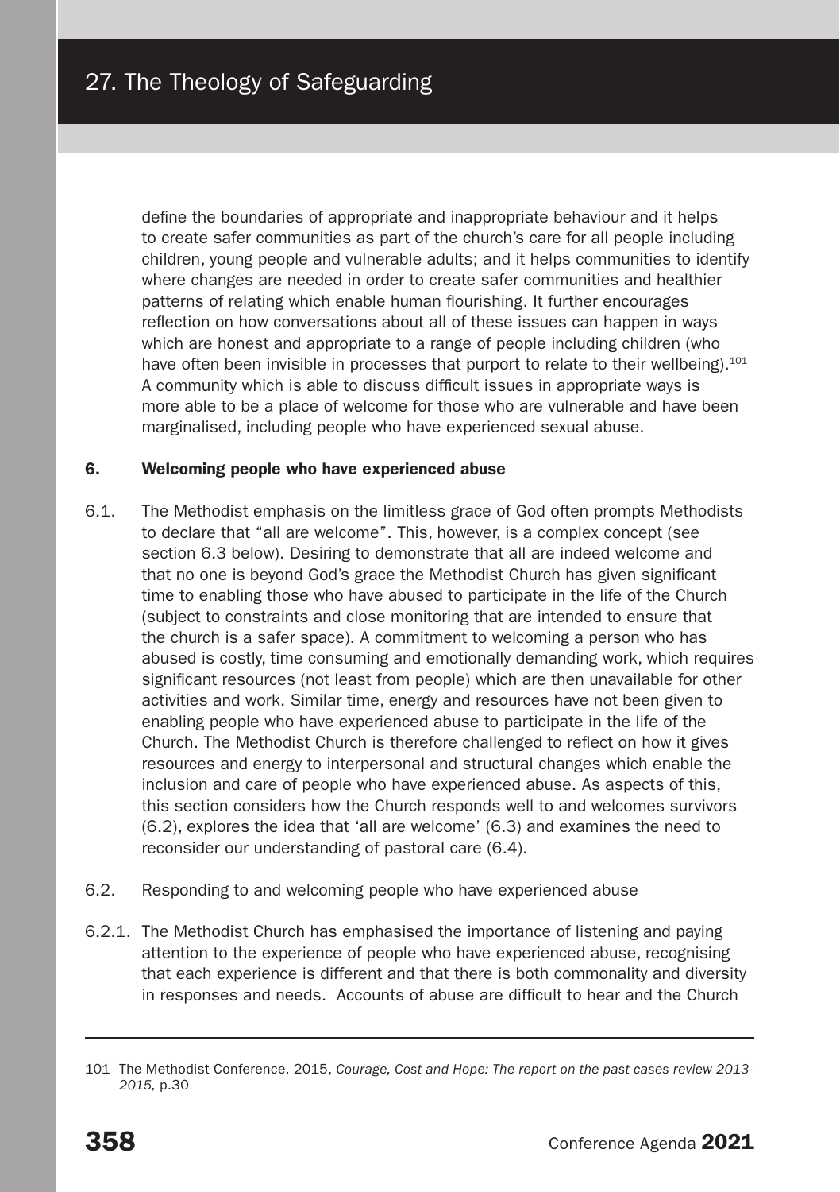define the boundaries of appropriate and inappropriate behaviour and it helps to create safer communities as part of the church's care for all people including children, young people and vulnerable adults; and it helps communities to identify where changes are needed in order to create safer communities and healthier patterns of relating which enable human flourishing. It further encourages reflection on how conversations about all of these issues can happen in ways which are honest and appropriate to a range of people including children (who have often been invisible in processes that purport to relate to their wellbeing).[101] A community which is able to discuss difficult issues in appropriate ways is more able to be a place of welcome for those who are vulnerable and have been marginalised, including people who have experienced sexual abuse.

## 6. Welcoming people who have experienced abuse

6.1. The Methodist emphasis on the limitless grace of God often prompts Methodists to declare that "all are welcome". This, however, is a complex concept (see section 6.3 below). Desiring to demonstrate that all are indeed welcome and that no one is beyond God's grace the Methodist Church has given significant time to enabling those who have abused to participate in the life of the Church (subject to constraints and close monitoring that are intended to ensure that the church is a safer space). A commitment to welcoming a person who has abused is costly, time consuming and emotionally demanding work, which requires significant resources (not least from people) which are then unavailable for other activities and work. Similar time, energy and resources have not been given to enabling people who have experienced abuse to participate in the life of the Church. The Methodist Church is therefore challenged to reflect on how it gives resources and energy to interpersonal and structural changes which enable the inclusion and care of people who have experienced abuse. As aspects of this, this section considers how the Church responds well to and welcomes survivors (6.2), explores the idea that 'all are welcome' (6.3) and examines the need to reconsider our understanding of pastoral care (6.4).

6.2. Responding to and welcoming people who have experienced abuse

6.2.1. The Methodist Church has emphasised the importance of listening and paying attention to the experience of people who have experienced abuse, recognising that each experience is different and that there is both commonality and diversity in responses and needs. Accounts of abuse are difficult to hear and the Church

---

101 The Methodist Conference, 2015, *Courage, Cost and Hope: The report on the past cases review 2013-2015,* p.30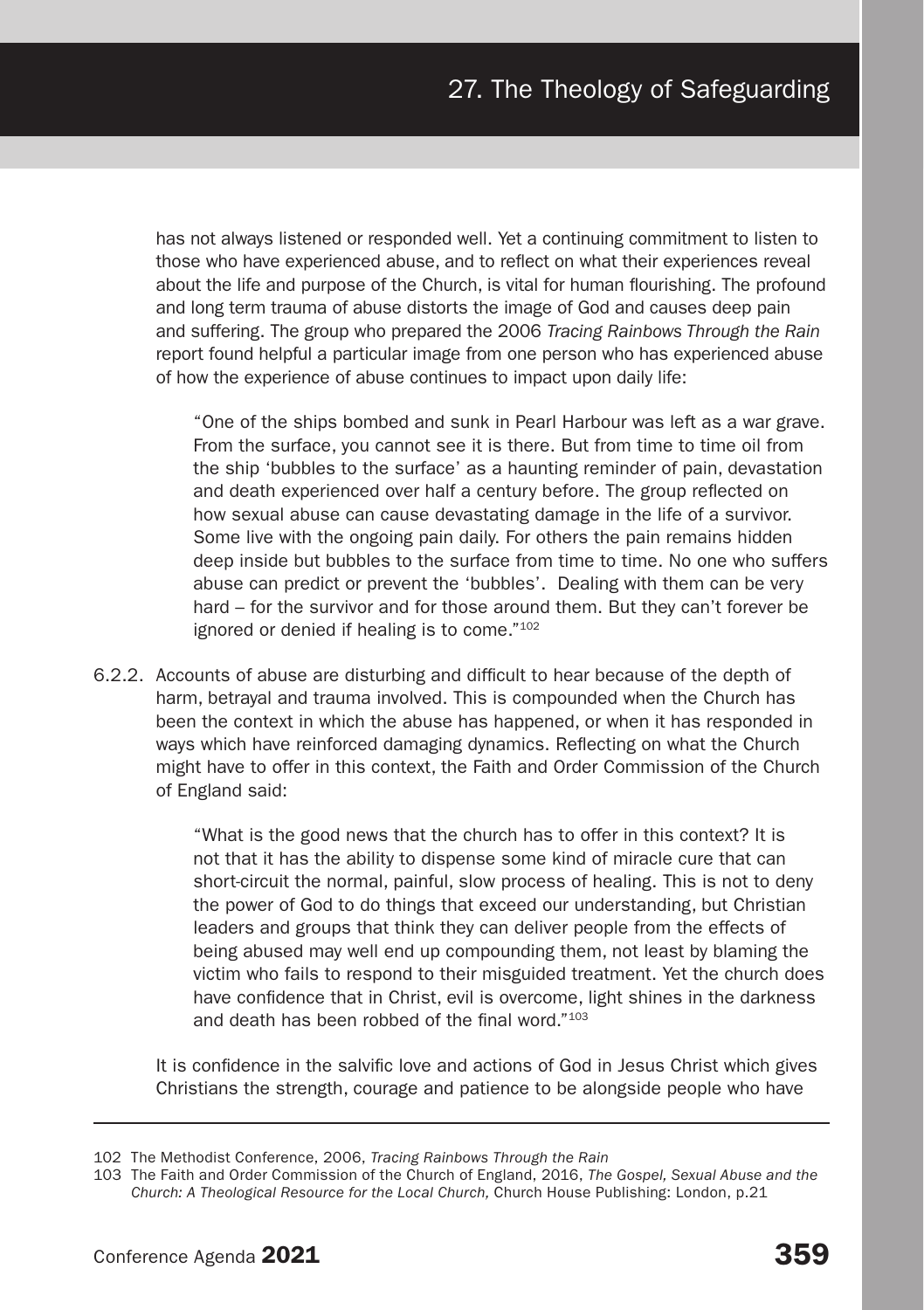has not always listened or responded well. Yet a continuing commitment to listen to those who have experienced abuse, and to reflect on what their experiences reveal about the life and purpose of the Church, is vital for human flourishing. The profound and long term trauma of abuse distorts the image of God and causes deep pain and suffering. The group who prepared the 2006 *Tracing Rainbows Through the Rain* report found helpful a particular image from one person who has experienced abuse of how the experience of abuse continues to impact upon daily life:

> "One of the ships bombed and sunk in Pearl Harbour was left as a war grave. From the surface, you cannot see it is there. But from time to time oil from the ship 'bubbles to the surface' as a haunting reminder of pain, devastation and death experienced over half a century before. The group reflected on how sexual abuse can cause devastating damage in the life of a survivor. Some live with the ongoing pain daily. For others the pain remains hidden deep inside but bubbles to the surface from time to time. No one who suffers abuse can predict or prevent the 'bubbles'. Dealing with them can be very hard – for the survivor and for those around them. But they can't forever be ignored or denied if healing is to come."[102]

6.2.2. Accounts of abuse are disturbing and difficult to hear because of the depth of harm, betrayal and trauma involved. This is compounded when the Church has been the context in which the abuse has happened, or when it has responded in ways which have reinforced damaging dynamics. Reflecting on what the Church might have to offer in this context, the Faith and Order Commission of the Church of England said:

> "What is the good news that the church has to offer in this context? It is not that it has the ability to dispense some kind of miracle cure that can short-circuit the normal, painful, slow process of healing. This is not to deny the power of God to do things that exceed our understanding, but Christian leaders and groups that think they can deliver people from the effects of being abused may well end up compounding them, not least by blaming the victim who fails to respond to their misguided treatment. Yet the church does have confidence that in Christ, evil is overcome, light shines in the darkness and death has been robbed of the final word."[103]

It is confidence in the salvific love and actions of God in Jesus Christ which gives Christians the strength, courage and patience to be alongside people who have

---

102 The Methodist Conference, 2006, *Tracing Rainbows Through the Rain*

103 The Faith and Order Commission of the Church of England, 2016, *The Gospel, Sexual Abuse and the Church: A Theological Resource for the Local Church,* Church House Publishing: London, p.21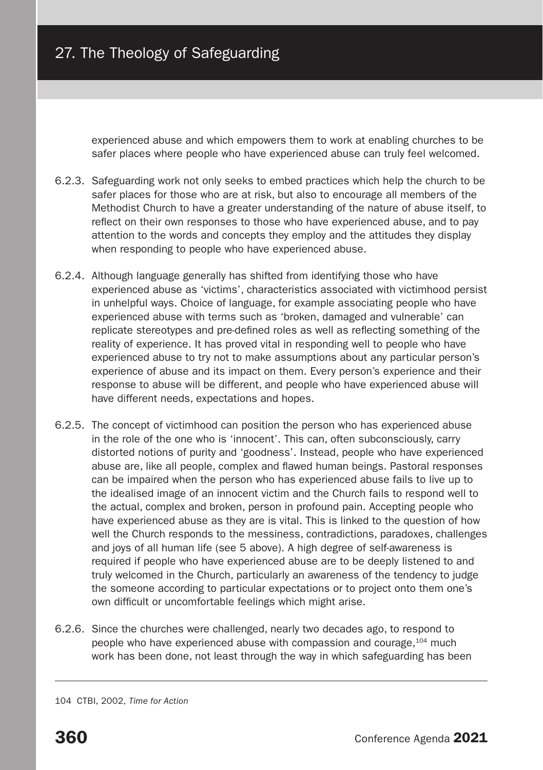experienced abuse and which empowers them to work at enabling churches to be safer places where people who have experienced abuse can truly feel welcomed.

6.2.3. Safeguarding work not only seeks to embed practices which help the church to be safer places for those who are at risk, but also to encourage all members of the Methodist Church to have a greater understanding of the nature of abuse itself, to reflect on their own responses to those who have experienced abuse, and to pay attention to the words and concepts they employ and the attitudes they display when responding to people who have experienced abuse.

6.2.4. Although language generally has shifted from identifying those who have experienced abuse as 'victims', characteristics associated with victimhood persist in unhelpful ways. Choice of language, for example associating people who have experienced abuse with terms such as 'broken, damaged and vulnerable' can replicate stereotypes and pre-defined roles as well as reflecting something of the reality of experience. It has proved vital in responding well to people who have experienced abuse to try not to make assumptions about any particular person's experience of abuse and its impact on them. Every person's experience and their response to abuse will be different, and people who have experienced abuse will have different needs, expectations and hopes.

6.2.5. The concept of victimhood can position the person who has experienced abuse in the role of the one who is 'innocent'. This can, often subconsciously, carry distorted notions of purity and 'goodness'. Instead, people who have experienced abuse are, like all people, complex and flawed human beings. Pastoral responses can be impaired when the person who has experienced abuse fails to live up to the idealised image of an innocent victim and the Church fails to respond well to the actual, complex and broken, person in profound pain. Accepting people who have experienced abuse as they are is vital. This is linked to the question of how well the Church responds to the messiness, contradictions, paradoxes, challenges and joys of all human life (see 5 above). A high degree of self-awareness is required if people who have experienced abuse are to be deeply listened to and truly welcomed in the Church, particularly an awareness of the tendency to judge the someone according to particular expectations or to project onto them one's own difficult or uncomfortable feelings which might arise.

6.2.6. Since the churches were challenged, nearly two decades ago, to respond to people who have experienced abuse with compassion and courage,[104] much work has been done, not least through the way in which safeguarding has been

---

104 CTBI, 2002, *Time for Action*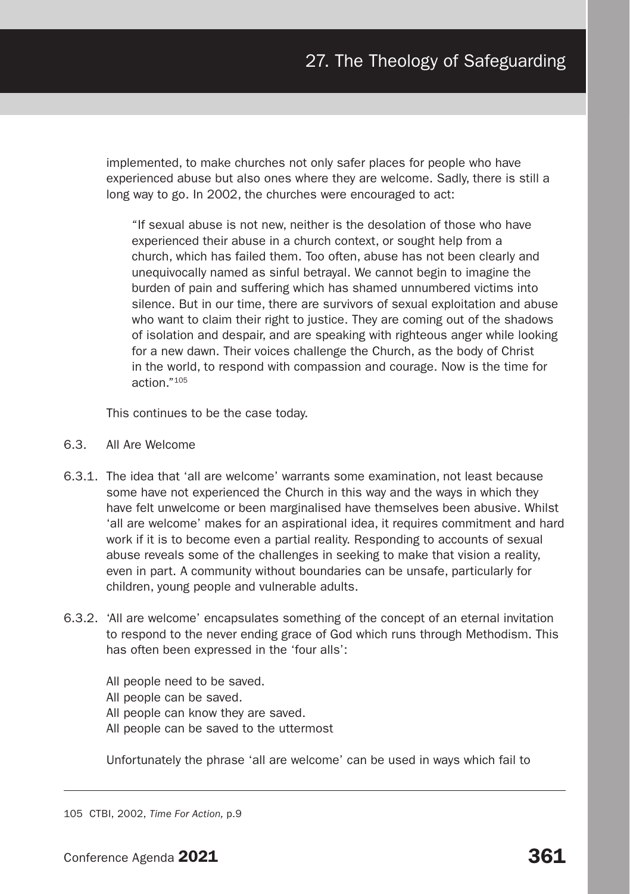implemented, to make churches not only safer places for people who have experienced abuse but also ones where they are welcome. Sadly, there is still a long way to go. In 2002, the churches were encouraged to act:

> "If sexual abuse is not new, neither is the desolation of those who have experienced their abuse in a church context, or sought help from a church, which has failed them. Too often, abuse has not been clearly and unequivocally named as sinful betrayal. We cannot begin to imagine the burden of pain and suffering which has shamed unnumbered victims into silence. But in our time, there are survivors of sexual exploitation and abuse who want to claim their right to justice. They are coming out of the shadows of isolation and despair, and are speaking with righteous anger while looking for a new dawn. Their voices challenge the Church, as the body of Christ in the world, to respond with compassion and courage. Now is the time for action."[105]

This continues to be the case today.

6.3. All Are Welcome

6.3.1. The idea that 'all are welcome' warrants some examination, not least because some have not experienced the Church in this way and the ways in which they have felt unwelcome or been marginalised have themselves been abusive. Whilst 'all are welcome' makes for an aspirational idea, it requires commitment and hard work if it is to become even a partial reality. Responding to accounts of sexual abuse reveals some of the challenges in seeking to make that vision a reality, even in part. A community without boundaries can be unsafe, particularly for children, young people and vulnerable adults.

6.3.2. 'All are welcome' encapsulates something of the concept of an eternal invitation to respond to the never ending grace of God which runs through Methodism. This has often been expressed in the 'four alls':

All people need to be saved.
All people can be saved.
All people can know they are saved.
All people can be saved to the uttermost

Unfortunately the phrase 'all are welcome' can be used in ways which fail to

---

105 CTBI, 2002, *Time For Action,* p.9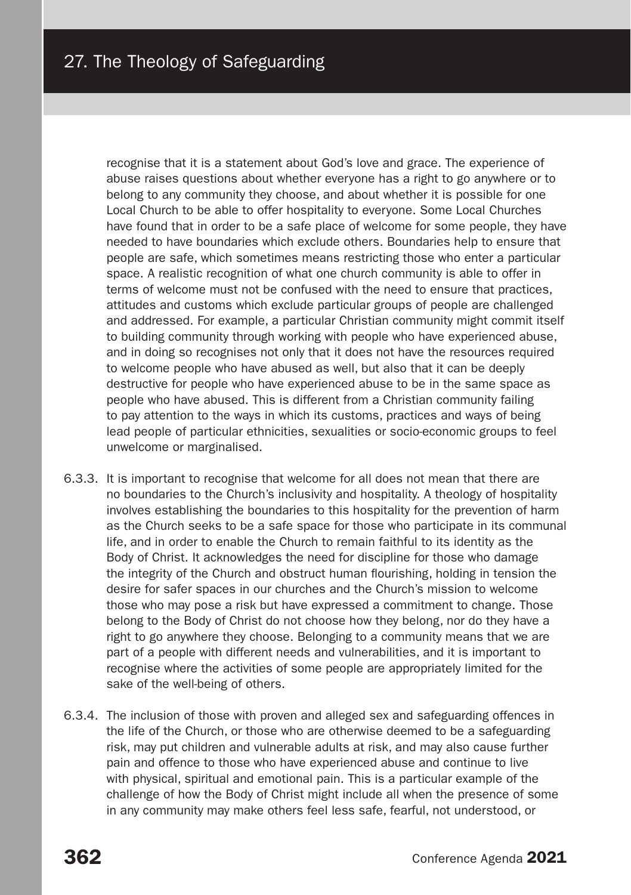recognise that it is a statement about God's love and grace. The experience of abuse raises questions about whether everyone has a right to go anywhere or to belong to any community they choose, and about whether it is possible for one Local Church to be able to offer hospitality to everyone. Some Local Churches have found that in order to be a safe place of welcome for some people, they have needed to have boundaries which exclude others. Boundaries help to ensure that people are safe, which sometimes means restricting those who enter a particular space. A realistic recognition of what one church community is able to offer in terms of welcome must not be confused with the need to ensure that practices, attitudes and customs which exclude particular groups of people are challenged and addressed. For example, a particular Christian community might commit itself to building community through working with people who have experienced abuse, and in doing so recognises not only that it does not have the resources required to welcome people who have abused as well, but also that it can be deeply destructive for people who have experienced abuse to be in the same space as people who have abused. This is different from a Christian community failing to pay attention to the ways in which its customs, practices and ways of being lead people of particular ethnicities, sexualities or socio-economic groups to feel unwelcome or marginalised.

6.3.3. It is important to recognise that welcome for all does not mean that there are no boundaries to the Church's inclusivity and hospitality. A theology of hospitality involves establishing the boundaries to this hospitality for the prevention of harm as the Church seeks to be a safe space for those who participate in its communal life, and in order to enable the Church to remain faithful to its identity as the Body of Christ. It acknowledges the need for discipline for those who damage the integrity of the Church and obstruct human flourishing, holding in tension the desire for safer spaces in our churches and the Church's mission to welcome those who may pose a risk but have expressed a commitment to change. Those belong to the Body of Christ do not choose how they belong, nor do they have a right to go anywhere they choose. Belonging to a community means that we are part of a people with different needs and vulnerabilities, and it is important to recognise where the activities of some people are appropriately limited for the sake of the well-being of others.

6.3.4. The inclusion of those with proven and alleged sex and safeguarding offences in the life of the Church, or those who are otherwise deemed to be a safeguarding risk, may put children and vulnerable adults at risk, and may also cause further pain and offence to those who have experienced abuse and continue to live with physical, spiritual and emotional pain. This is a particular example of the challenge of how the Body of Christ might include all when the presence of some in any community may make others feel less safe, fearful, not understood, or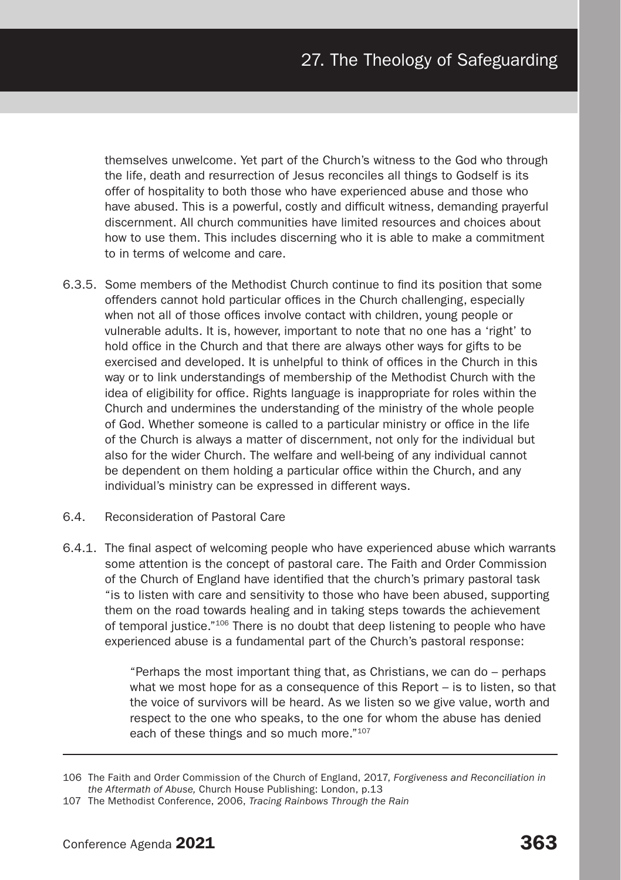themselves unwelcome. Yet part of the Church's witness to the God who through the life, death and resurrection of Jesus reconciles all things to Godself is its offer of hospitality to both those who have experienced abuse and those who have abused. This is a powerful, costly and difficult witness, demanding prayerful discernment. All church communities have limited resources and choices about how to use them. This includes discerning who it is able to make a commitment to in terms of welcome and care.

6.3.5. Some members of the Methodist Church continue to find its position that some offenders cannot hold particular offices in the Church challenging, especially when not all of those offices involve contact with children, young people or vulnerable adults. It is, however, important to note that no one has a 'right' to hold office in the Church and that there are always other ways for gifts to be exercised and developed. It is unhelpful to think of offices in the Church in this way or to link understandings of membership of the Methodist Church with the idea of eligibility for office. Rights language is inappropriate for roles within the Church and undermines the understanding of the ministry of the whole people of God. Whether someone is called to a particular ministry or office in the life of the Church is always a matter of discernment, not only for the individual but also for the wider Church. The welfare and well-being of any individual cannot be dependent on them holding a particular office within the Church, and any individual's ministry can be expressed in different ways.

6.4. Reconsideration of Pastoral Care

6.4.1. The final aspect of welcoming people who have experienced abuse which warrants some attention is the concept of pastoral care. The Faith and Order Commission of the Church of England have identified that the church's primary pastoral task "is to listen with care and sensitivity to those who have been abused, supporting them on the road towards healing and in taking steps towards the achievement of temporal justice."[106] There is no doubt that deep listening to people who have experienced abuse is a fundamental part of the Church's pastoral response:

> "Perhaps the most important thing that, as Christians, we can do – perhaps what we most hope for as a consequence of this Report – is to listen, so that the voice of survivors will be heard. As we listen so we give value, worth and respect to the one who speaks, to the one for whom the abuse has denied each of these things and so much more."[107]

---

106 The Faith and Order Commission of the Church of England, 2017, *Forgiveness and Reconciliation in the Aftermath of Abuse,* Church House Publishing: London, p.13

107 The Methodist Conference, 2006, *Tracing Rainbows Through the Rain*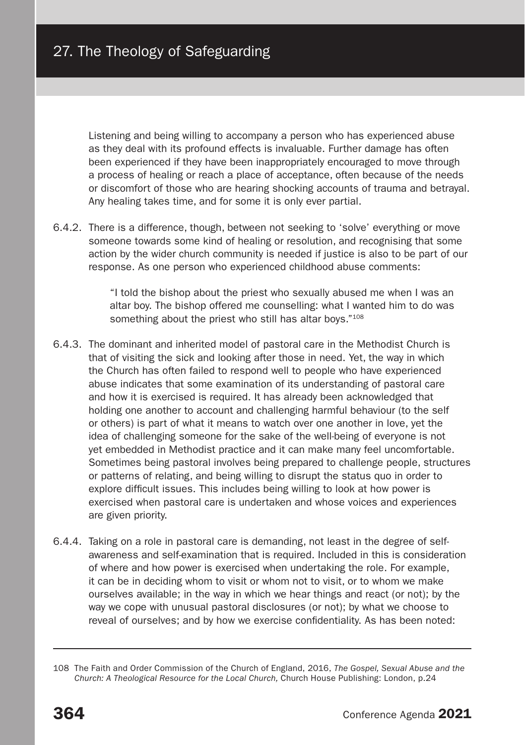Listening and being willing to accompany a person who has experienced abuse as they deal with its profound effects is invaluable. Further damage has often been experienced if they have been inappropriately encouraged to move through a process of healing or reach a place of acceptance, often because of the needs or discomfort of those who are hearing shocking accounts of trauma and betrayal. Any healing takes time, and for some it is only ever partial.

6.4.2. There is a difference, though, between not seeking to 'solve' everything or move someone towards some kind of healing or resolution, and recognising that some action by the wider church community is needed if justice is also to be part of our response. As one person who experienced childhood abuse comments:

> "I told the bishop about the priest who sexually abused me when I was an altar boy. The bishop offered me counselling: what I wanted him to do was something about the priest who still has altar boys."[108]

6.4.3. The dominant and inherited model of pastoral care in the Methodist Church is that of visiting the sick and looking after those in need. Yet, the way in which the Church has often failed to respond well to people who have experienced abuse indicates that some examination of its understanding of pastoral care and how it is exercised is required. It has already been acknowledged that holding one another to account and challenging harmful behaviour (to the self or others) is part of what it means to watch over one another in love, yet the idea of challenging someone for the sake of the well-being of everyone is not yet embedded in Methodist practice and it can make many feel uncomfortable. Sometimes being pastoral involves being prepared to challenge people, structures or patterns of relating, and being willing to disrupt the status quo in order to explore difficult issues. This includes being willing to look at how power is exercised when pastoral care is undertaken and whose voices and experiences are given priority.

6.4.4. Taking on a role in pastoral care is demanding, not least in the degree of self-awareness and self-examination that is required. Included in this is consideration of where and how power is exercised when undertaking the role. For example, it can be in deciding whom to visit or whom not to visit, or to whom we make ourselves available; in the way in which we hear things and react (or not); by the way we cope with unusual pastoral disclosures (or not); by what we choose to reveal of ourselves; and by how we exercise confidentiality. As has been noted:

---

108 The Faith and Order Commission of the Church of England, 2016, *The Gospel, Sexual Abuse and the Church: A Theological Resource for the Local Church,* Church House Publishing: London, p.24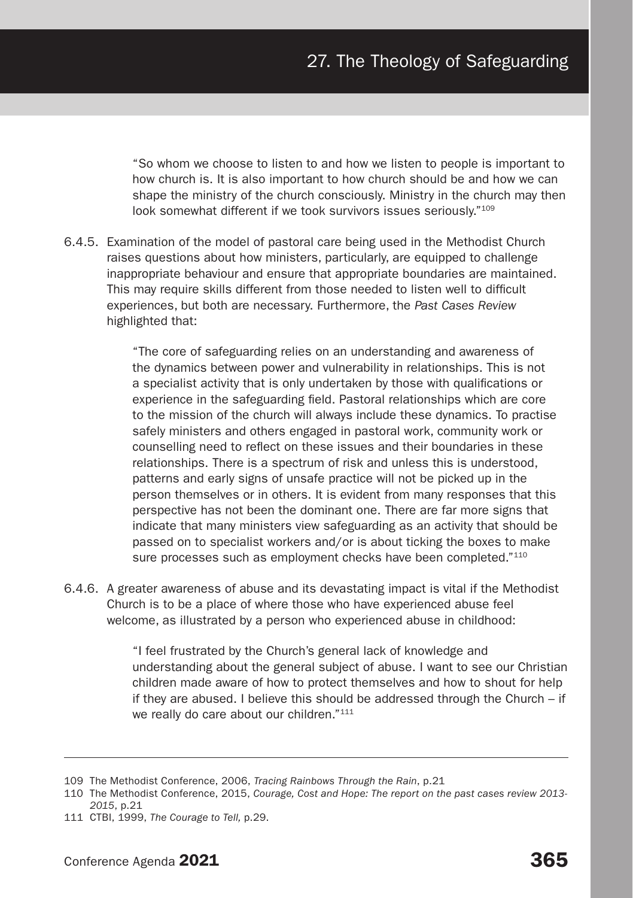> "So whom we choose to listen to and how we listen to people is important to how church is. It is also important to how church should be and how we can shape the ministry of the church consciously. Ministry in the church may then look somewhat different if we took survivors issues seriously."[109]

6.4.5. Examination of the model of pastoral care being used in the Methodist Church raises questions about how ministers, particularly, are equipped to challenge inappropriate behaviour and ensure that appropriate boundaries are maintained. This may require skills different from those needed to listen well to difficult experiences, but both are necessary. Furthermore, the *Past Cases Review* highlighted that:

> "The core of safeguarding relies on an understanding and awareness of the dynamics between power and vulnerability in relationships. This is not a specialist activity that is only undertaken by those with qualifications or experience in the safeguarding field. Pastoral relationships which are core to the mission of the church will always include these dynamics. To practise safely ministers and others engaged in pastoral work, community work or counselling need to reflect on these issues and their boundaries in these relationships. There is a spectrum of risk and unless this is understood, patterns and early signs of unsafe practice will not be picked up in the person themselves or in others. It is evident from many responses that this perspective has not been the dominant one. There are far more signs that indicate that many ministers view safeguarding as an activity that should be passed on to specialist workers and/or is about ticking the boxes to make sure processes such as employment checks have been completed."[110]

6.4.6. A greater awareness of abuse and its devastating impact is vital if the Methodist Church is to be a place of where those who have experienced abuse feel welcome, as illustrated by a person who experienced abuse in childhood:

> "I feel frustrated by the Church's general lack of knowledge and understanding about the general subject of abuse. I want to see our Christian children made aware of how to protect themselves and how to shout for help if they are abused. I believe this should be addressed through the Church – if we really do care about our children."[111]

---

109 The Methodist Conference, 2006, *Tracing Rainbows Through the Rain*, p.21

110 The Methodist Conference, 2015, *Courage, Cost and Hope: The report on the past cases review 2013-2015*, p.21

111 CTBI, 1999, *The Courage to Tell,* p.29.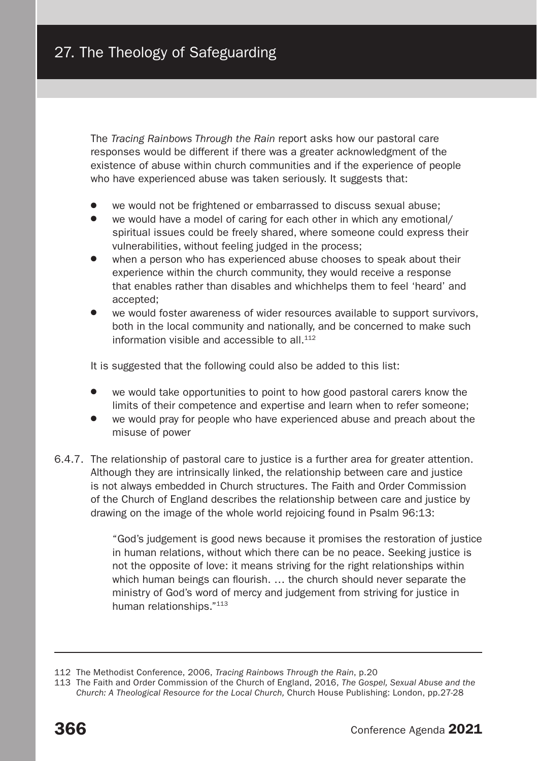The *Tracing Rainbows Through the Rain* report asks how our pastoral care responses would be different if there was a greater acknowledgment of the existence of abuse within church communities and if the experience of people who have experienced abuse was taken seriously. It suggests that:

- we would not be frightened or embarrassed to discuss sexual abuse;
- we would have a model of caring for each other in which any emotional/ spiritual issues could be freely shared, where someone could express their vulnerabilities, without feeling judged in the process;
- when a person who has experienced abuse chooses to speak about their experience within the church community, they would receive a response that enables rather than disables and whichhelps them to feel 'heard' and accepted;
- we would foster awareness of wider resources available to support survivors, both in the local community and nationally, and be concerned to make such information visible and accessible to all.[112]

It is suggested that the following could also be added to this list:

- we would take opportunities to point to how good pastoral carers know the limits of their competence and expertise and learn when to refer someone;
- we would pray for people who have experienced abuse and preach about the misuse of power

6.4.7. The relationship of pastoral care to justice is a further area for greater attention. Although they are intrinsically linked, the relationship between care and justice is not always embedded in Church structures. The Faith and Order Commission of the Church of England describes the relationship between care and justice by drawing on the image of the whole world rejoicing found in Psalm 96:13:

> "God's judgement is good news because it promises the restoration of justice in human relations, without which there can be no peace. Seeking justice is not the opposite of love: it means striving for the right relationships within which human beings can flourish. … the church should never separate the ministry of God's word of mercy and judgement from striving for justice in human relationships."[113]

---

112 The Methodist Conference, 2006, *Tracing Rainbows Through the Rain*, p.20

113 The Faith and Order Commission of the Church of England, 2016, *The Gospel, Sexual Abuse and the Church: A Theological Resource for the Local Church,* Church House Publishing: London, pp.27-28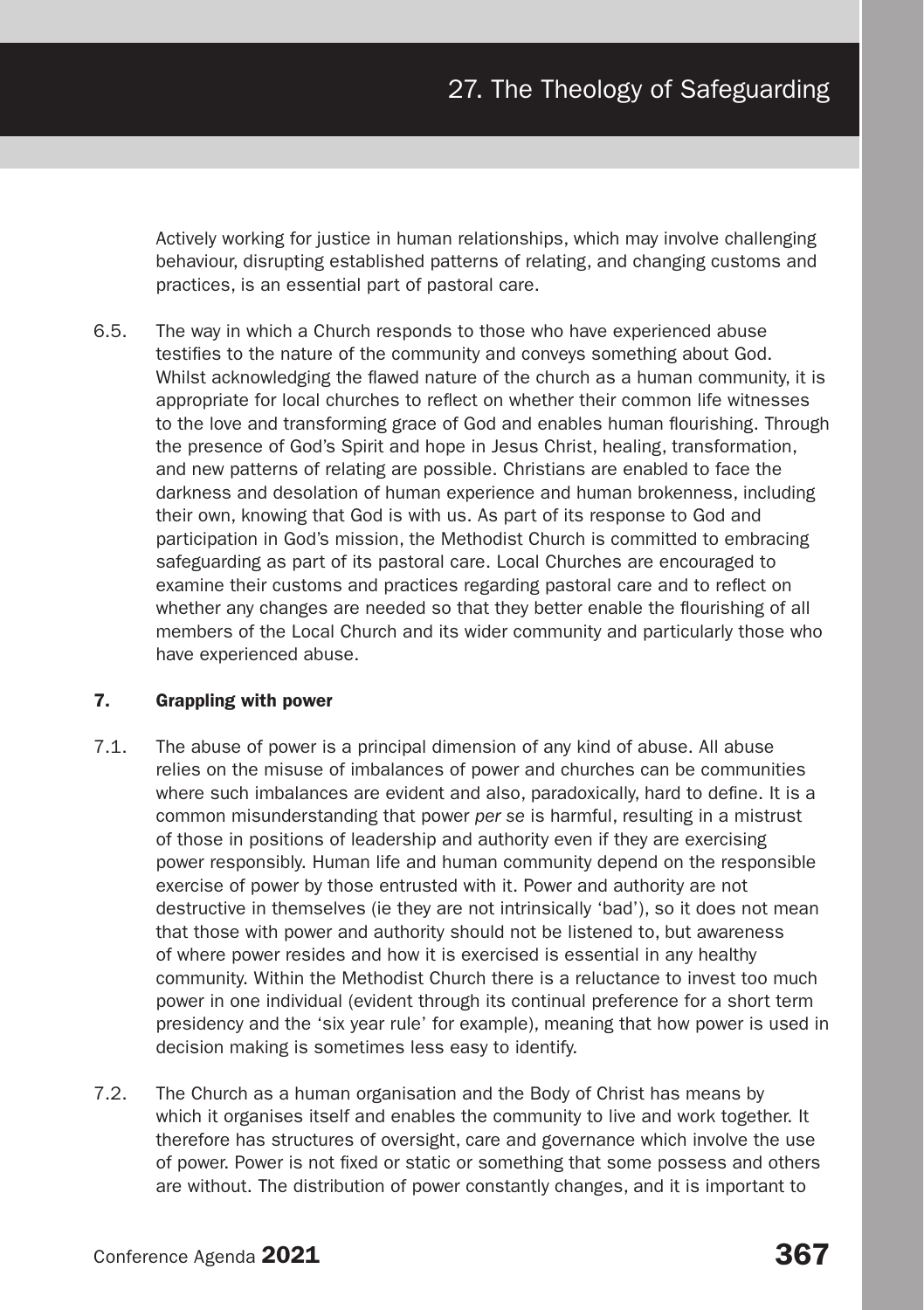Actively working for justice in human relationships, which may involve challenging behaviour, disrupting established patterns of relating, and changing customs and practices, is an essential part of pastoral care.

6.5. The way in which a Church responds to those who have experienced abuse testifies to the nature of the community and conveys something about God. Whilst acknowledging the flawed nature of the church as a human community, it is appropriate for local churches to reflect on whether their common life witnesses to the love and transforming grace of God and enables human flourishing. Through the presence of God's Spirit and hope in Jesus Christ, healing, transformation, and new patterns of relating are possible. Christians are enabled to face the darkness and desolation of human experience and human brokenness, including their own, knowing that God is with us. As part of its response to God and participation in God's mission, the Methodist Church is committed to embracing safeguarding as part of its pastoral care. Local Churches are encouraged to examine their customs and practices regarding pastoral care and to reflect on whether any changes are needed so that they better enable the flourishing of all members of the Local Church and its wider community and particularly those who have experienced abuse.

## 7. Grappling with power

7.1. The abuse of power is a principal dimension of any kind of abuse. All abuse relies on the misuse of imbalances of power and churches can be communities where such imbalances are evident and also, paradoxically, hard to define. It is a common misunderstanding that power *per se* is harmful, resulting in a mistrust of those in positions of leadership and authority even if they are exercising power responsibly. Human life and human community depend on the responsible exercise of power by those entrusted with it. Power and authority are not destructive in themselves (ie they are not intrinsically 'bad'), so it does not mean that those with power and authority should not be listened to, but awareness of where power resides and how it is exercised is essential in any healthy community. Within the Methodist Church there is a reluctance to invest too much power in one individual (evident through its continual preference for a short term presidency and the 'six year rule' for example), meaning that how power is used in decision making is sometimes less easy to identify.

7.2. The Church as a human organisation and the Body of Christ has means by which it organises itself and enables the community to live and work together. It therefore has structures of oversight, care and governance which involve the use of power. Power is not fixed or static or something that some possess and others are without. The distribution of power constantly changes, and it is important to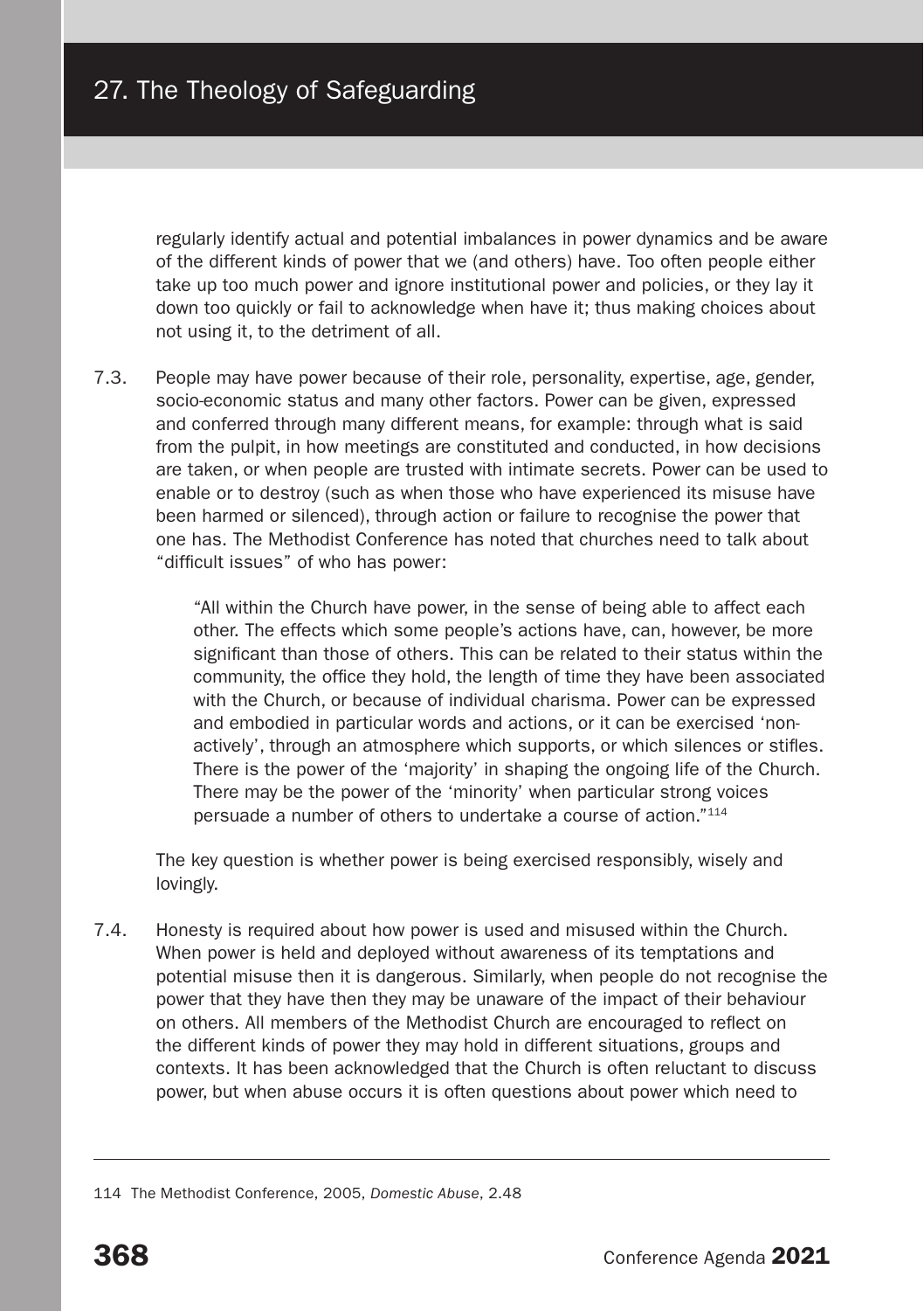regularly identify actual and potential imbalances in power dynamics and be aware of the different kinds of power that we (and others) have. Too often people either take up too much power and ignore institutional power and policies, or they lay it down too quickly or fail to acknowledge when have it; thus making choices about not using it, to the detriment of all.

7.3. People may have power because of their role, personality, expertise, age, gender, socio-economic status and many other factors. Power can be given, expressed and conferred through many different means, for example: through what is said from the pulpit, in how meetings are constituted and conducted, in how decisions are taken, or when people are trusted with intimate secrets. Power can be used to enable or to destroy (such as when those who have experienced its misuse have been harmed or silenced), through action or failure to recognise the power that one has. The Methodist Conference has noted that churches need to talk about "difficult issues" of who has power:

> "All within the Church have power, in the sense of being able to affect each other. The effects which some people's actions have, can, however, be more significant than those of others. This can be related to their status within the community, the office they hold, the length of time they have been associated with the Church, or because of individual charisma. Power can be expressed and embodied in particular words and actions, or it can be exercised 'non-actively', through an atmosphere which supports, or which silences or stifles. There is the power of the 'majority' in shaping the ongoing life of the Church. There may be the power of the 'minority' when particular strong voices persuade a number of others to undertake a course of action."[114]

The key question is whether power is being exercised responsibly, wisely and lovingly.

7.4. Honesty is required about how power is used and misused within the Church. When power is held and deployed without awareness of its temptations and potential misuse then it is dangerous. Similarly, when people do not recognise the power that they have then they may be unaware of the impact of their behaviour on others. All members of the Methodist Church are encouraged to reflect on the different kinds of power they may hold in different situations, groups and contexts. It has been acknowledged that the Church is often reluctant to discuss power, but when abuse occurs it is often questions about power which need to

---

114 The Methodist Conference, 2005, *Domestic Abuse*, 2.48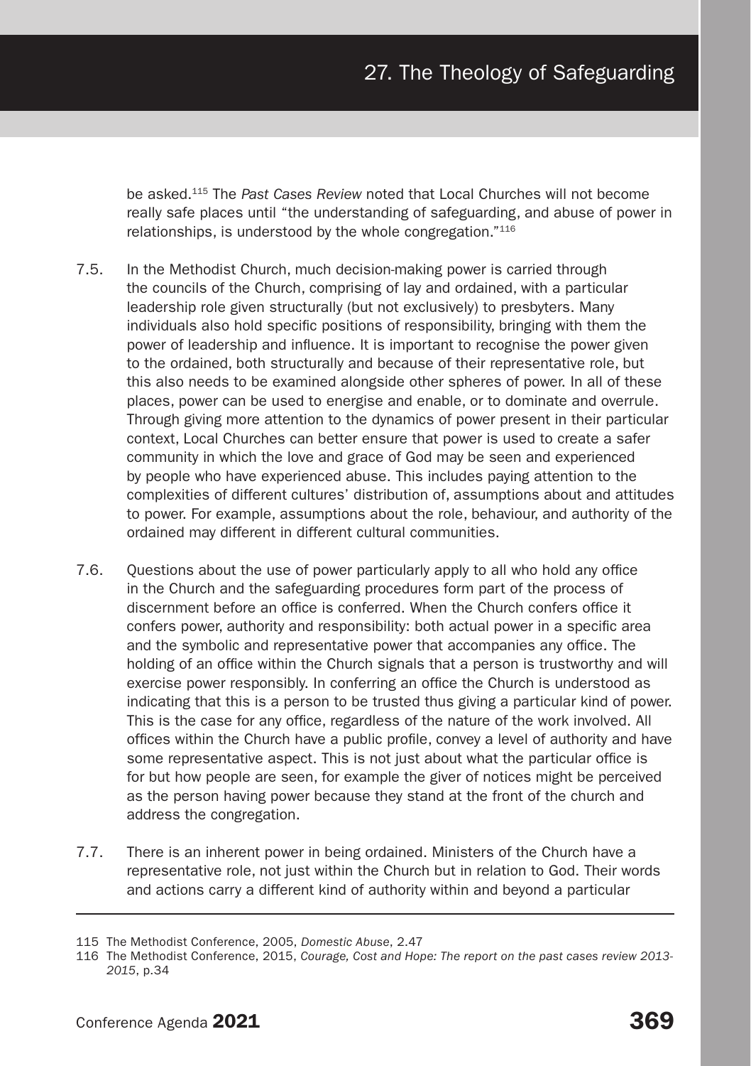be asked.[115] The *Past Cases Review* noted that Local Churches will not become really safe places until "the understanding of safeguarding, and abuse of power in relationships, is understood by the whole congregation."[116]

7.5. In the Methodist Church, much decision-making power is carried through the councils of the Church, comprising of lay and ordained, with a particular leadership role given structurally (but not exclusively) to presbyters. Many individuals also hold specific positions of responsibility, bringing with them the power of leadership and influence. It is important to recognise the power given to the ordained, both structurally and because of their representative role, but this also needs to be examined alongside other spheres of power. In all of these places, power can be used to energise and enable, or to dominate and overrule. Through giving more attention to the dynamics of power present in their particular context, Local Churches can better ensure that power is used to create a safer community in which the love and grace of God may be seen and experienced by people who have experienced abuse. This includes paying attention to the complexities of different cultures' distribution of, assumptions about and attitudes to power. For example, assumptions about the role, behaviour, and authority of the ordained may different in different cultural communities.

7.6. Questions about the use of power particularly apply to all who hold any office in the Church and the safeguarding procedures form part of the process of discernment before an office is conferred. When the Church confers office it confers power, authority and responsibility: both actual power in a specific area and the symbolic and representative power that accompanies any office. The holding of an office within the Church signals that a person is trustworthy and will exercise power responsibly. In conferring an office the Church is understood as indicating that this is a person to be trusted thus giving a particular kind of power. This is the case for any office, regardless of the nature of the work involved. All offices within the Church have a public profile, convey a level of authority and have some representative aspect. This is not just about what the particular office is for but how people are seen, for example the giver of notices might be perceived as the person having power because they stand at the front of the church and address the congregation.

7.7. There is an inherent power in being ordained. Ministers of the Church have a representative role, not just within the Church but in relation to God. Their words and actions carry a different kind of authority within and beyond a particular

---

115 The Methodist Conference, 2005, *Domestic Abuse*, 2.47

116 The Methodist Conference, 2015, *Courage, Cost and Hope: The report on the past cases review 2013-2015*, p.34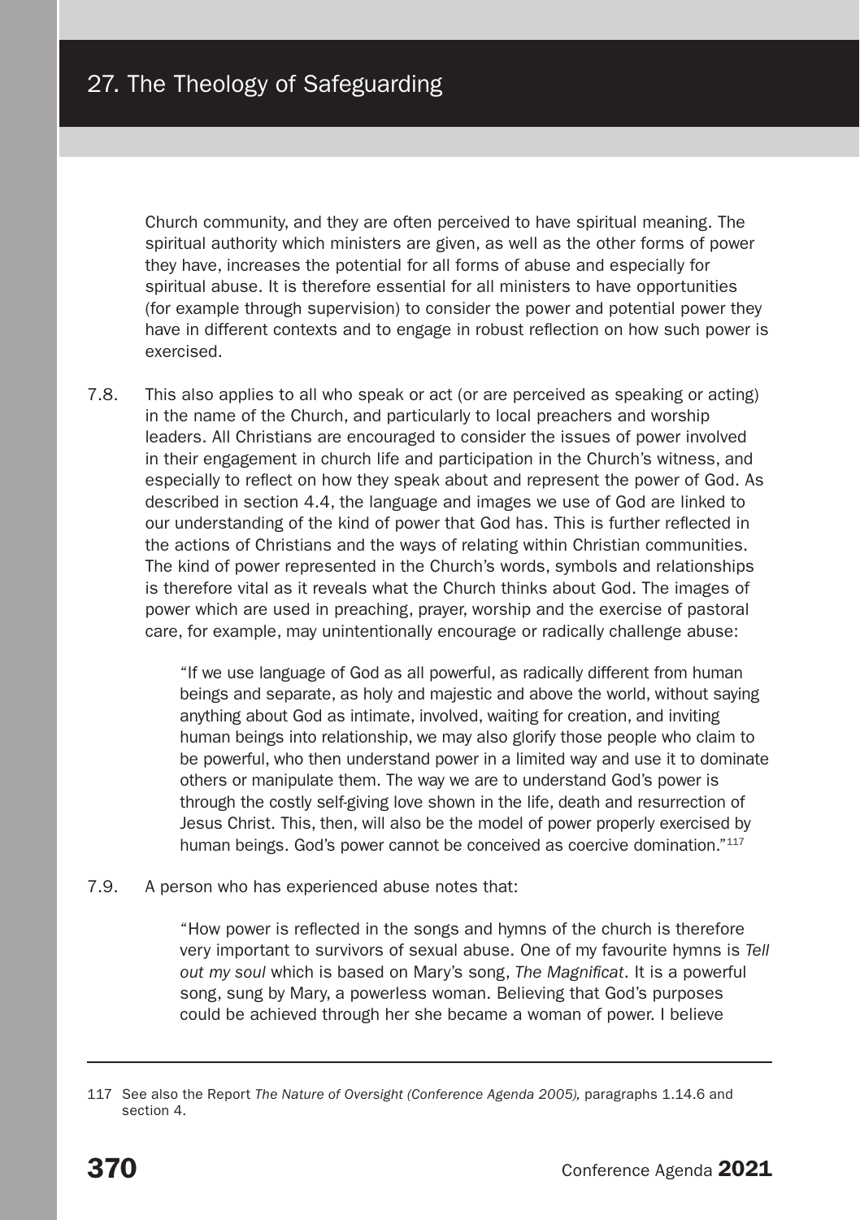Church community, and they are often perceived to have spiritual meaning. The spiritual authority which ministers are given, as well as the other forms of power they have, increases the potential for all forms of abuse and especially for spiritual abuse. It is therefore essential for all ministers to have opportunities (for example through supervision) to consider the power and potential power they have in different contexts and to engage in robust reflection on how such power is exercised.

7.8. This also applies to all who speak or act (or are perceived as speaking or acting) in the name of the Church, and particularly to local preachers and worship leaders. All Christians are encouraged to consider the issues of power involved in their engagement in church life and participation in the Church's witness, and especially to reflect on how they speak about and represent the power of God. As described in section 4.4, the language and images we use of God are linked to our understanding of the kind of power that God has. This is further reflected in the actions of Christians and the ways of relating within Christian communities. The kind of power represented in the Church's words, symbols and relationships is therefore vital as it reveals what the Church thinks about God. The images of power which are used in preaching, prayer, worship and the exercise of pastoral care, for example, may unintentionally encourage or radically challenge abuse:

> "If we use language of God as all powerful, as radically different from human beings and separate, as holy and majestic and above the world, without saying anything about God as intimate, involved, waiting for creation, and inviting human beings into relationship, we may also glorify those people who claim to be powerful, who then understand power in a limited way and use it to dominate others or manipulate them. The way we are to understand God's power is through the costly self-giving love shown in the life, death and resurrection of Jesus Christ. This, then, will also be the model of power properly exercised by human beings. God's power cannot be conceived as coercive domination."[117]

7.9. A person who has experienced abuse notes that:

> "How power is reflected in the songs and hymns of the church is therefore very important to survivors of sexual abuse. One of my favourite hymns is *Tell out my soul* which is based on Mary's song, *The Magnificat*. It is a powerful song, sung by Mary, a powerless woman. Believing that God's purposes could be achieved through her she became a woman of power. I believe

---

117 See also the Report *The Nature of Oversight (Conference Agenda 2005),* paragraphs 1.14.6 and section 4.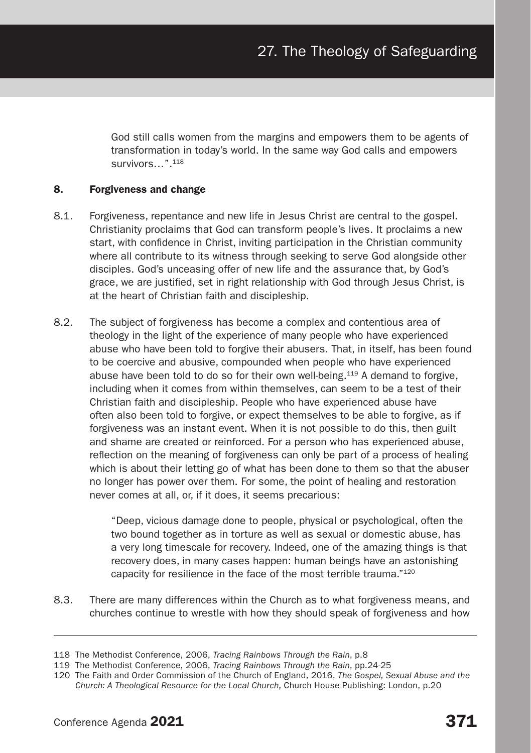God still calls women from the margins and empowers them to be agents of transformation in today's world. In the same way God calls and empowers survivors…".[118]

## 8. Forgiveness and change

8.1. Forgiveness, repentance and new life in Jesus Christ are central to the gospel. Christianity proclaims that God can transform people's lives. It proclaims a new start, with confidence in Christ, inviting participation in the Christian community where all contribute to its witness through seeking to serve God alongside other disciples. God's unceasing offer of new life and the assurance that, by God's grace, we are justified, set in right relationship with God through Jesus Christ, is at the heart of Christian faith and discipleship.

8.2. The subject of forgiveness has become a complex and contentious area of theology in the light of the experience of many people who have experienced abuse who have been told to forgive their abusers. That, in itself, has been found to be coercive and abusive, compounded when people who have experienced abuse have been told to do so for their own well-being.[119] A demand to forgive, including when it comes from within themselves, can seem to be a test of their Christian faith and discipleship. People who have experienced abuse have often also been told to forgive, or expect themselves to be able to forgive, as if forgiveness was an instant event. When it is not possible to do this, then guilt and shame are created or reinforced. For a person who has experienced abuse, reflection on the meaning of forgiveness can only be part of a process of healing which is about their letting go of what has been done to them so that the abuser no longer has power over them. For some, the point of healing and restoration never comes at all, or, if it does, it seems precarious:

> "Deep, vicious damage done to people, physical or psychological, often the two bound together as in torture as well as sexual or domestic abuse, has a very long timescale for recovery. Indeed, one of the amazing things is that recovery does, in many cases happen: human beings have an astonishing capacity for resilience in the face of the most terrible trauma."[120]

8.3. There are many differences within the Church as to what forgiveness means, and churches continue to wrestle with how they should speak of forgiveness and how

---

118 The Methodist Conference, 2006, *Tracing Rainbows Through the Rain*, p.8

119 The Methodist Conference, 2006, *Tracing Rainbows Through the Rain*, pp.24-25

120 The Faith and Order Commission of the Church of England, 2016, *The Gospel, Sexual Abuse and the Church: A Theological Resource for the Local Church,* Church House Publishing: London, p.20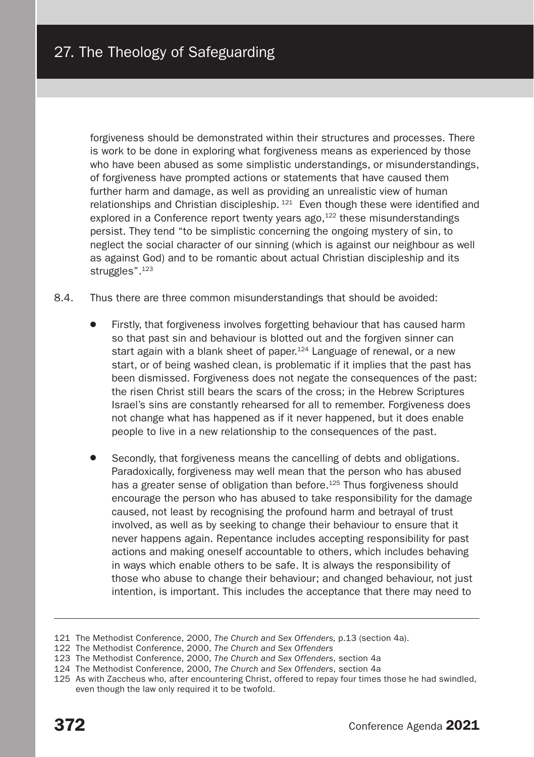forgiveness should be demonstrated within their structures and processes. There is work to be done in exploring what forgiveness means as experienced by those who have been abused as some simplistic understandings, or misunderstandings, of forgiveness have prompted actions or statements that have caused them further harm and damage, as well as providing an unrealistic view of human relationships and Christian discipleship.[121] Even though these were identified and explored in a Conference report twenty years ago,[122] these misunderstandings persist. They tend "to be simplistic concerning the ongoing mystery of sin, to neglect the social character of our sinning (which is against our neighbour as well as against God) and to be romantic about actual Christian discipleship and its struggles".[123]

8.4. Thus there are three common misunderstandings that should be avoided:

- Firstly, that forgiveness involves forgetting behaviour that has caused harm so that past sin and behaviour is blotted out and the forgiven sinner can start again with a blank sheet of paper.[124] Language of renewal, or a new start, or of being washed clean, is problematic if it implies that the past has been dismissed. Forgiveness does not negate the consequences of the past: the risen Christ still bears the scars of the cross; in the Hebrew Scriptures Israel's sins are constantly rehearsed for all to remember. Forgiveness does not change what has happened as if it never happened, but it does enable people to live in a new relationship to the consequences of the past.

- Secondly, that forgiveness means the cancelling of debts and obligations. Paradoxically, forgiveness may well mean that the person who has abused has a greater sense of obligation than before.[125] Thus forgiveness should encourage the person who has abused to take responsibility for the damage caused, not least by recognising the profound harm and betrayal of trust involved, as well as by seeking to change their behaviour to ensure that it never happens again. Repentance includes accepting responsibility for past actions and making oneself accountable to others, which includes behaving in ways which enable others to be safe. It is always the responsibility of those who abuse to change their behaviour; and changed behaviour, not just intention, is important. This includes the acceptance that there may need to

---

121 The Methodist Conference, 2000, *The Church and Sex Offenders,* p.13 (section 4a).

122 The Methodist Conference, 2000, *The Church and Sex Offenders*

123 The Methodist Conference, 2000, *The Church and Sex Offenders*, section 4a

124 The Methodist Conference, 2000, *The Church and Sex Offenders*, section 4a

125 As with Zaccheus who, after encountering Christ, offered to repay four times those he had swindled, even though the law only required it to be twofold.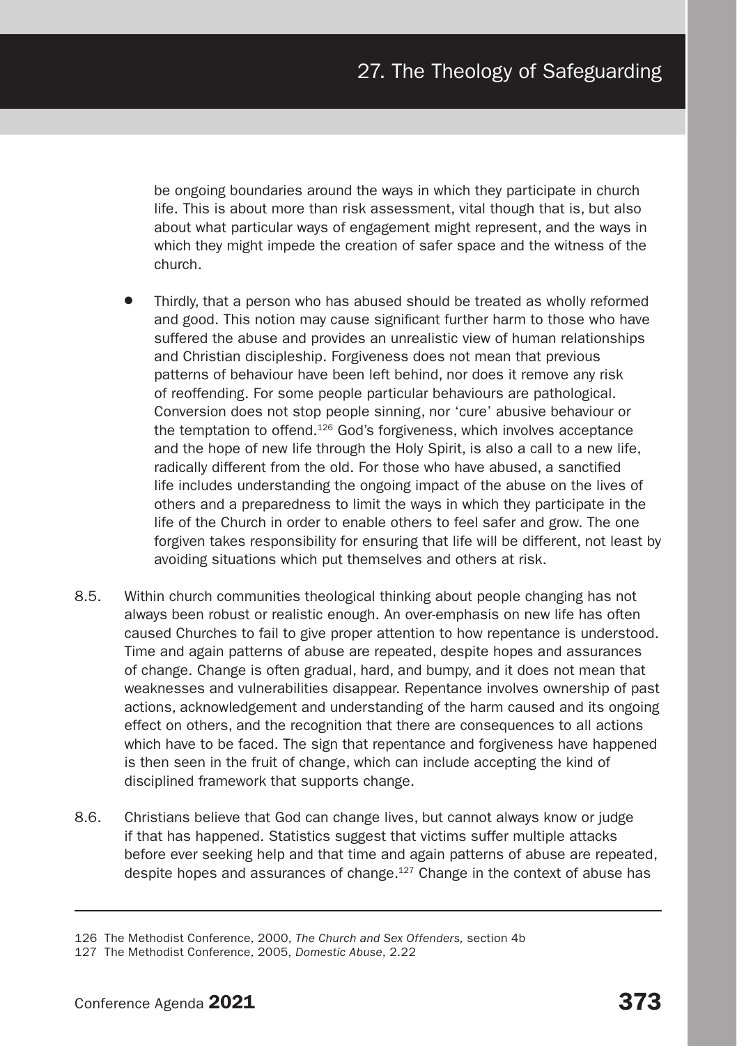be ongoing boundaries around the ways in which they participate in church life. This is about more than risk assessment, vital though that is, but also about what particular ways of engagement might represent, and the ways in which they might impede the creation of safer space and the witness of the church.

- Thirdly, that a person who has abused should be treated as wholly reformed and good. This notion may cause significant further harm to those who have suffered the abuse and provides an unrealistic view of human relationships and Christian discipleship. Forgiveness does not mean that previous patterns of behaviour have been left behind, nor does it remove any risk of reoffending. For some people particular behaviours are pathological. Conversion does not stop people sinning, nor 'cure' abusive behaviour or the temptation to offend.[126] God's forgiveness, which involves acceptance and the hope of new life through the Holy Spirit, is also a call to a new life, radically different from the old. For those who have abused, a sanctified life includes understanding the ongoing impact of the abuse on the lives of others and a preparedness to limit the ways in which they participate in the life of the Church in order to enable others to feel safer and grow. The one forgiven takes responsibility for ensuring that life will be different, not least by avoiding situations which put themselves and others at risk.

8.5. Within church communities theological thinking about people changing has not always been robust or realistic enough. An over-emphasis on new life has often caused Churches to fail to give proper attention to how repentance is understood. Time and again patterns of abuse are repeated, despite hopes and assurances of change. Change is often gradual, hard, and bumpy, and it does not mean that weaknesses and vulnerabilities disappear. Repentance involves ownership of past actions, acknowledgement and understanding of the harm caused and its ongoing effect on others, and the recognition that there are consequences to all actions which have to be faced. The sign that repentance and forgiveness have happened is then seen in the fruit of change, which can include accepting the kind of disciplined framework that supports change.

8.6. Christians believe that God can change lives, but cannot always know or judge if that has happened. Statistics suggest that victims suffer multiple attacks before ever seeking help and that time and again patterns of abuse are repeated, despite hopes and assurances of change.[127] Change in the context of abuse has

---

126 The Methodist Conference, 2000, *The Church and Sex Offenders,* section 4b

127 The Methodist Conference, 2005, *Domestic Abuse*, 2.22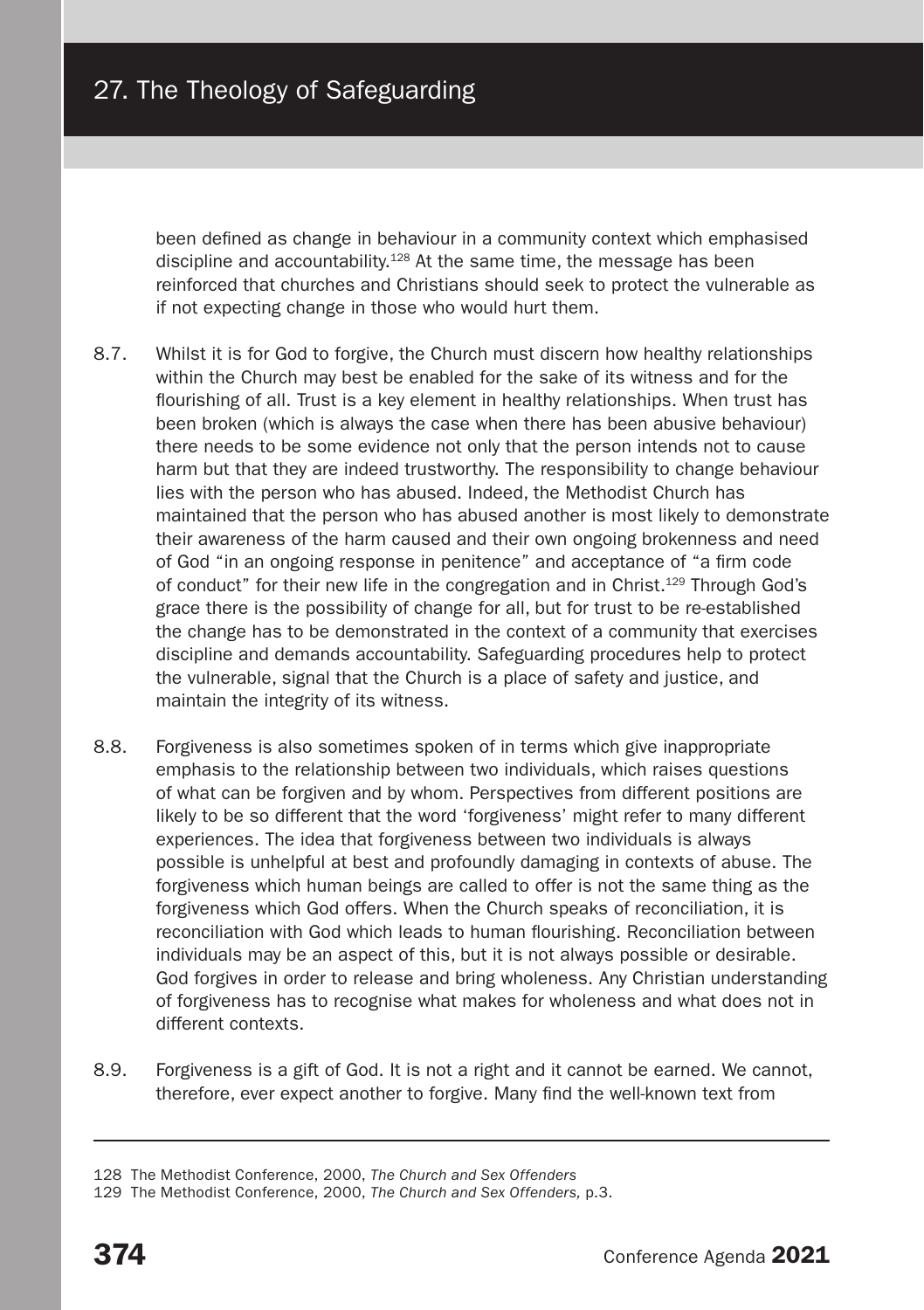been defined as change in behaviour in a community context which emphasised discipline and accountability.[128] At the same time, the message has been reinforced that churches and Christians should seek to protect the vulnerable as if not expecting change in those who would hurt them.

8.7. Whilst it is for God to forgive, the Church must discern how healthy relationships within the Church may best be enabled for the sake of its witness and for the flourishing of all. Trust is a key element in healthy relationships. When trust has been broken (which is always the case when there has been abusive behaviour) there needs to be some evidence not only that the person intends not to cause harm but that they are indeed trustworthy. The responsibility to change behaviour lies with the person who has abused. Indeed, the Methodist Church has maintained that the person who has abused another is most likely to demonstrate their awareness of the harm caused and their own ongoing brokenness and need of God "in an ongoing response in penitence" and acceptance of "a firm code of conduct" for their new life in the congregation and in Christ.[129] Through God's grace there is the possibility of change for all, but for trust to be re-established the change has to be demonstrated in the context of a community that exercises discipline and demands accountability. Safeguarding procedures help to protect the vulnerable, signal that the Church is a place of safety and justice, and maintain the integrity of its witness.

8.8. Forgiveness is also sometimes spoken of in terms which give inappropriate emphasis to the relationship between two individuals, which raises questions of what can be forgiven and by whom. Perspectives from different positions are likely to be so different that the word 'forgiveness' might refer to many different experiences. The idea that forgiveness between two individuals is always possible is unhelpful at best and profoundly damaging in contexts of abuse. The forgiveness which human beings are called to offer is not the same thing as the forgiveness which God offers. When the Church speaks of reconciliation, it is reconciliation with God which leads to human flourishing. Reconciliation between individuals may be an aspect of this, but it is not always possible or desirable. God forgives in order to release and bring wholeness. Any Christian understanding of forgiveness has to recognise what makes for wholeness and what does not in different contexts.

8.9. Forgiveness is a gift of God. It is not a right and it cannot be earned. We cannot, therefore, ever expect another to forgive. Many find the well-known text from

---

128 The Methodist Conference, 2000, *The Church and Sex Offenders*

129 The Methodist Conference, 2000, *The Church and Sex Offenders,* p.3.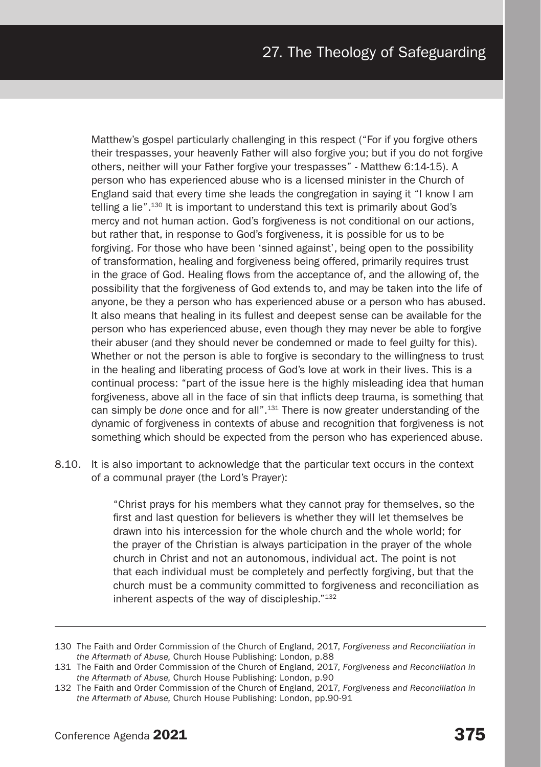Matthew's gospel particularly challenging in this respect ("For if you forgive others their trespasses, your heavenly Father will also forgive you; but if you do not forgive others, neither will your Father forgive your trespasses" - Matthew 6:14-15). A person who has experienced abuse who is a licensed minister in the Church of England said that every time she leads the congregation in saying it "I know I am telling a lie".[130] It is important to understand this text is primarily about God's mercy and not human action. God's forgiveness is not conditional on our actions, but rather that, in response to God's forgiveness, it is possible for us to be forgiving. For those who have been 'sinned against', being open to the possibility of transformation, healing and forgiveness being offered, primarily requires trust in the grace of God. Healing flows from the acceptance of, and the allowing of, the possibility that the forgiveness of God extends to, and may be taken into the life of anyone, be they a person who has experienced abuse or a person who has abused. It also means that healing in its fullest and deepest sense can be available for the person who has experienced abuse, even though they may never be able to forgive their abuser (and they should never be condemned or made to feel guilty for this). Whether or not the person is able to forgive is secondary to the willingness to trust in the healing and liberating process of God's love at work in their lives. This is a continual process: "part of the issue here is the highly misleading idea that human forgiveness, above all in the face of sin that inflicts deep trauma, is something that can simply be *done* once and for all".[131] There is now greater understanding of the dynamic of forgiveness in contexts of abuse and recognition that forgiveness is not something which should be expected from the person who has experienced abuse.

8.10. It is also important to acknowledge that the particular text occurs in the context of a communal prayer (the Lord's Prayer):

> "Christ prays for his members what they cannot pray for themselves, so the first and last question for believers is whether they will let themselves be drawn into his intercession for the whole church and the whole world; for the prayer of the Christian is always participation in the prayer of the whole church in Christ and not an autonomous, individual act. The point is not that each individual must be completely and perfectly forgiving, but that the church must be a community committed to forgiveness and reconciliation as inherent aspects of the way of discipleship."[132]

---

130 The Faith and Order Commission of the Church of England, 2017, *Forgiveness and Reconciliation in the Aftermath of Abuse,* Church House Publishing: London, p.88

131 The Faith and Order Commission of the Church of England, 2017, *Forgiveness and Reconciliation in the Aftermath of Abuse,* Church House Publishing: London, p.90

132 The Faith and Order Commission of the Church of England, 2017, *Forgiveness and Reconciliation in the Aftermath of Abuse,* Church House Publishing: London, pp.90-91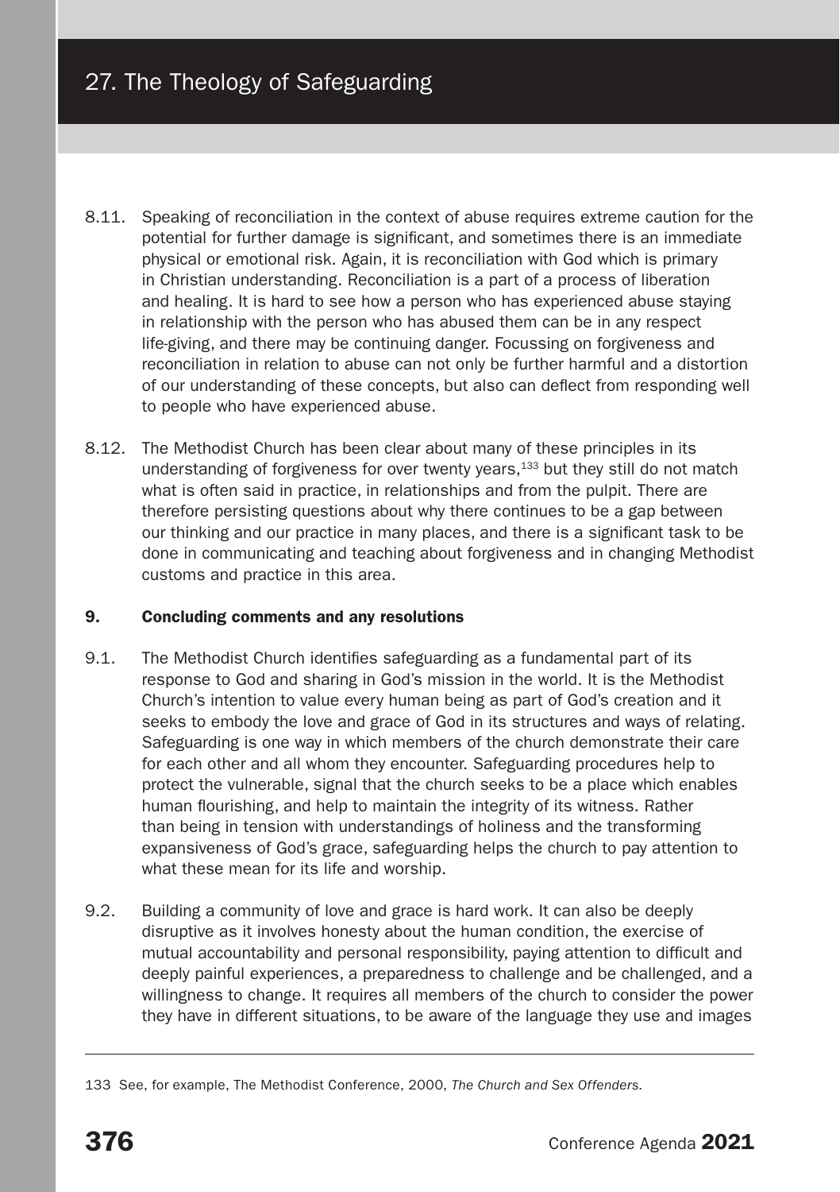8.11. Speaking of reconciliation in the context of abuse requires extreme caution for the potential for further damage is significant, and sometimes there is an immediate physical or emotional risk. Again, it is reconciliation with God which is primary in Christian understanding. Reconciliation is a part of a process of liberation and healing. It is hard to see how a person who has experienced abuse staying in relationship with the person who has abused them can be in any respect life-giving, and there may be continuing danger. Focussing on forgiveness and reconciliation in relation to abuse can not only be further harmful and a distortion of our understanding of these concepts, but also can deflect from responding well to people who have experienced abuse.

8.12. The Methodist Church has been clear about many of these principles in its understanding of forgiveness for over twenty years,[133] but they still do not match what is often said in practice, in relationships and from the pulpit. There are therefore persisting questions about why there continues to be a gap between our thinking and our practice in many places, and there is a significant task to be done in communicating and teaching about forgiveness and in changing Methodist customs and practice in this area.

## 9. Concluding comments and any resolutions

9.1. The Methodist Church identifies safeguarding as a fundamental part of its response to God and sharing in God's mission in the world. It is the Methodist Church's intention to value every human being as part of God's creation and it seeks to embody the love and grace of God in its structures and ways of relating. Safeguarding is one way in which members of the church demonstrate their care for each other and all whom they encounter. Safeguarding procedures help to protect the vulnerable, signal that the church seeks to be a place which enables human flourishing, and help to maintain the integrity of its witness. Rather than being in tension with understandings of holiness and the transforming expansiveness of God's grace, safeguarding helps the church to pay attention to what these mean for its life and worship.

9.2. Building a community of love and grace is hard work. It can also be deeply disruptive as it involves honesty about the human condition, the exercise of mutual accountability and personal responsibility, paying attention to difficult and deeply painful experiences, a preparedness to challenge and be challenged, and a willingness to change. It requires all members of the church to consider the power they have in different situations, to be aware of the language they use and images

---

133 See, for example, The Methodist Conference, 2000, *The Church and Sex Offenders*.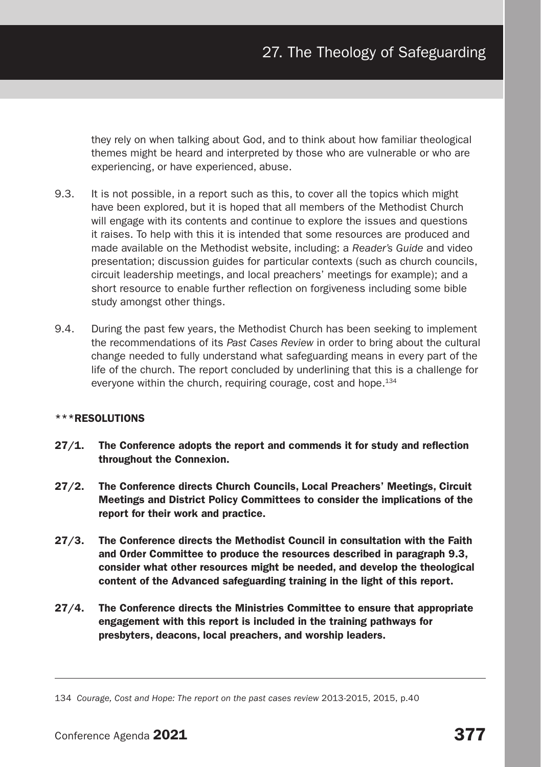they rely on when talking about God, and to think about how familiar theological themes might be heard and interpreted by those who are vulnerable or who are experiencing, or have experienced, abuse.

9.3. It is not possible, in a report such as this, to cover all the topics which might have been explored, but it is hoped that all members of the Methodist Church will engage with its contents and continue to explore the issues and questions it raises. To help with this it is intended that some resources are produced and made available on the Methodist website, including: a *Reader's Guide* and video presentation; discussion guides for particular contexts (such as church councils, circuit leadership meetings, and local preachers' meetings for example); and a short resource to enable further reflection on forgiveness including some bible study amongst other things.

9.4. During the past few years, the Methodist Church has been seeking to implement the recommendations of its *Past Cases Review* in order to bring about the cultural change needed to fully understand what safeguarding means in every part of the life of the church. The report concluded by underlining that this is a challenge for everyone within the church, requiring courage, cost and hope.[134]

**\*\*\*RESOLUTIONS**

**27/1. The Conference adopts the report and commends it for study and reflection throughout the Connexion.**

**27/2. The Conference directs Church Councils, Local Preachers' Meetings, Circuit Meetings and District Policy Committees to consider the implications of the report for their work and practice.**

**27/3. The Conference directs the Methodist Council in consultation with the Faith and Order Committee to produce the resources described in paragraph 9.3, consider what other resources might be needed, and develop the theological content of the Advanced safeguarding training in the light of this report.**

**27/4. The Conference directs the Ministries Committee to ensure that appropriate engagement with this report is included in the training pathways for presbyters, deacons, local preachers, and worship leaders.**

---

134 *Courage, Cost and Hope: The report on the past cases review* 2013-2015, 2015, p.40